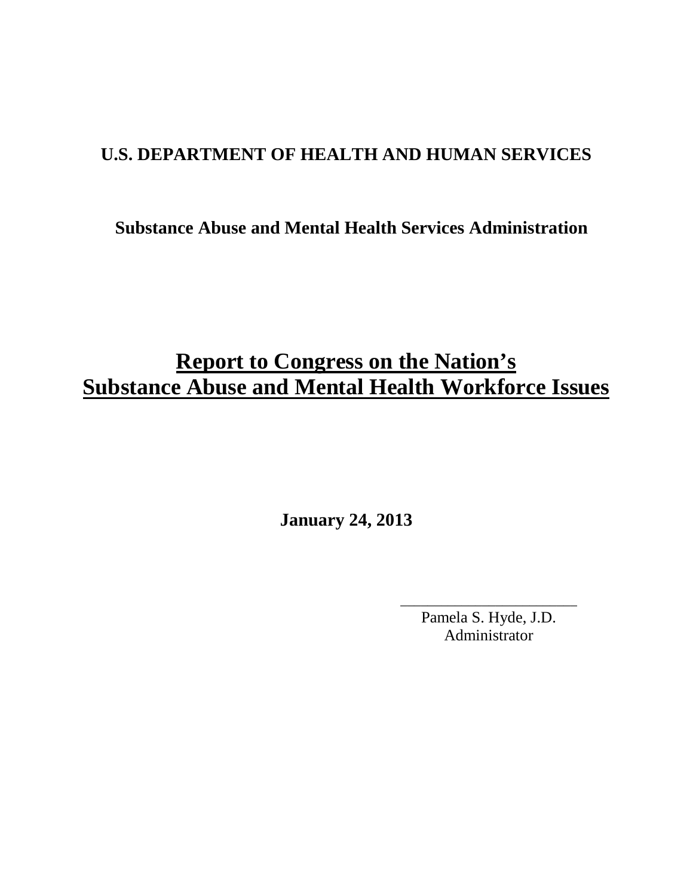**U.S. DEPARTMENT OF HEALTH AND HUMAN SERVICES**

**Substance Abuse and Mental Health Services Administration**

# Report to Congress on the Nation's Substance Abuse and Mental Health Workforce Issues

**January 24, 2013**

______________________

Pamela S. Hyde, J.D.
Administrator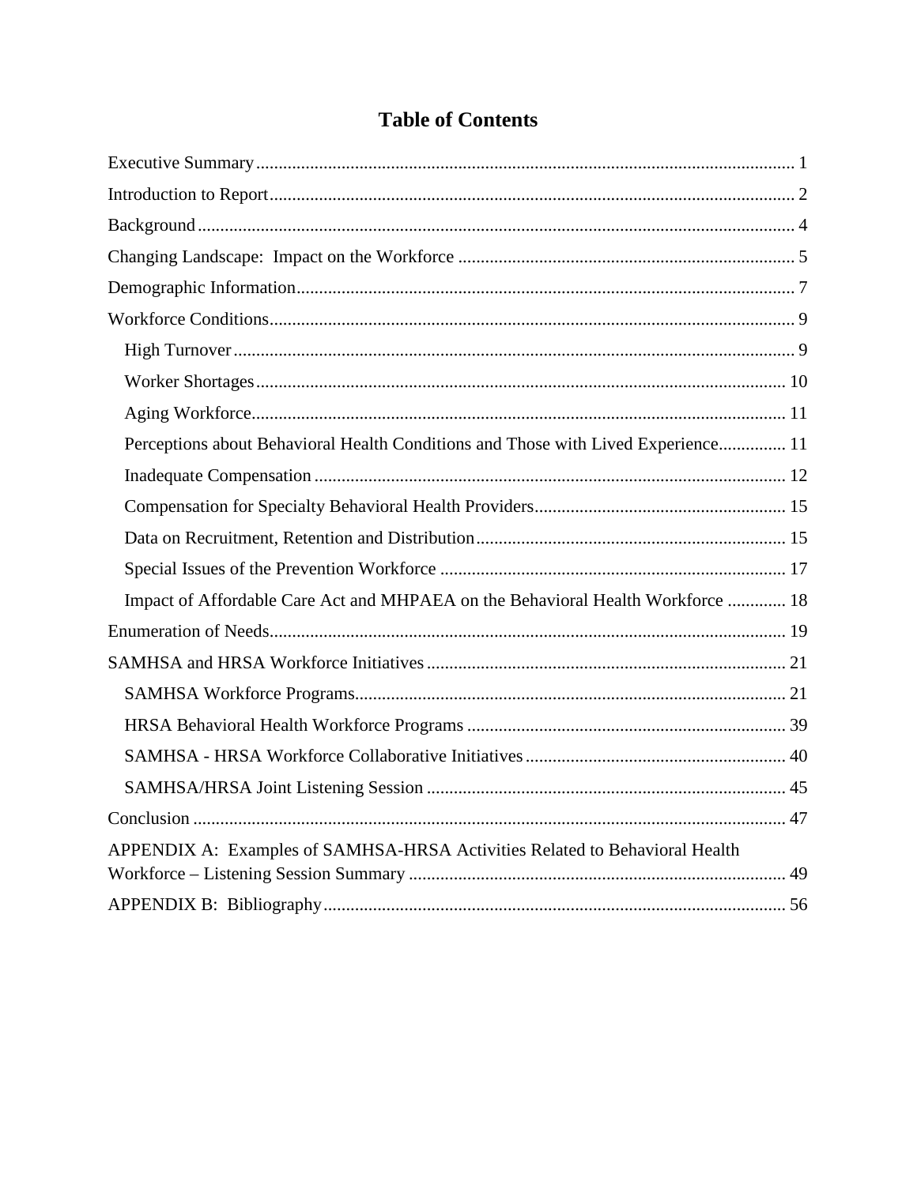# Table of Contents

Executive Summary ... 1

Introduction to Report ... 2

Background ... 4

Changing Landscape: Impact on the Workforce ... 5

Demographic Information ... 7

Workforce Conditions ... 9

- High Turnover ... 9
- Worker Shortages ... 10
- Aging Workforce ... 11
- Perceptions about Behavioral Health Conditions and Those with Lived Experience ... 11
- Inadequate Compensation ... 12
- Compensation for Specialty Behavioral Health Providers ... 15
- Data on Recruitment, Retention and Distribution ... 15
- Special Issues of the Prevention Workforce ... 17
- Impact of Affordable Care Act and MHPAEA on the Behavioral Health Workforce ... 18

Enumeration of Needs ... 19

SAMHSA and HRSA Workforce Initiatives ... 21

- SAMHSA Workforce Programs ... 21
- HRSA Behavioral Health Workforce Programs ... 39
- SAMHSA - HRSA Workforce Collaborative Initiatives ... 40
- SAMHSA/HRSA Joint Listening Session ... 45

Conclusion ... 47

APPENDIX A: Examples of SAMHSA-HRSA Activities Related to Behavioral Health Workforce – Listening Session Summary ... 49

APPENDIX B: Bibliography ... 56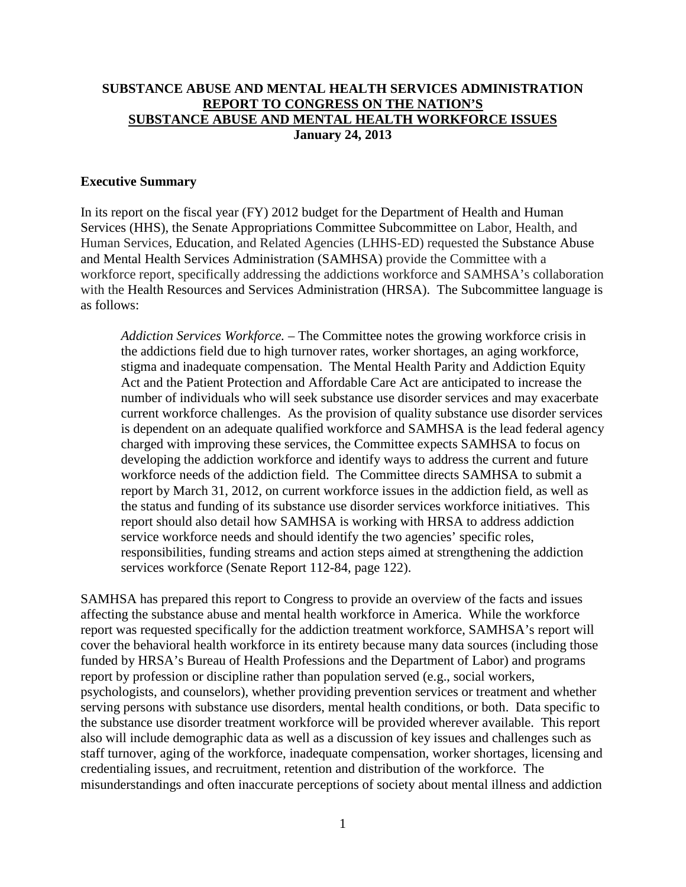**SUBSTANCE ABUSE AND MENTAL HEALTH SERVICES ADMINISTRATION**
**REPORT TO CONGRESS ON THE NATION'S**
**SUBSTANCE ABUSE AND MENTAL HEALTH WORKFORCE ISSUES**
**January 24, 2013**

## Executive Summary

In its report on the fiscal year (FY) 2012 budget for the Department of Health and Human Services (HHS), the Senate Appropriations Committee Subcommittee on Labor, Health, and Human Services, Education, and Related Agencies (LHHS-ED) requested the Substance Abuse and Mental Health Services Administration (SAMHSA) provide the Committee with a workforce report, specifically addressing the addictions workforce and SAMHSA's collaboration with the Health Resources and Services Administration (HRSA). The Subcommittee language is as follows:

> *Addiction Services Workforce.* – The Committee notes the growing workforce crisis in the addictions field due to high turnover rates, worker shortages, an aging workforce, stigma and inadequate compensation. The Mental Health Parity and Addiction Equity Act and the Patient Protection and Affordable Care Act are anticipated to increase the number of individuals who will seek substance use disorder services and may exacerbate current workforce challenges. As the provision of quality substance use disorder services is dependent on an adequate qualified workforce and SAMHSA is the lead federal agency charged with improving these services, the Committee expects SAMHSA to focus on developing the addiction workforce and identify ways to address the current and future workforce needs of the addiction field. The Committee directs SAMHSA to submit a report by March 31, 2012, on current workforce issues in the addiction field, as well as the status and funding of its substance use disorder services workforce initiatives. This report should also detail how SAMHSA is working with HRSA to address addiction service workforce needs and should identify the two agencies' specific roles, responsibilities, funding streams and action steps aimed at strengthening the addiction services workforce (Senate Report 112-84, page 122).

SAMHSA has prepared this report to Congress to provide an overview of the facts and issues affecting the substance abuse and mental health workforce in America. While the workforce report was requested specifically for the addiction treatment workforce, SAMHSA's report will cover the behavioral health workforce in its entirety because many data sources (including those funded by HRSA's Bureau of Health Professions and the Department of Labor) and programs report by profession or discipline rather than population served (e.g., social workers, psychologists, and counselors), whether providing prevention services or treatment and whether serving persons with substance use disorders, mental health conditions, or both. Data specific to the substance use disorder treatment workforce will be provided wherever available. This report also will include demographic data as well as a discussion of key issues and challenges such as staff turnover, aging of the workforce, inadequate compensation, worker shortages, licensing and credentialing issues, and recruitment, retention and distribution of the workforce. The misunderstandings and often inaccurate perceptions of society about mental illness and addiction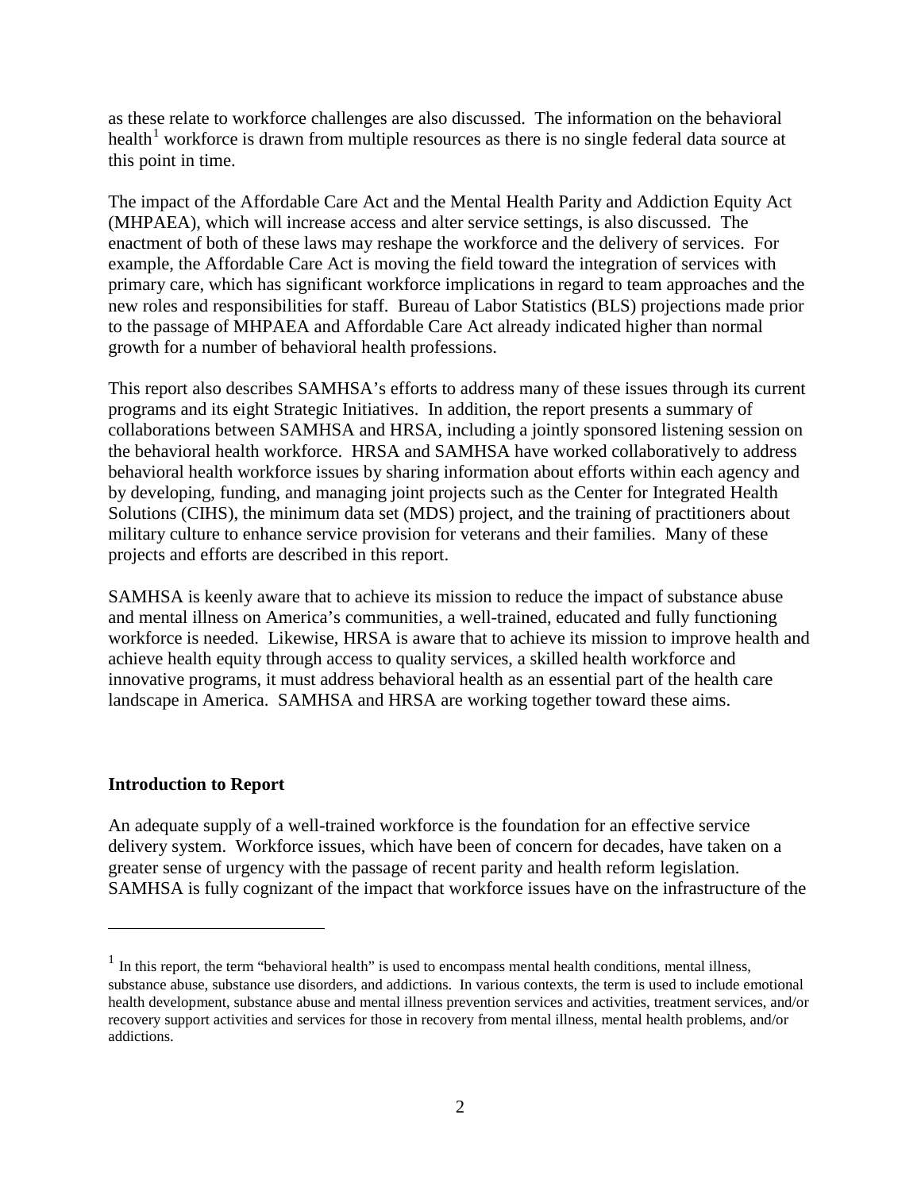as these relate to workforce challenges are also discussed. The information on the behavioral health[1] workforce is drawn from multiple resources as there is no single federal data source at this point in time.

The impact of the Affordable Care Act and the Mental Health Parity and Addiction Equity Act (MHPAEA), which will increase access and alter service settings, is also discussed. The enactment of both of these laws may reshape the workforce and the delivery of services. For example, the Affordable Care Act is moving the field toward the integration of services with primary care, which has significant workforce implications in regard to team approaches and the new roles and responsibilities for staff. Bureau of Labor Statistics (BLS) projections made prior to the passage of MHPAEA and Affordable Care Act already indicated higher than normal growth for a number of behavioral health professions.

This report also describes SAMHSA's efforts to address many of these issues through its current programs and its eight Strategic Initiatives. In addition, the report presents a summary of collaborations between SAMHSA and HRSA, including a jointly sponsored listening session on the behavioral health workforce. HRSA and SAMHSA have worked collaboratively to address behavioral health workforce issues by sharing information about efforts within each agency and by developing, funding, and managing joint projects such as the Center for Integrated Health Solutions (CIHS), the minimum data set (MDS) project, and the training of practitioners about military culture to enhance service provision for veterans and their families. Many of these projects and efforts are described in this report.

SAMHSA is keenly aware that to achieve its mission to reduce the impact of substance abuse and mental illness on America's communities, a well-trained, educated and fully functioning workforce is needed. Likewise, HRSA is aware that to achieve its mission to improve health and achieve health equity through access to quality services, a skilled health workforce and innovative programs, it must address behavioral health as an essential part of the health care landscape in America. SAMHSA and HRSA are working together toward these aims.

**Introduction to Report**

An adequate supply of a well-trained workforce is the foundation for an effective service delivery system. Workforce issues, which have been of concern for decades, have taken on a greater sense of urgency with the passage of recent parity and health reform legislation. SAMHSA is fully cognizant of the impact that workforce issues have on the infrastructure of the

---

[1] In this report, the term "behavioral health" is used to encompass mental health conditions, mental illness, substance abuse, substance use disorders, and addictions. In various contexts, the term is used to include emotional health development, substance abuse and mental illness prevention services and activities, treatment services, and/or recovery support activities and services for those in recovery from mental illness, mental health problems, and/or addictions.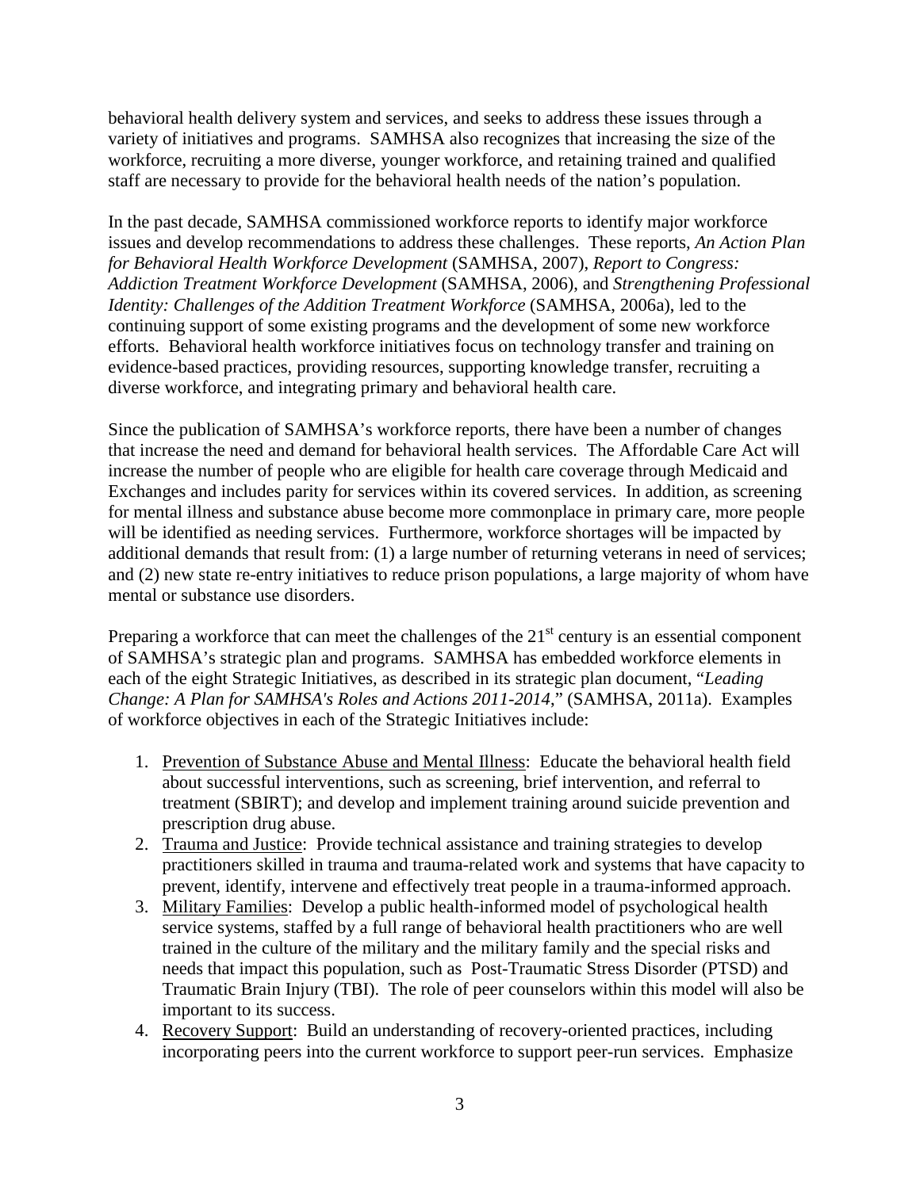behavioral health delivery system and services, and seeks to address these issues through a variety of initiatives and programs. SAMHSA also recognizes that increasing the size of the workforce, recruiting a more diverse, younger workforce, and retaining trained and qualified staff are necessary to provide for the behavioral health needs of the nation's population.

In the past decade, SAMHSA commissioned workforce reports to identify major workforce issues and develop recommendations to address these challenges. These reports, *An Action Plan for Behavioral Health Workforce Development* (SAMHSA, 2007), *Report to Congress: Addiction Treatment Workforce Development* (SAMHSA, 2006), and *Strengthening Professional Identity: Challenges of the Addition Treatment Workforce* (SAMHSA, 2006a), led to the continuing support of some existing programs and the development of some new workforce efforts. Behavioral health workforce initiatives focus on technology transfer and training on evidence-based practices, providing resources, supporting knowledge transfer, recruiting a diverse workforce, and integrating primary and behavioral health care.

Since the publication of SAMHSA's workforce reports, there have been a number of changes that increase the need and demand for behavioral health services. The Affordable Care Act will increase the number of people who are eligible for health care coverage through Medicaid and Exchanges and includes parity for services within its covered services. In addition, as screening for mental illness and substance abuse become more commonplace in primary care, more people will be identified as needing services. Furthermore, workforce shortages will be impacted by additional demands that result from: (1) a large number of returning veterans in need of services; and (2) new state re-entry initiatives to reduce prison populations, a large majority of whom have mental or substance use disorders.

Preparing a workforce that can meet the challenges of the 21st century is an essential component of SAMHSA's strategic plan and programs. SAMHSA has embedded workforce elements in each of the eight Strategic Initiatives, as described in its strategic plan document, "*Leading Change: A Plan for SAMHSA's Roles and Actions 2011-2014*," (SAMHSA, 2011a). Examples of workforce objectives in each of the Strategic Initiatives include:

1. <u>Prevention of Substance Abuse and Mental Illness</u>: Educate the behavioral health field about successful interventions, such as screening, brief intervention, and referral to treatment (SBIRT); and develop and implement training around suicide prevention and prescription drug abuse.
2. <u>Trauma and Justice</u>: Provide technical assistance and training strategies to develop practitioners skilled in trauma and trauma-related work and systems that have capacity to prevent, identify, intervene and effectively treat people in a trauma-informed approach.
3. <u>Military Families</u>: Develop a public health-informed model of psychological health service systems, staffed by a full range of behavioral health practitioners who are well trained in the culture of the military and the military family and the special risks and needs that impact this population, such as Post-Traumatic Stress Disorder (PTSD) and Traumatic Brain Injury (TBI). The role of peer counselors within this model will also be important to its success.
4. <u>Recovery Support</u>: Build an understanding of recovery-oriented practices, including incorporating peers into the current workforce to support peer-run services. Emphasize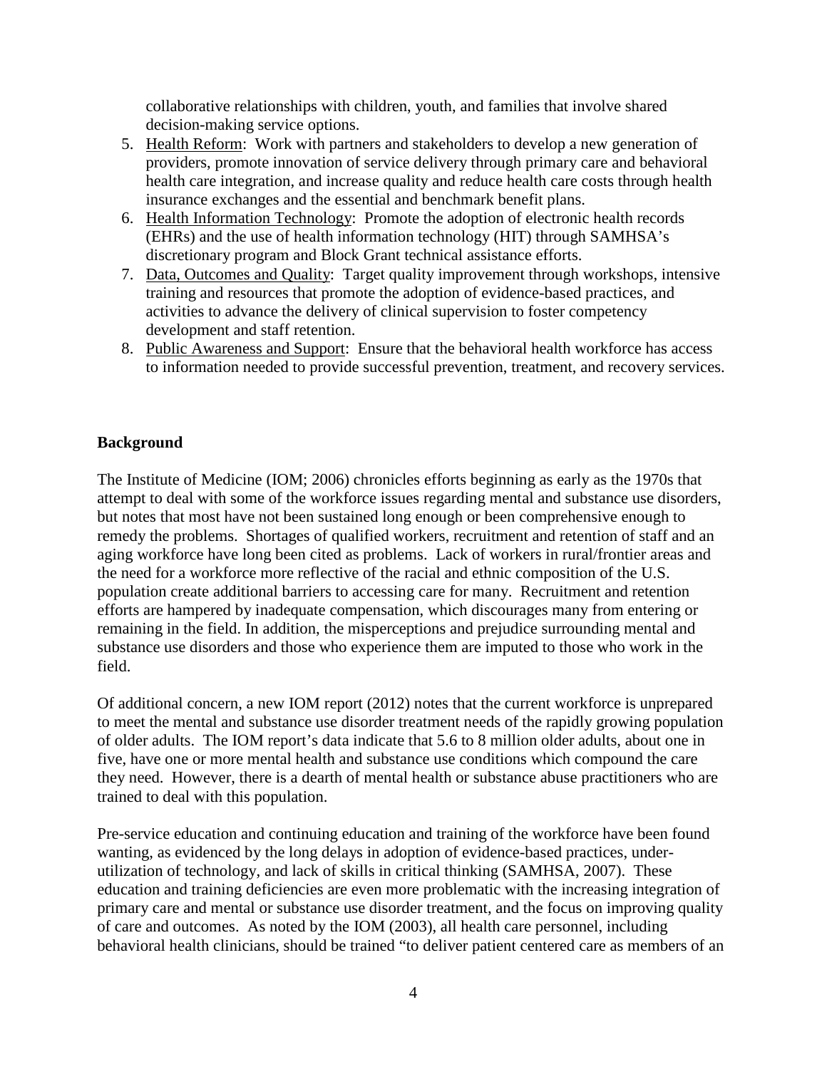collaborative relationships with children, youth, and families that involve shared decision-making service options.

5. Health Reform: Work with partners and stakeholders to develop a new generation of providers, promote innovation of service delivery through primary care and behavioral health care integration, and increase quality and reduce health care costs through health insurance exchanges and the essential and benchmark benefit plans.
6. Health Information Technology: Promote the adoption of electronic health records (EHRs) and the use of health information technology (HIT) through SAMHSA's discretionary program and Block Grant technical assistance efforts.
7. Data, Outcomes and Quality: Target quality improvement through workshops, intensive training and resources that promote the adoption of evidence-based practices, and activities to advance the delivery of clinical supervision to foster competency development and staff retention.
8. Public Awareness and Support: Ensure that the behavioral health workforce has access to information needed to provide successful prevention, treatment, and recovery services.

**Background**

The Institute of Medicine (IOM; 2006) chronicles efforts beginning as early as the 1970s that attempt to deal with some of the workforce issues regarding mental and substance use disorders, but notes that most have not been sustained long enough or been comprehensive enough to remedy the problems. Shortages of qualified workers, recruitment and retention of staff and an aging workforce have long been cited as problems. Lack of workers in rural/frontier areas and the need for a workforce more reflective of the racial and ethnic composition of the U.S. population create additional barriers to accessing care for many. Recruitment and retention efforts are hampered by inadequate compensation, which discourages many from entering or remaining in the field. In addition, the misperceptions and prejudice surrounding mental and substance use disorders and those who experience them are imputed to those who work in the field.

Of additional concern, a new IOM report (2012) notes that the current workforce is unprepared to meet the mental and substance use disorder treatment needs of the rapidly growing population of older adults. The IOM report's data indicate that 5.6 to 8 million older adults, about one in five, have one or more mental health and substance use conditions which compound the care they need. However, there is a dearth of mental health or substance abuse practitioners who are trained to deal with this population.

Pre-service education and continuing education and training of the workforce have been found wanting, as evidenced by the long delays in adoption of evidence-based practices, under-utilization of technology, and lack of skills in critical thinking (SAMHSA, 2007). These education and training deficiencies are even more problematic with the increasing integration of primary care and mental or substance use disorder treatment, and the focus on improving quality of care and outcomes. As noted by the IOM (2003), all health care personnel, including behavioral health clinicians, should be trained "to deliver patient centered care as members of an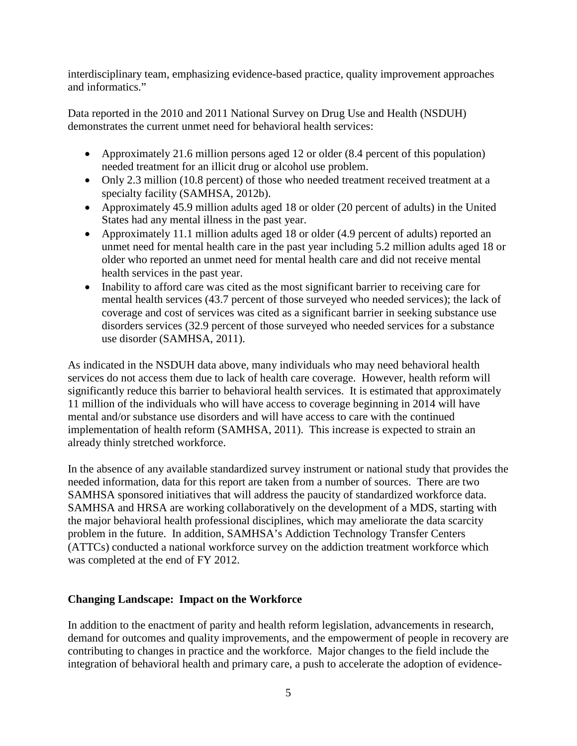interdisciplinary team, emphasizing evidence-based practice, quality improvement approaches and informatics."

Data reported in the 2010 and 2011 National Survey on Drug Use and Health (NSDUH) demonstrates the current unmet need for behavioral health services:

- Approximately 21.6 million persons aged 12 or older (8.4 percent of this population) needed treatment for an illicit drug or alcohol use problem.
- Only 2.3 million (10.8 percent) of those who needed treatment received treatment at a specialty facility (SAMHSA, 2012b).
- Approximately 45.9 million adults aged 18 or older (20 percent of adults) in the United States had any mental illness in the past year.
- Approximately 11.1 million adults aged 18 or older (4.9 percent of adults) reported an unmet need for mental health care in the past year including 5.2 million adults aged 18 or older who reported an unmet need for mental health care and did not receive mental health services in the past year.
- Inability to afford care was cited as the most significant barrier to receiving care for mental health services (43.7 percent of those surveyed who needed services); the lack of coverage and cost of services was cited as a significant barrier in seeking substance use disorders services (32.9 percent of those surveyed who needed services for a substance use disorder (SAMHSA, 2011).

As indicated in the NSDUH data above, many individuals who may need behavioral health services do not access them due to lack of health care coverage. However, health reform will significantly reduce this barrier to behavioral health services. It is estimated that approximately 11 million of the individuals who will have access to coverage beginning in 2014 will have mental and/or substance use disorders and will have access to care with the continued implementation of health reform (SAMHSA, 2011). This increase is expected to strain an already thinly stretched workforce.

In the absence of any available standardized survey instrument or national study that provides the needed information, data for this report are taken from a number of sources. There are two SAMHSA sponsored initiatives that will address the paucity of standardized workforce data. SAMHSA and HRSA are working collaboratively on the development of a MDS, starting with the major behavioral health professional disciplines, which may ameliorate the data scarcity problem in the future. In addition, SAMHSA's Addiction Technology Transfer Centers (ATTCs) conducted a national workforce survey on the addiction treatment workforce which was completed at the end of FY 2012.

## Changing Landscape: Impact on the Workforce

In addition to the enactment of parity and health reform legislation, advancements in research, demand for outcomes and quality improvements, and the empowerment of people in recovery are contributing to changes in practice and the workforce. Major changes to the field include the integration of behavioral health and primary care, a push to accelerate the adoption of evidence-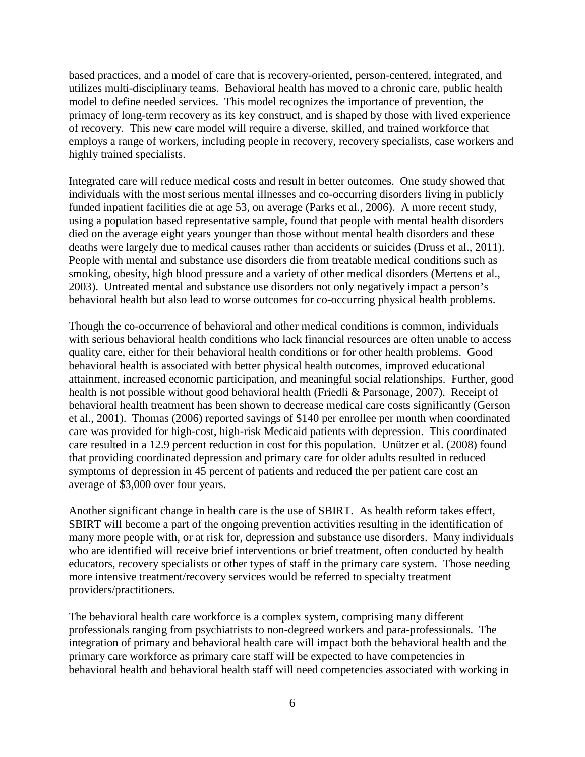based practices, and a model of care that is recovery-oriented, person-centered, integrated, and utilizes multi-disciplinary teams. Behavioral health has moved to a chronic care, public health model to define needed services. This model recognizes the importance of prevention, the primacy of long-term recovery as its key construct, and is shaped by those with lived experience of recovery. This new care model will require a diverse, skilled, and trained workforce that employs a range of workers, including people in recovery, recovery specialists, case workers and highly trained specialists.

Integrated care will reduce medical costs and result in better outcomes. One study showed that individuals with the most serious mental illnesses and co-occurring disorders living in publicly funded inpatient facilities die at age 53, on average (Parks et al., 2006). A more recent study, using a population based representative sample, found that people with mental health disorders died on the average eight years younger than those without mental health disorders and these deaths were largely due to medical causes rather than accidents or suicides (Druss et al., 2011). People with mental and substance use disorders die from treatable medical conditions such as smoking, obesity, high blood pressure and a variety of other medical disorders (Mertens et al., 2003). Untreated mental and substance use disorders not only negatively impact a person's behavioral health but also lead to worse outcomes for co-occurring physical health problems.

Though the co-occurrence of behavioral and other medical conditions is common, individuals with serious behavioral health conditions who lack financial resources are often unable to access quality care, either for their behavioral health conditions or for other health problems. Good behavioral health is associated with better physical health outcomes, improved educational attainment, increased economic participation, and meaningful social relationships. Further, good health is not possible without good behavioral health (Friedli & Parsonage, 2007). Receipt of behavioral health treatment has been shown to decrease medical care costs significantly (Gerson et al., 2001). Thomas (2006) reported savings of $140 per enrollee per month when coordinated care was provided for high-cost, high-risk Medicaid patients with depression. This coordinated care resulted in a 12.9 percent reduction in cost for this population. Unützer et al. (2008) found that providing coordinated depression and primary care for older adults resulted in reduced symptoms of depression in 45 percent of patients and reduced the per patient care cost an average of $3,000 over four years.

Another significant change in health care is the use of SBIRT. As health reform takes effect, SBIRT will become a part of the ongoing prevention activities resulting in the identification of many more people with, or at risk for, depression and substance use disorders. Many individuals who are identified will receive brief interventions or brief treatment, often conducted by health educators, recovery specialists or other types of staff in the primary care system. Those needing more intensive treatment/recovery services would be referred to specialty treatment providers/practitioners.

The behavioral health care workforce is a complex system, comprising many different professionals ranging from psychiatrists to non-degreed workers and para-professionals. The integration of primary and behavioral health care will impact both the behavioral health and the primary care workforce as primary care staff will be expected to have competencies in behavioral health and behavioral health staff will need competencies associated with working in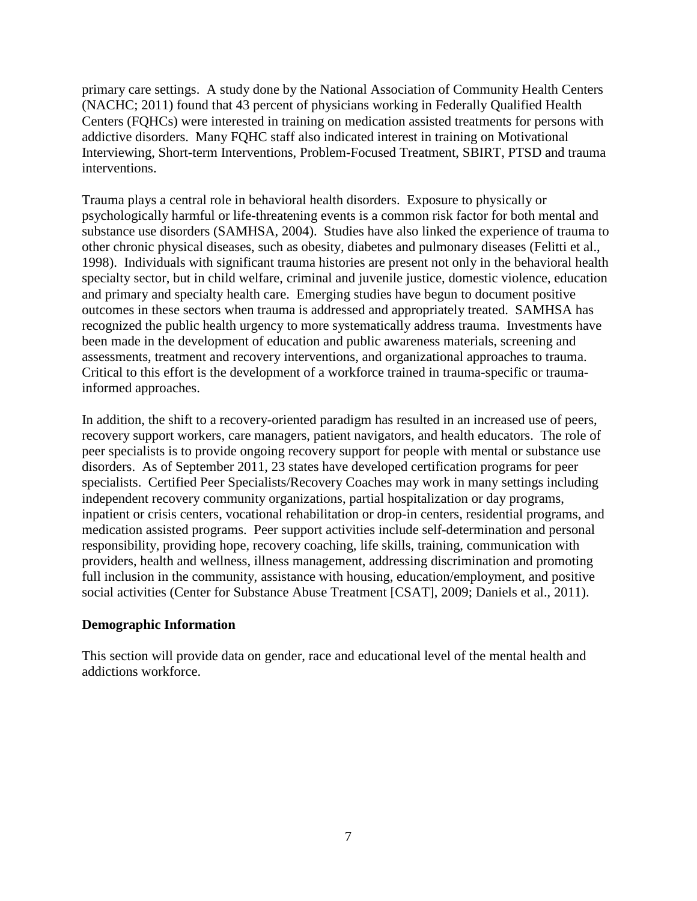primary care settings. A study done by the National Association of Community Health Centers (NACHC; 2011) found that 43 percent of physicians working in Federally Qualified Health Centers (FQHCs) were interested in training on medication assisted treatments for persons with addictive disorders. Many FQHC staff also indicated interest in training on Motivational Interviewing, Short-term Interventions, Problem-Focused Treatment, SBIRT, PTSD and trauma interventions.

Trauma plays a central role in behavioral health disorders. Exposure to physically or psychologically harmful or life-threatening events is a common risk factor for both mental and substance use disorders (SAMHSA, 2004). Studies have also linked the experience of trauma to other chronic physical diseases, such as obesity, diabetes and pulmonary diseases (Felitti et al., 1998). Individuals with significant trauma histories are present not only in the behavioral health specialty sector, but in child welfare, criminal and juvenile justice, domestic violence, education and primary and specialty health care. Emerging studies have begun to document positive outcomes in these sectors when trauma is addressed and appropriately treated. SAMHSA has recognized the public health urgency to more systematically address trauma. Investments have been made in the development of education and public awareness materials, screening and assessments, treatment and recovery interventions, and organizational approaches to trauma. Critical to this effort is the development of a workforce trained in trauma-specific or trauma-informed approaches.

In addition, the shift to a recovery-oriented paradigm has resulted in an increased use of peers, recovery support workers, care managers, patient navigators, and health educators. The role of peer specialists is to provide ongoing recovery support for people with mental or substance use disorders. As of September 2011, 23 states have developed certification programs for peer specialists. Certified Peer Specialists/Recovery Coaches may work in many settings including independent recovery community organizations, partial hospitalization or day programs, inpatient or crisis centers, vocational rehabilitation or drop-in centers, residential programs, and medication assisted programs. Peer support activities include self-determination and personal responsibility, providing hope, recovery coaching, life skills, training, communication with providers, health and wellness, illness management, addressing discrimination and promoting full inclusion in the community, assistance with housing, education/employment, and positive social activities (Center for Substance Abuse Treatment [CSAT], 2009; Daniels et al., 2011).

## Demographic Information

This section will provide data on gender, race and educational level of the mental health and addictions workforce.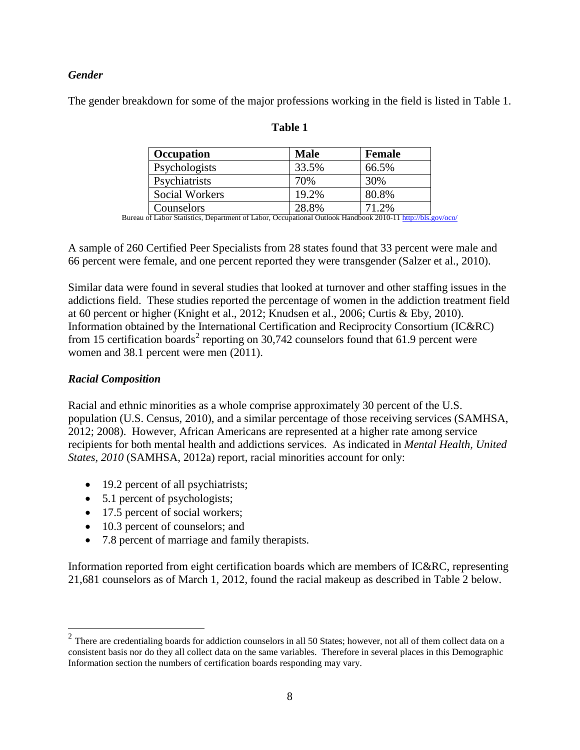### *Gender*

The gender breakdown for some of the major professions working in the field is listed in Table 1.

**Table 1**

| Occupation | Male | Female |
|---|---|---|
| Psychologists | 33.5% | 66.5% |
| Psychiatrists | 70% | 30% |
| Social Workers | 19.2% | 80.8% |
| Counselors | 28.8% | 71.2% |

Bureau of Labor Statistics, Department of Labor, Occupational Outlook Handbook 2010-11 http://bls.gov/oco/

A sample of 260 Certified Peer Specialists from 28 states found that 33 percent were male and 66 percent were female, and one percent reported they were transgender (Salzer et al., 2010).

Similar data were found in several studies that looked at turnover and other staffing issues in the addictions field. These studies reported the percentage of women in the addiction treatment field at 60 percent or higher (Knight et al., 2012; Knudsen et al., 2006; Curtis & Eby, 2010). Information obtained by the International Certification and Reciprocity Consortium (IC&RC) from 15 certification boards[2] reporting on 30,742 counselors found that 61.9 percent were women and 38.1 percent were men (2011).

### *Racial Composition*

Racial and ethnic minorities as a whole comprise approximately 30 percent of the U.S. population (U.S. Census, 2010), and a similar percentage of those receiving services (SAMHSA, 2012; 2008). However, African Americans are represented at a higher rate among service recipients for both mental health and addictions services. As indicated in *Mental Health, United States, 2010* (SAMHSA, 2012a) report, racial minorities account for only:

- 19.2 percent of all psychiatrists;
- 5.1 percent of psychologists;
- 17.5 percent of social workers;
- 10.3 percent of counselors; and
- 7.8 percent of marriage and family therapists.

Information reported from eight certification boards which are members of IC&RC, representing 21,681 counselors as of March 1, 2012, found the racial makeup as described in Table 2 below.

---

[2] There are credentialing boards for addiction counselors in all 50 States; however, not all of them collect data on a consistent basis nor do they all collect data on the same variables. Therefore in several places in this Demographic Information section the numbers of certification boards responding may vary.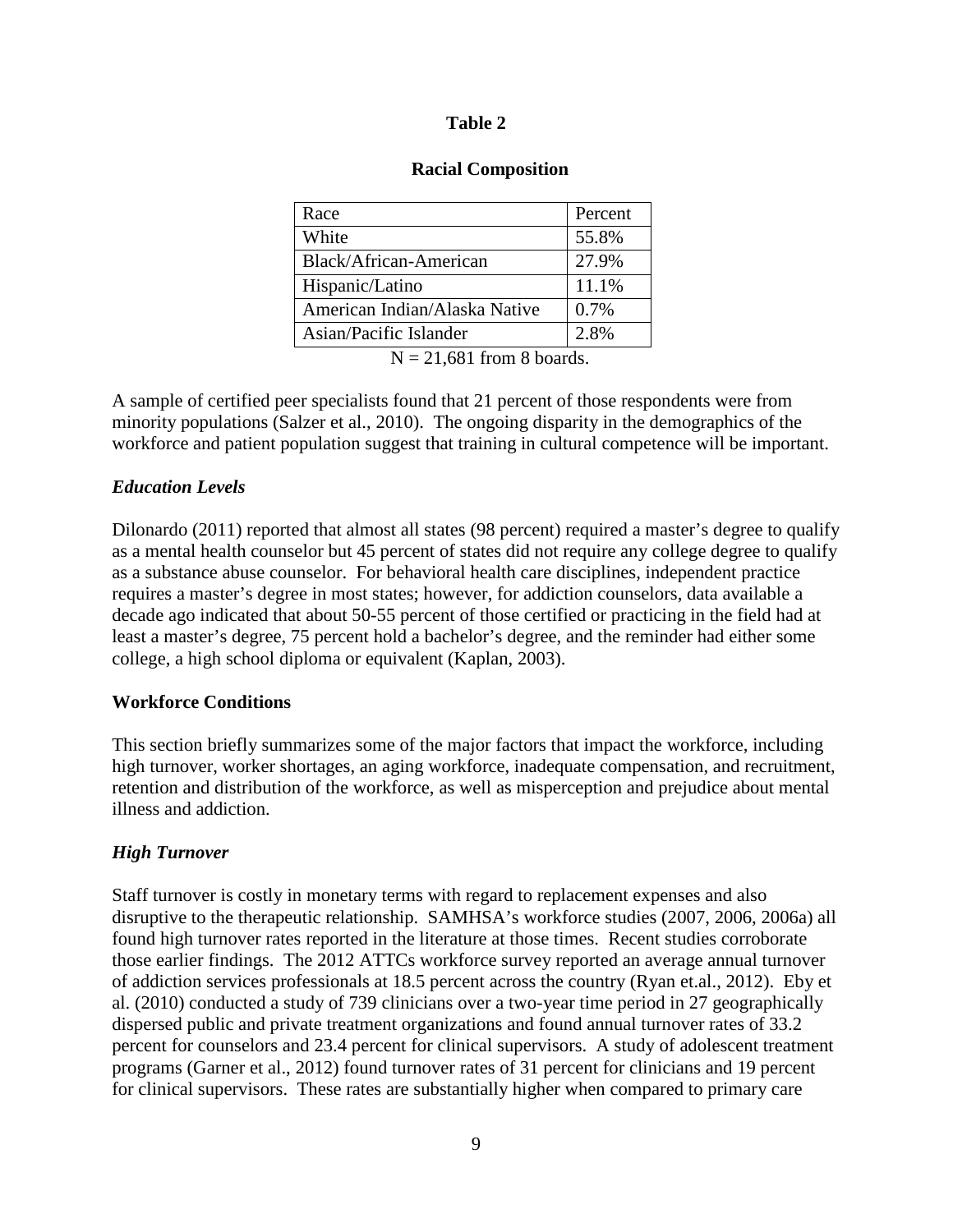**Table 2**

**Racial Composition**

| Race | Percent |
|---|---|
| White | 55.8% |
| Black/African-American | 27.9% |
| Hispanic/Latino | 11.1% |
| American Indian/Alaska Native | 0.7% |
| Asian/Pacific Islander | 2.8% |

N = 21,681 from 8 boards.

A sample of certified peer specialists found that 21 percent of those respondents were from minority populations (Salzer et al., 2010). The ongoing disparity in the demographics of the workforce and patient population suggest that training in cultural competence will be important.

### *Education Levels*

Dilonardo (2011) reported that almost all states (98 percent) required a master's degree to qualify as a mental health counselor but 45 percent of states did not require any college degree to qualify as a substance abuse counselor. For behavioral health care disciplines, independent practice requires a master's degree in most states; however, for addiction counselors, data available a decade ago indicated that about 50-55 percent of those certified or practicing in the field had at least a master's degree, 75 percent hold a bachelor's degree, and the reminder had either some college, a high school diploma or equivalent (Kaplan, 2003).

## **Workforce Conditions**

This section briefly summarizes some of the major factors that impact the workforce, including high turnover, worker shortages, an aging workforce, inadequate compensation, and recruitment, retention and distribution of the workforce, as well as misperception and prejudice about mental illness and addiction.

### *High Turnover*

Staff turnover is costly in monetary terms with regard to replacement expenses and also disruptive to the therapeutic relationship. SAMHSA's workforce studies (2007, 2006, 2006a) all found high turnover rates reported in the literature at those times. Recent studies corroborate those earlier findings. The 2012 ATTCs workforce survey reported an average annual turnover of addiction services professionals at 18.5 percent across the country (Ryan et.al., 2012). Eby et al. (2010) conducted a study of 739 clinicians over a two-year time period in 27 geographically dispersed public and private treatment organizations and found annual turnover rates of 33.2 percent for counselors and 23.4 percent for clinical supervisors. A study of adolescent treatment programs (Garner et al., 2012) found turnover rates of 31 percent for clinicians and 19 percent for clinical supervisors. These rates are substantially higher when compared to primary care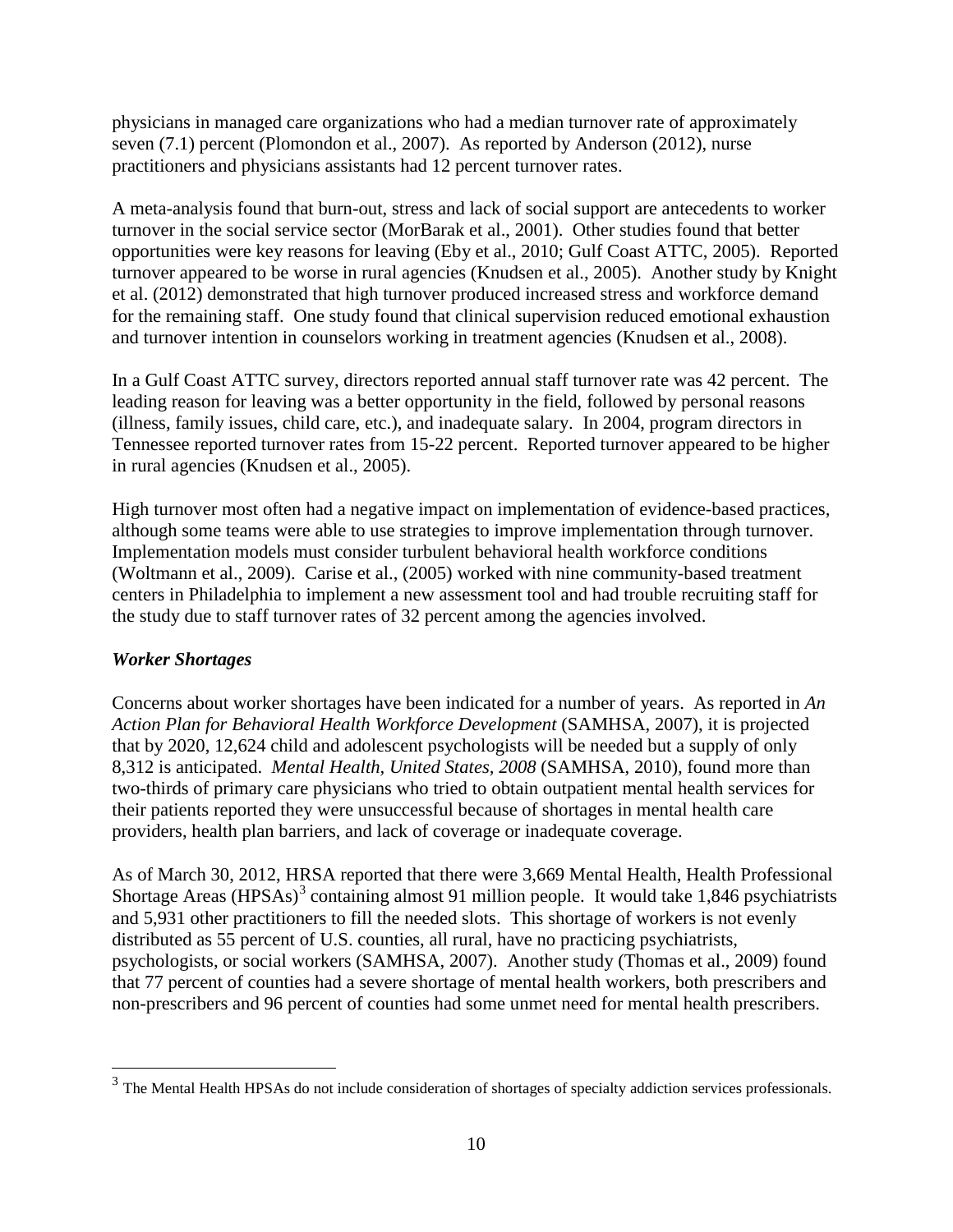physicians in managed care organizations who had a median turnover rate of approximately seven (7.1) percent (Plomondon et al., 2007). As reported by Anderson (2012), nurse practitioners and physicians assistants had 12 percent turnover rates.

A meta-analysis found that burn-out, stress and lack of social support are antecedents to worker turnover in the social service sector (MorBarak et al., 2001). Other studies found that better opportunities were key reasons for leaving (Eby et al., 2010; Gulf Coast ATTC, 2005). Reported turnover appeared to be worse in rural agencies (Knudsen et al., 2005). Another study by Knight et al. (2012) demonstrated that high turnover produced increased stress and workforce demand for the remaining staff. One study found that clinical supervision reduced emotional exhaustion and turnover intention in counselors working in treatment agencies (Knudsen et al., 2008).

In a Gulf Coast ATTC survey, directors reported annual staff turnover rate was 42 percent. The leading reason for leaving was a better opportunity in the field, followed by personal reasons (illness, family issues, child care, etc.), and inadequate salary. In 2004, program directors in Tennessee reported turnover rates from 15-22 percent. Reported turnover appeared to be higher in rural agencies (Knudsen et al., 2005).

High turnover most often had a negative impact on implementation of evidence-based practices, although some teams were able to use strategies to improve implementation through turnover. Implementation models must consider turbulent behavioral health workforce conditions (Woltmann et al., 2009). Carise et al., (2005) worked with nine community-based treatment centers in Philadelphia to implement a new assessment tool and had trouble recruiting staff for the study due to staff turnover rates of 32 percent among the agencies involved.

### *Worker Shortages*

Concerns about worker shortages have been indicated for a number of years. As reported in *An Action Plan for Behavioral Health Workforce Development* (SAMHSA, 2007), it is projected that by 2020, 12,624 child and adolescent psychologists will be needed but a supply of only 8,312 is anticipated. *Mental Health, United States, 2008* (SAMHSA, 2010), found more than two-thirds of primary care physicians who tried to obtain outpatient mental health services for their patients reported they were unsuccessful because of shortages in mental health care providers, health plan barriers, and lack of coverage or inadequate coverage.

As of March 30, 2012, HRSA reported that there were 3,669 Mental Health, Health Professional Shortage Areas (HPSAs)[3] containing almost 91 million people. It would take 1,846 psychiatrists and 5,931 other practitioners to fill the needed slots. This shortage of workers is not evenly distributed as 55 percent of U.S. counties, all rural, have no practicing psychiatrists, psychologists, or social workers (SAMHSA, 2007). Another study (Thomas et al., 2009) found that 77 percent of counties had a severe shortage of mental health workers, both prescribers and non-prescribers and 96 percent of counties had some unmet need for mental health prescribers.

[3] The Mental Health HPSAs do not include consideration of shortages of specialty addiction services professionals.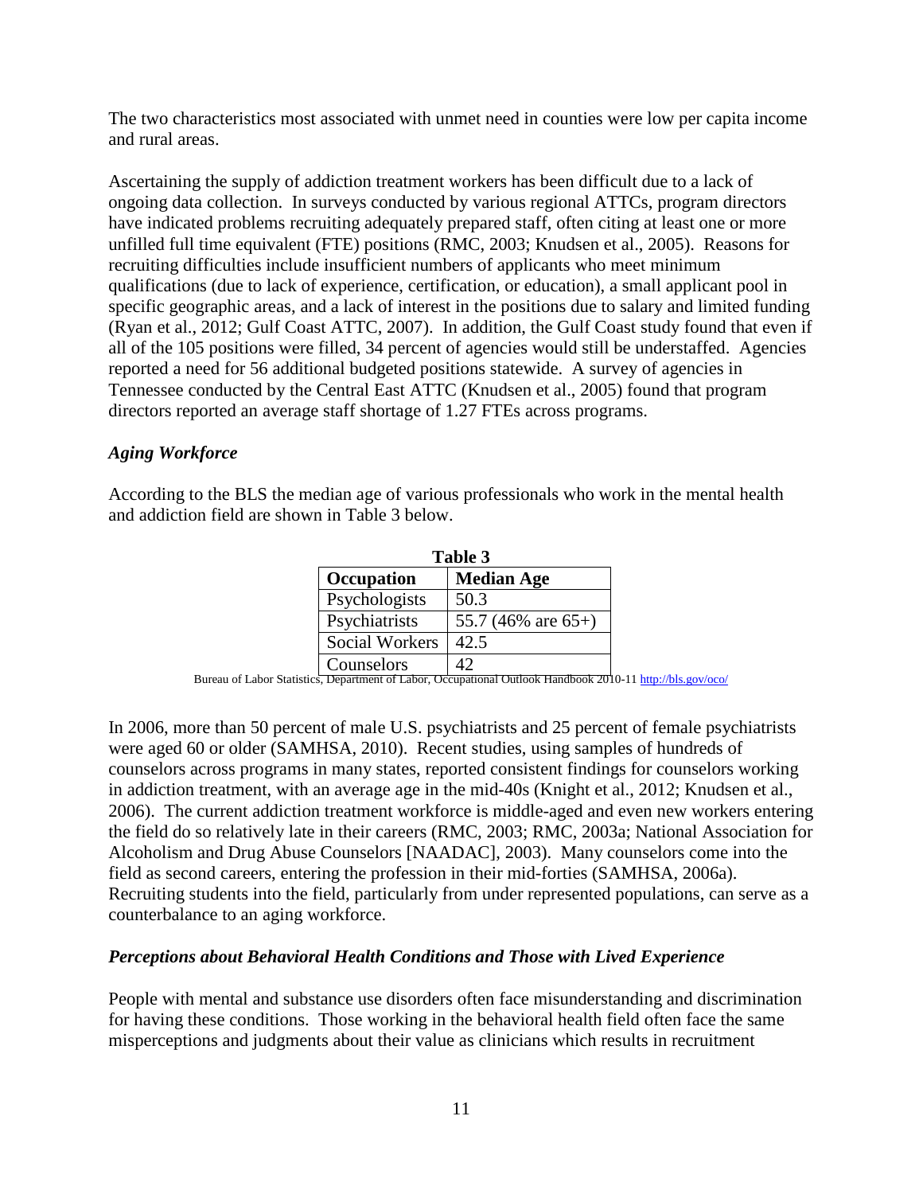The two characteristics most associated with unmet need in counties were low per capita income and rural areas.

Ascertaining the supply of addiction treatment workers has been difficult due to a lack of ongoing data collection. In surveys conducted by various regional ATTCs, program directors have indicated problems recruiting adequately prepared staff, often citing at least one or more unfilled full time equivalent (FTE) positions (RMC, 2003; Knudsen et al., 2005). Reasons for recruiting difficulties include insufficient numbers of applicants who meet minimum qualifications (due to lack of experience, certification, or education), a small applicant pool in specific geographic areas, and a lack of interest in the positions due to salary and limited funding (Ryan et al., 2012; Gulf Coast ATTC, 2007). In addition, the Gulf Coast study found that even if all of the 105 positions were filled, 34 percent of agencies would still be understaffed. Agencies reported a need for 56 additional budgeted positions statewide. A survey of agencies in Tennessee conducted by the Central East ATTC (Knudsen et al., 2005) found that program directors reported an average staff shortage of 1.27 FTEs across programs.

### *Aging Workforce*

According to the BLS the median age of various professionals who work in the mental health and addiction field are shown in Table 3 below.

**Table 3**

| Occupation | Median Age |
|---|---|
| Psychologists | 50.3 |
| Psychiatrists | 55.7 (46% are 65+) |
| Social Workers | 42.5 |
| Counselors | 42 |

Bureau of Labor Statistics, Department of Labor, Occupational Outlook Handbook 2010-11 http://bls.gov/oco/

In 2006, more than 50 percent of male U.S. psychiatrists and 25 percent of female psychiatrists were aged 60 or older (SAMHSA, 2010). Recent studies, using samples of hundreds of counselors across programs in many states, reported consistent findings for counselors working in addiction treatment, with an average age in the mid-40s (Knight et al., 2012; Knudsen et al., 2006). The current addiction treatment workforce is middle-aged and even new workers entering the field do so relatively late in their careers (RMC, 2003; RMC, 2003a; National Association for Alcoholism and Drug Abuse Counselors [NAADAC], 2003). Many counselors come into the field as second careers, entering the profession in their mid-forties (SAMHSA, 2006a). Recruiting students into the field, particularly from under represented populations, can serve as a counterbalance to an aging workforce.

### *Perceptions about Behavioral Health Conditions and Those with Lived Experience*

People with mental and substance use disorders often face misunderstanding and discrimination for having these conditions. Those working in the behavioral health field often face the same misperceptions and judgments about their value as clinicians which results in recruitment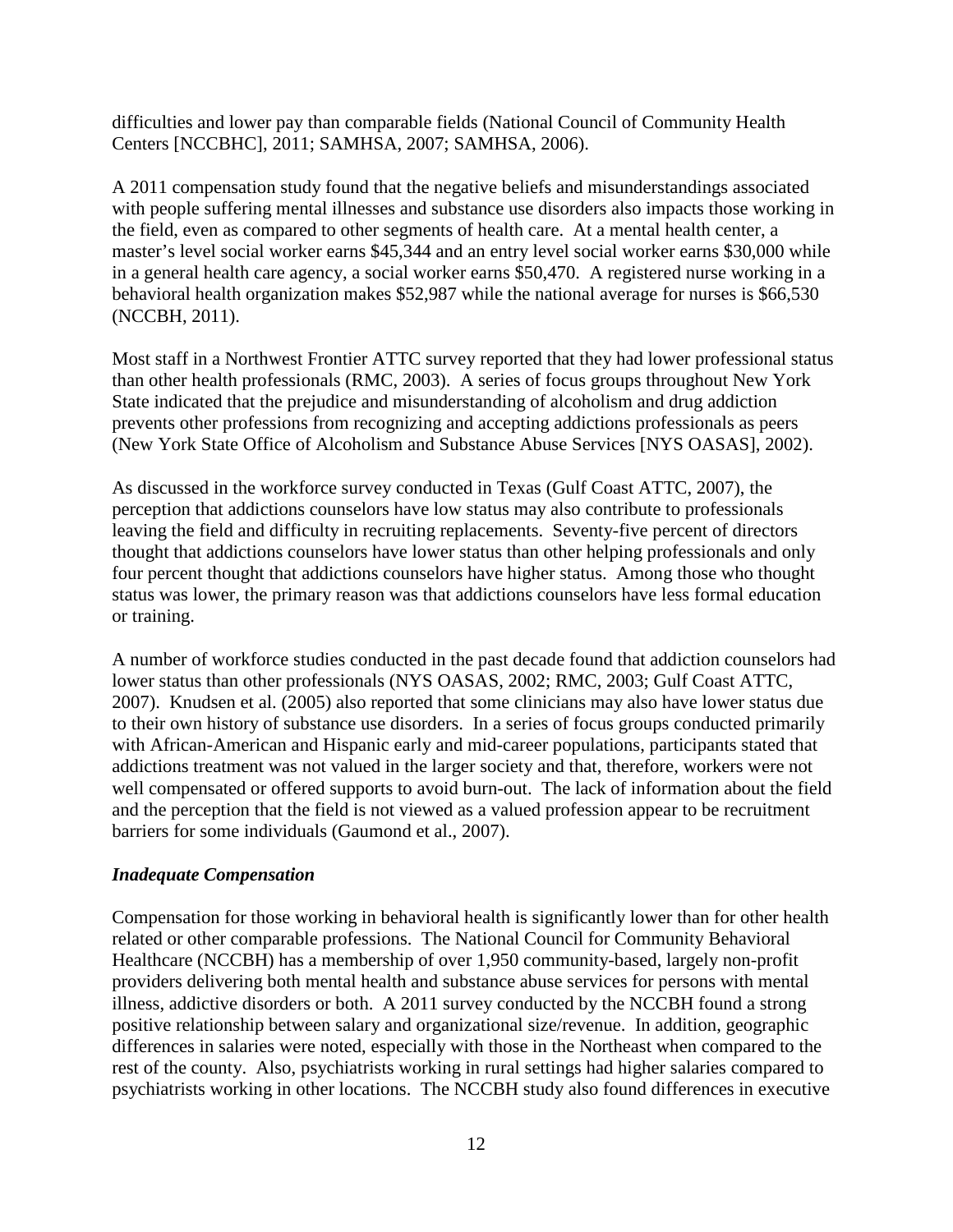difficulties and lower pay than comparable fields (National Council of Community Health Centers [NCCBHC], 2011; SAMHSA, 2007; SAMHSA, 2006).

A 2011 compensation study found that the negative beliefs and misunderstandings associated with people suffering mental illnesses and substance use disorders also impacts those working in the field, even as compared to other segments of health care. At a mental health center, a master's level social worker earns $45,344 and an entry level social worker earns $30,000 while in a general health care agency, a social worker earns $50,470. A registered nurse working in a behavioral health organization makes $52,987 while the national average for nurses is $66,530 (NCCBH, 2011).

Most staff in a Northwest Frontier ATTC survey reported that they had lower professional status than other health professionals (RMC, 2003). A series of focus groups throughout New York State indicated that the prejudice and misunderstanding of alcoholism and drug addiction prevents other professions from recognizing and accepting addictions professionals as peers (New York State Office of Alcoholism and Substance Abuse Services [NYS OASAS], 2002).

As discussed in the workforce survey conducted in Texas (Gulf Coast ATTC, 2007), the perception that addictions counselors have low status may also contribute to professionals leaving the field and difficulty in recruiting replacements. Seventy-five percent of directors thought that addictions counselors have lower status than other helping professionals and only four percent thought that addictions counselors have higher status. Among those who thought status was lower, the primary reason was that addictions counselors have less formal education or training.

A number of workforce studies conducted in the past decade found that addiction counselors had lower status than other professionals (NYS OASAS, 2002; RMC, 2003; Gulf Coast ATTC, 2007). Knudsen et al. (2005) also reported that some clinicians may also have lower status due to their own history of substance use disorders. In a series of focus groups conducted primarily with African-American and Hispanic early and mid-career populations, participants stated that addictions treatment was not valued in the larger society and that, therefore, workers were not well compensated or offered supports to avoid burn-out. The lack of information about the field and the perception that the field is not viewed as a valued profession appear to be recruitment barriers for some individuals (Gaumond et al., 2007).

### *Inadequate Compensation*

Compensation for those working in behavioral health is significantly lower than for other health related or other comparable professions. The National Council for Community Behavioral Healthcare (NCCBH) has a membership of over 1,950 community-based, largely non-profit providers delivering both mental health and substance abuse services for persons with mental illness, addictive disorders or both. A 2011 survey conducted by the NCCBH found a strong positive relationship between salary and organizational size/revenue. In addition, geographic differences in salaries were noted, especially with those in the Northeast when compared to the rest of the county. Also, psychiatrists working in rural settings had higher salaries compared to psychiatrists working in other locations. The NCCBH study also found differences in executive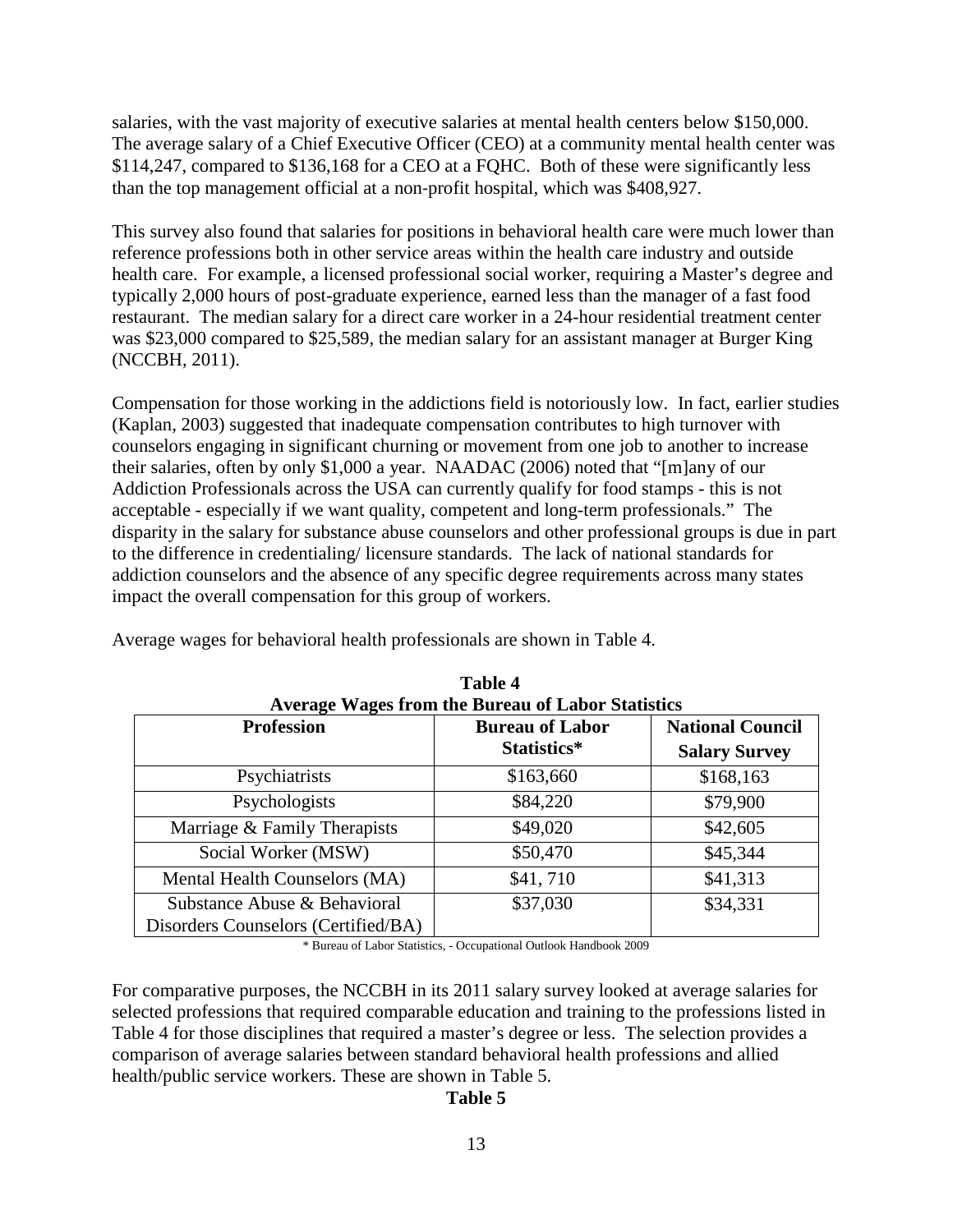salaries, with the vast majority of executive salaries at mental health centers below $150,000. The average salary of a Chief Executive Officer (CEO) at a community mental health center was $114,247, compared to $136,168 for a CEO at a FQHC. Both of these were significantly less than the top management official at a non-profit hospital, which was $408,927.

This survey also found that salaries for positions in behavioral health care were much lower than reference professions both in other service areas within the health care industry and outside health care. For example, a licensed professional social worker, requiring a Master's degree and typically 2,000 hours of post-graduate experience, earned less than the manager of a fast food restaurant. The median salary for a direct care worker in a 24-hour residential treatment center was $23,000 compared to $25,589, the median salary for an assistant manager at Burger King (NCCBH, 2011).

Compensation for those working in the addictions field is notoriously low. In fact, earlier studies (Kaplan, 2003) suggested that inadequate compensation contributes to high turnover with counselors engaging in significant churning or movement from one job to another to increase their salaries, often by only $1,000 a year. NAADAC (2006) noted that "[m]any of our Addiction Professionals across the USA can currently qualify for food stamps - this is not acceptable - especially if we want quality, competent and long-term professionals." The disparity in the salary for substance abuse counselors and other professional groups is due in part to the difference in credentialing/ licensure standards. The lack of national standards for addiction counselors and the absence of any specific degree requirements across many states impact the overall compensation for this group of workers.

Average wages for behavioral health professionals are shown in Table 4.

**Table 4**
**Average Wages from the Bureau of Labor Statistics**

| Profession | Bureau of Labor Statistics* | National Council Salary Survey |
|---|---|---|
| Psychiatrists | $163,660 | $168,163 |
| Psychologists | $84,220 | $79,900 |
| Marriage & Family Therapists | $49,020 | $42,605 |
| Social Worker (MSW) | $50,470 | $45,344 |
| Mental Health Counselors (MA) | $41, 710 | $41,313 |
| Substance Abuse & Behavioral Disorders Counselors (Certified/BA) | $37,030 | $34,331 |

\* Bureau of Labor Statistics, - Occupational Outlook Handbook 2009

For comparative purposes, the NCCBH in its 2011 salary survey looked at average salaries for selected professions that required comparable education and training to the professions listed in Table 4 for those disciplines that required a master's degree or less. The selection provides a comparison of average salaries between standard behavioral health professions and allied health/public service workers. These are shown in Table 5.

**Table 5**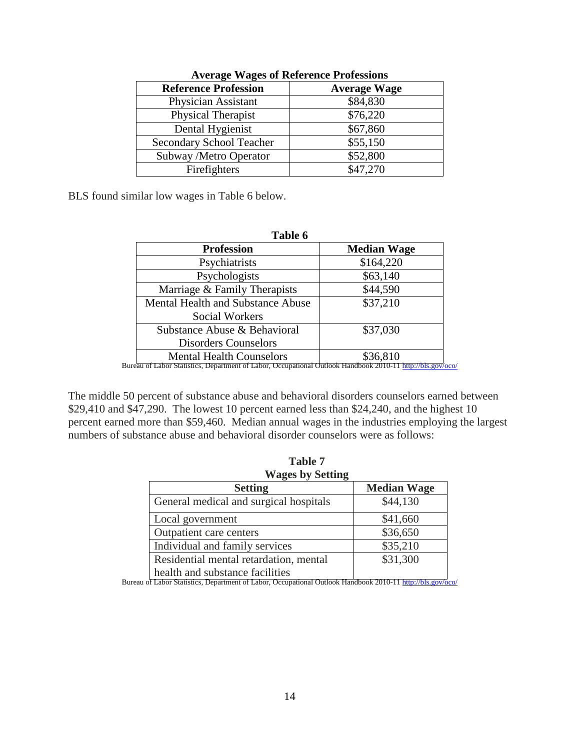**Average Wages of Reference Professions**

| Reference Profession | Average Wage |
|---|---|
| Physician Assistant | $84,830 |
| Physical Therapist | $76,220 |
| Dental Hygienist | $67,860 |
| Secondary School Teacher | $55,150 |
| Subway /Metro Operator | $52,800 |
| Firefighters | $47,270 |

BLS found similar low wages in Table 6 below.

**Table 6**

| Profession | Median Wage |
|---|---|
| Psychiatrists | $164,220 |
| Psychologists | $63,140 |
| Marriage & Family Therapists | $44,590 |
| Mental Health and Substance Abuse Social Workers | $37,210 |
| Substance Abuse & Behavioral Disorders Counselors | $37,030 |
| Mental Health Counselors | $36,810 |

Bureau of Labor Statistics, Department of Labor, Occupational Outlook Handbook 2010-11 http://bls.gov/oco/

The middle 50 percent of substance abuse and behavioral disorders counselors earned between $29,410 and $47,290. The lowest 10 percent earned less than $24,240, and the highest 10 percent earned more than $59,460. Median annual wages in the industries employing the largest numbers of substance abuse and behavioral disorder counselors were as follows:

**Table 7**
**Wages by Setting**

| Setting | Median Wage |
|---|---|
| General medical and surgical hospitals | $44,130 |
| Local government | $41,660 |
| Outpatient care centers | $36,650 |
| Individual and family services | $35,210 |
| Residential mental retardation, mental health and substance facilities | $31,300 |

Bureau of Labor Statistics, Department of Labor, Occupational Outlook Handbook 2010-11 http://bls.gov/oco/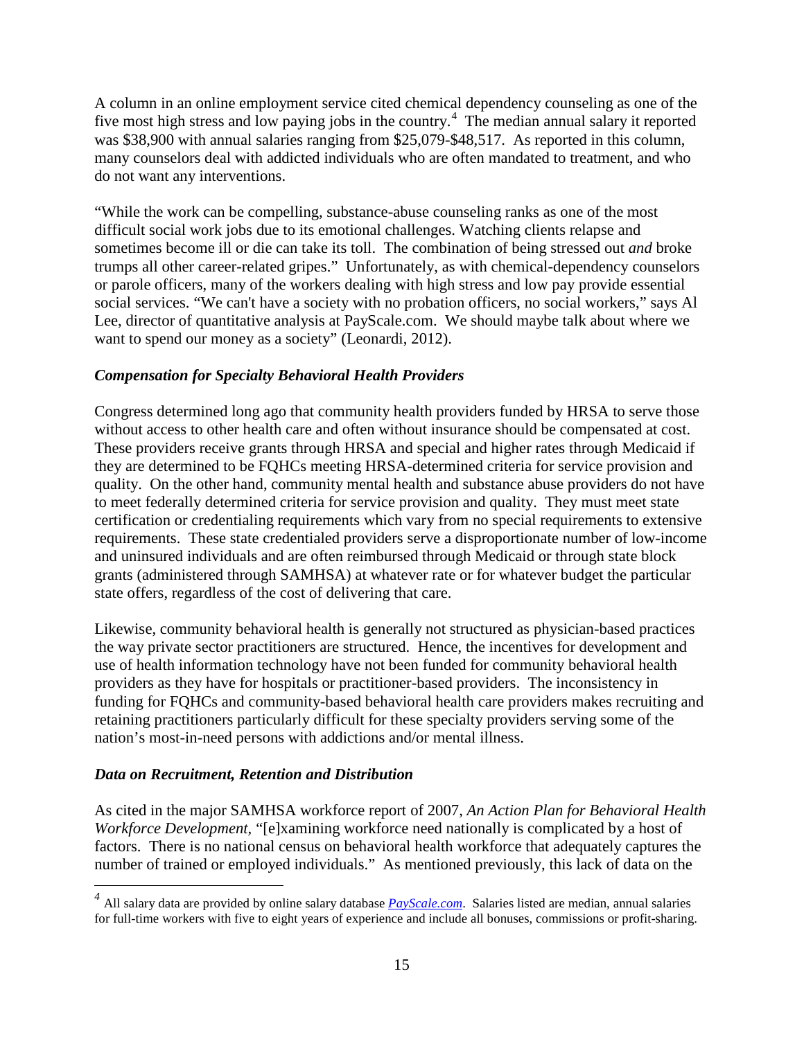A column in an online employment service cited chemical dependency counseling as one of the five most high stress and low paying jobs in the country.[4] The median annual salary it reported was $38,900 with annual salaries ranging from $25,079-$48,517. As reported in this column, many counselors deal with addicted individuals who are often mandated to treatment, and who do not want any interventions.

"While the work can be compelling, substance-abuse counseling ranks as one of the most difficult social work jobs due to its emotional challenges. Watching clients relapse and sometimes become ill or die can take its toll. The combination of being stressed out *and* broke trumps all other career-related gripes." Unfortunately, as with chemical-dependency counselors or parole officers, many of the workers dealing with high stress and low pay provide essential social services. "We can't have a society with no probation officers, no social workers," says Al Lee, director of quantitative analysis at PayScale.com. We should maybe talk about where we want to spend our money as a society" (Leonardi, 2012).

### *Compensation for Specialty Behavioral Health Providers*

Congress determined long ago that community health providers funded by HRSA to serve those without access to other health care and often without insurance should be compensated at cost. These providers receive grants through HRSA and special and higher rates through Medicaid if they are determined to be FQHCs meeting HRSA-determined criteria for service provision and quality. On the other hand, community mental health and substance abuse providers do not have to meet federally determined criteria for service provision and quality. They must meet state certification or credentialing requirements which vary from no special requirements to extensive requirements. These state credentialed providers serve a disproportionate number of low-income and uninsured individuals and are often reimbursed through Medicaid or through state block grants (administered through SAMHSA) at whatever rate or for whatever budget the particular state offers, regardless of the cost of delivering that care.

Likewise, community behavioral health is generally not structured as physician-based practices the way private sector practitioners are structured. Hence, the incentives for development and use of health information technology have not been funded for community behavioral health providers as they have for hospitals or practitioner-based providers. The inconsistency in funding for FQHCs and community-based behavioral health care providers makes recruiting and retaining practitioners particularly difficult for these specialty providers serving some of the nation's most-in-need persons with addictions and/or mental illness.

### *Data on Recruitment, Retention and Distribution*

As cited in the major SAMHSA workforce report of 2007, *An Action Plan for Behavioral Health Workforce Development*, "[e]xamining workforce need nationally is complicated by a host of factors. There is no national census on behavioral health workforce that adequately captures the number of trained or employed individuals." As mentioned previously, this lack of data on the

---

[4] All salary data are provided by online salary database *PayScale.com*. Salaries listed are median, annual salaries for full-time workers with five to eight years of experience and include all bonuses, commissions or profit-sharing.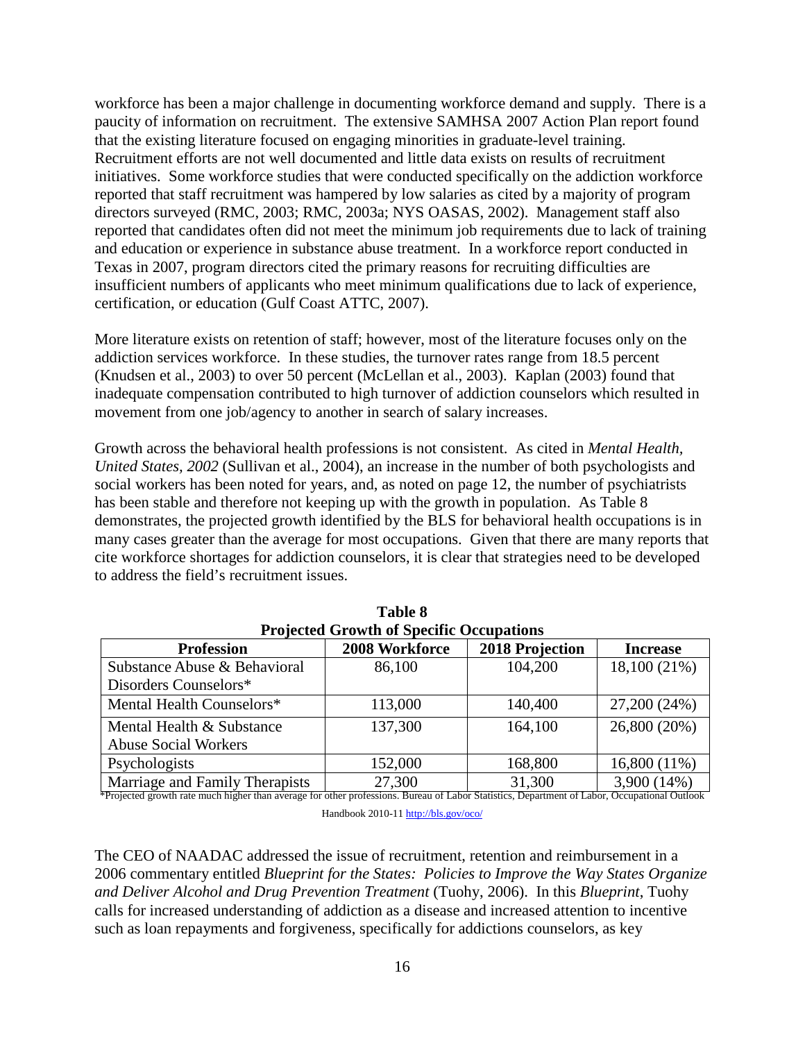workforce has been a major challenge in documenting workforce demand and supply. There is a paucity of information on recruitment. The extensive SAMHSA 2007 Action Plan report found that the existing literature focused on engaging minorities in graduate-level training. Recruitment efforts are not well documented and little data exists on results of recruitment initiatives. Some workforce studies that were conducted specifically on the addiction workforce reported that staff recruitment was hampered by low salaries as cited by a majority of program directors surveyed (RMC, 2003; RMC, 2003a; NYS OASAS, 2002). Management staff also reported that candidates often did not meet the minimum job requirements due to lack of training and education or experience in substance abuse treatment. In a workforce report conducted in Texas in 2007, program directors cited the primary reasons for recruiting difficulties are insufficient numbers of applicants who meet minimum qualifications due to lack of experience, certification, or education (Gulf Coast ATTC, 2007).

More literature exists on retention of staff; however, most of the literature focuses only on the addiction services workforce. In these studies, the turnover rates range from 18.5 percent (Knudsen et al., 2003) to over 50 percent (McLellan et al., 2003). Kaplan (2003) found that inadequate compensation contributed to high turnover of addiction counselors which resulted in movement from one job/agency to another in search of salary increases.

Growth across the behavioral health professions is not consistent. As cited in *Mental Health, United States, 2002* (Sullivan et al., 2004), an increase in the number of both psychologists and social workers has been noted for years, and, as noted on page 12, the number of psychiatrists has been stable and therefore not keeping up with the growth in population. As Table 8 demonstrates, the projected growth identified by the BLS for behavioral health occupations is in many cases greater than the average for most occupations. Given that there are many reports that cite workforce shortages for addiction counselors, it is clear that strategies need to be developed to address the field's recruitment issues.

**Table 8**
**Projected Growth of Specific Occupations**

| Profession | 2008 Workforce | 2018 Projection | Increase |
|---|---|---|---|
| Substance Abuse & Behavioral Disorders Counselors* | 86,100 | 104,200 | 18,100 (21%) |
| Mental Health Counselors* | 113,000 | 140,400 | 27,200 (24%) |
| Mental Health & Substance Abuse Social Workers | 137,300 | 164,100 | 26,800 (20%) |
| Psychologists | 152,000 | 168,800 | 16,800 (11%) |
| Marriage and Family Therapists | 27,300 | 31,300 | 3,900 (14%) |

*Projected growth rate much higher than average for other professions. Bureau of Labor Statistics, Department of Labor, Occupational Outlook Handbook 2010-11 http://bls.gov/oco/

The CEO of NAADAC addressed the issue of recruitment, retention and reimbursement in a 2006 commentary entitled *Blueprint for the States: Policies to Improve the Way States Organize and Deliver Alcohol and Drug Prevention Treatment* (Tuohy, 2006). In this *Blueprint*, Tuohy calls for increased understanding of addiction as a disease and increased attention to incentive such as loan repayments and forgiveness, specifically for addictions counselors, as key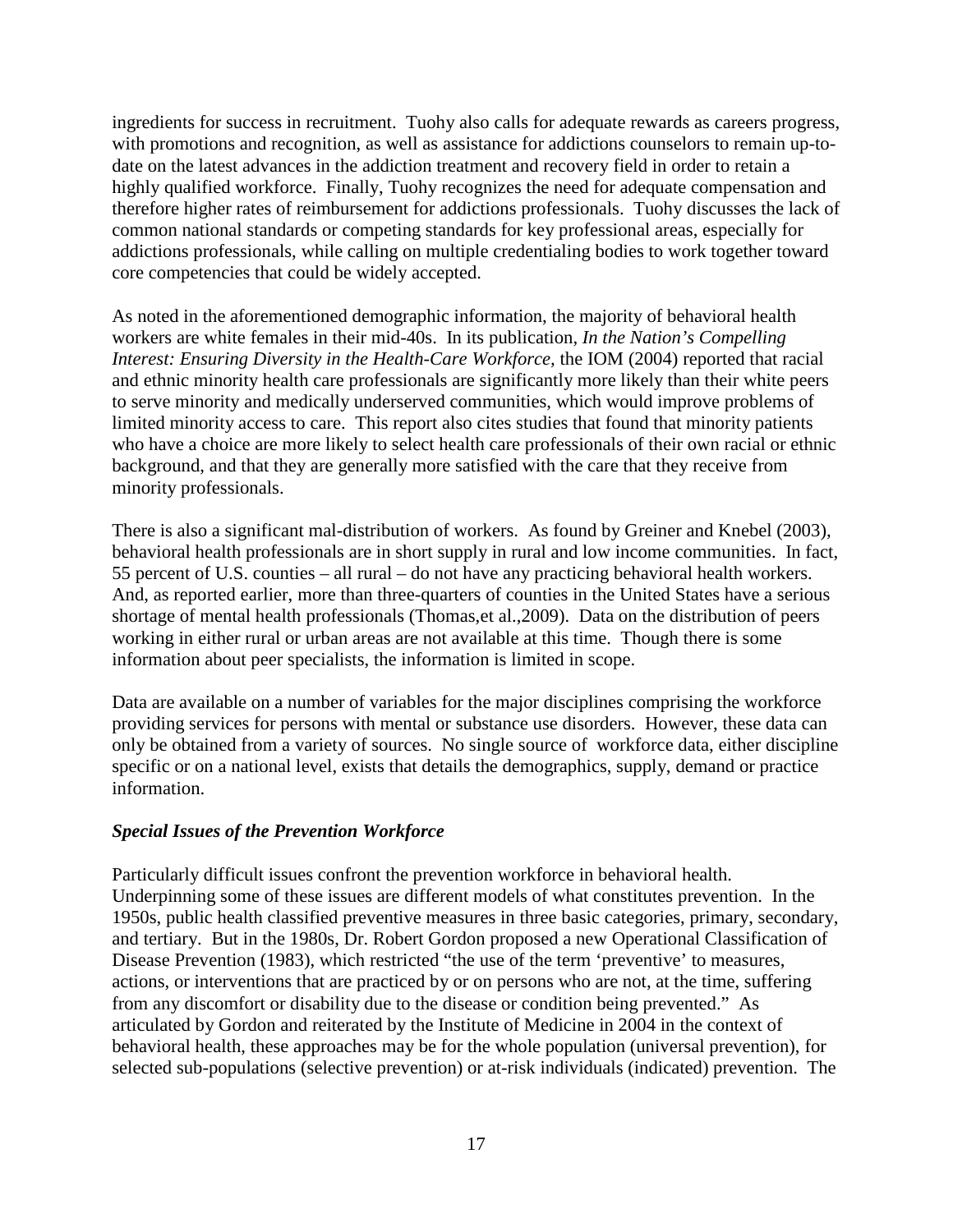ingredients for success in recruitment. Tuohy also calls for adequate rewards as careers progress, with promotions and recognition, as well as assistance for addictions counselors to remain up-to-date on the latest advances in the addiction treatment and recovery field in order to retain a highly qualified workforce. Finally, Tuohy recognizes the need for adequate compensation and therefore higher rates of reimbursement for addictions professionals. Tuohy discusses the lack of common national standards or competing standards for key professional areas, especially for addictions professionals, while calling on multiple credentialing bodies to work together toward core competencies that could be widely accepted.

As noted in the aforementioned demographic information, the majority of behavioral health workers are white females in their mid-40s. In its publication, *In the Nation's Compelling Interest: Ensuring Diversity in the Health-Care Workforce,* the IOM (2004) reported that racial and ethnic minority health care professionals are significantly more likely than their white peers to serve minority and medically underserved communities, which would improve problems of limited minority access to care. This report also cites studies that found that minority patients who have a choice are more likely to select health care professionals of their own racial or ethnic background, and that they are generally more satisfied with the care that they receive from minority professionals.

There is also a significant mal-distribution of workers. As found by Greiner and Knebel (2003), behavioral health professionals are in short supply in rural and low income communities. In fact, 55 percent of U.S. counties – all rural – do not have any practicing behavioral health workers. And, as reported earlier, more than three-quarters of counties in the United States have a serious shortage of mental health professionals (Thomas,et al.,2009). Data on the distribution of peers working in either rural or urban areas are not available at this time. Though there is some information about peer specialists, the information is limited in scope.

Data are available on a number of variables for the major disciplines comprising the workforce providing services for persons with mental or substance use disorders. However, these data can only be obtained from a variety of sources. No single source of workforce data, either discipline specific or on a national level, exists that details the demographics, supply, demand or practice information.

### *Special Issues of the Prevention Workforce*

Particularly difficult issues confront the prevention workforce in behavioral health. Underpinning some of these issues are different models of what constitutes prevention. In the 1950s, public health classified preventive measures in three basic categories, primary, secondary, and tertiary. But in the 1980s, Dr. Robert Gordon proposed a new Operational Classification of Disease Prevention (1983), which restricted "the use of the term 'preventive' to measures, actions, or interventions that are practiced by or on persons who are not, at the time, suffering from any discomfort or disability due to the disease or condition being prevented." As articulated by Gordon and reiterated by the Institute of Medicine in 2004 in the context of behavioral health, these approaches may be for the whole population (universal prevention), for selected sub-populations (selective prevention) or at-risk individuals (indicated) prevention. The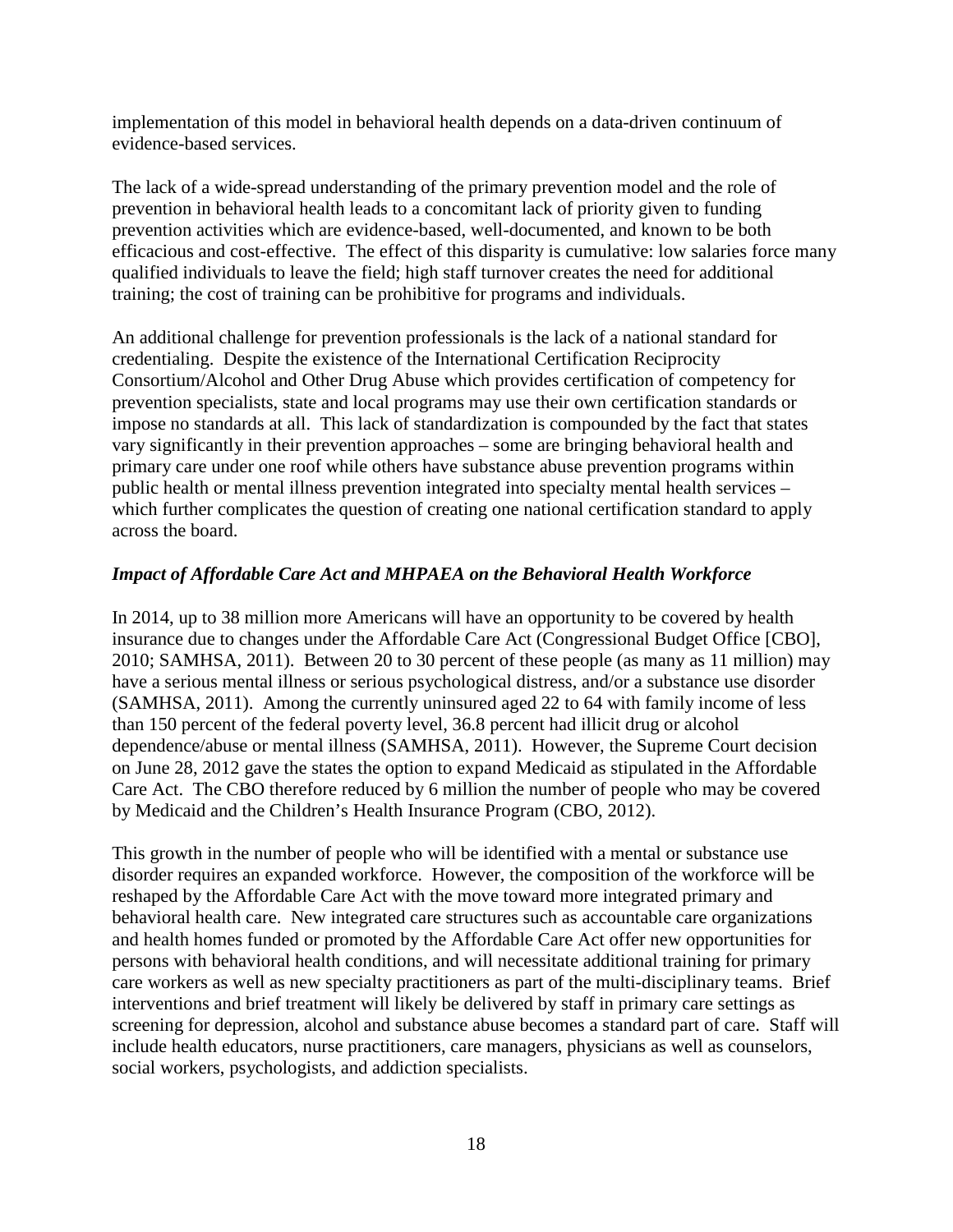implementation of this model in behavioral health depends on a data-driven continuum of evidence-based services.

The lack of a wide-spread understanding of the primary prevention model and the role of prevention in behavioral health leads to a concomitant lack of priority given to funding prevention activities which are evidence-based, well-documented, and known to be both efficacious and cost-effective. The effect of this disparity is cumulative: low salaries force many qualified individuals to leave the field; high staff turnover creates the need for additional training; the cost of training can be prohibitive for programs and individuals.

An additional challenge for prevention professionals is the lack of a national standard for credentialing. Despite the existence of the International Certification Reciprocity Consortium/Alcohol and Other Drug Abuse which provides certification of competency for prevention specialists, state and local programs may use their own certification standards or impose no standards at all. This lack of standardization is compounded by the fact that states vary significantly in their prevention approaches – some are bringing behavioral health and primary care under one roof while others have substance abuse prevention programs within public health or mental illness prevention integrated into specialty mental health services – which further complicates the question of creating one national certification standard to apply across the board.

### *Impact of Affordable Care Act and MHPAEA on the Behavioral Health Workforce*

In 2014, up to 38 million more Americans will have an opportunity to be covered by health insurance due to changes under the Affordable Care Act (Congressional Budget Office [CBO], 2010; SAMHSA, 2011). Between 20 to 30 percent of these people (as many as 11 million) may have a serious mental illness or serious psychological distress, and/or a substance use disorder (SAMHSA, 2011). Among the currently uninsured aged 22 to 64 with family income of less than 150 percent of the federal poverty level, 36.8 percent had illicit drug or alcohol dependence/abuse or mental illness (SAMHSA, 2011). However, the Supreme Court decision on June 28, 2012 gave the states the option to expand Medicaid as stipulated in the Affordable Care Act. The CBO therefore reduced by 6 million the number of people who may be covered by Medicaid and the Children's Health Insurance Program (CBO, 2012).

This growth in the number of people who will be identified with a mental or substance use disorder requires an expanded workforce. However, the composition of the workforce will be reshaped by the Affordable Care Act with the move toward more integrated primary and behavioral health care. New integrated care structures such as accountable care organizations and health homes funded or promoted by the Affordable Care Act offer new opportunities for persons with behavioral health conditions, and will necessitate additional training for primary care workers as well as new specialty practitioners as part of the multi-disciplinary teams. Brief interventions and brief treatment will likely be delivered by staff in primary care settings as screening for depression, alcohol and substance abuse becomes a standard part of care. Staff will include health educators, nurse practitioners, care managers, physicians as well as counselors, social workers, psychologists, and addiction specialists.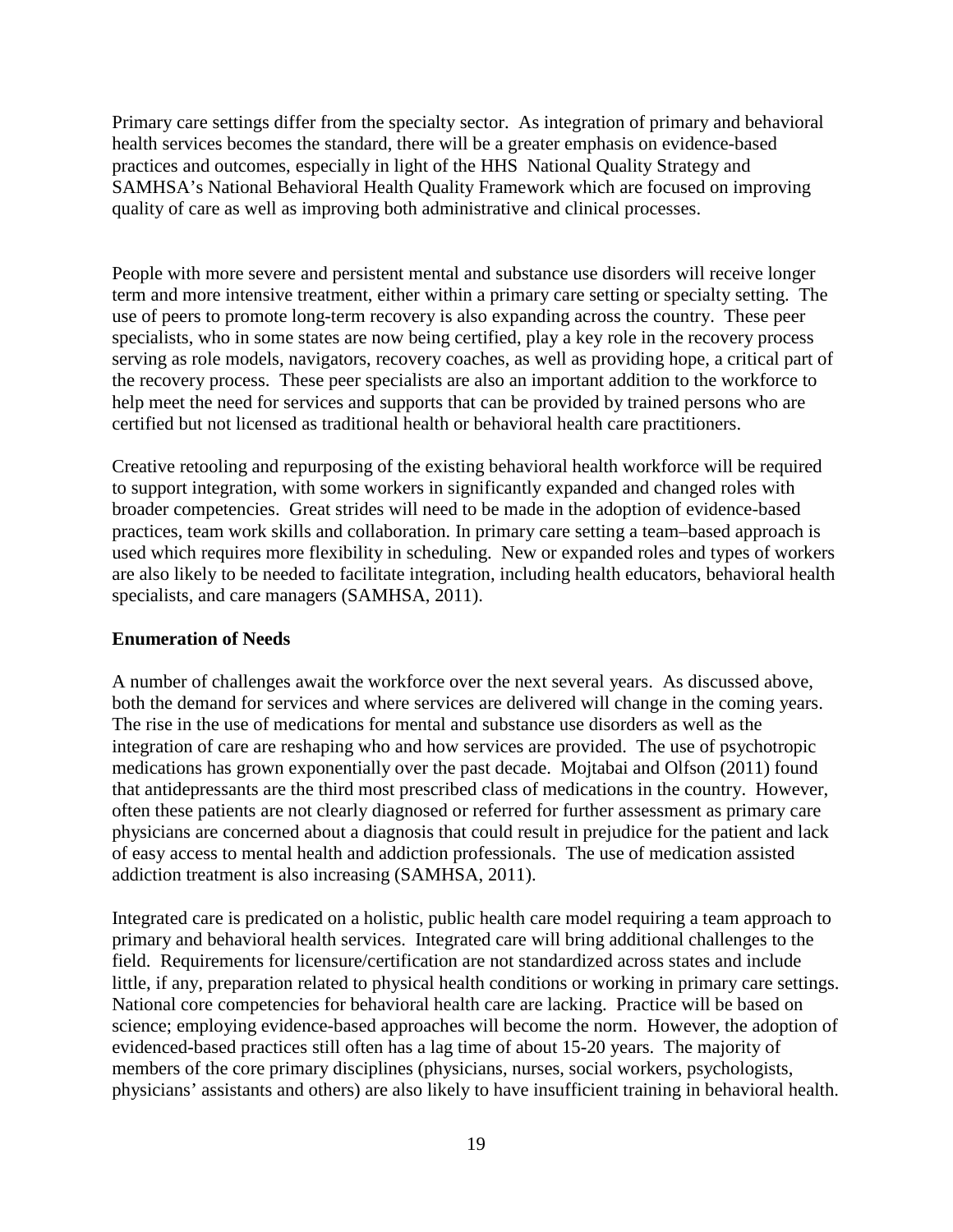Primary care settings differ from the specialty sector. As integration of primary and behavioral health services becomes the standard, there will be a greater emphasis on evidence-based practices and outcomes, especially in light of the HHS National Quality Strategy and SAMHSA's National Behavioral Health Quality Framework which are focused on improving quality of care as well as improving both administrative and clinical processes.

People with more severe and persistent mental and substance use disorders will receive longer term and more intensive treatment, either within a primary care setting or specialty setting. The use of peers to promote long-term recovery is also expanding across the country. These peer specialists, who in some states are now being certified, play a key role in the recovery process serving as role models, navigators, recovery coaches, as well as providing hope, a critical part of the recovery process. These peer specialists are also an important addition to the workforce to help meet the need for services and supports that can be provided by trained persons who are certified but not licensed as traditional health or behavioral health care practitioners.

Creative retooling and repurposing of the existing behavioral health workforce will be required to support integration, with some workers in significantly expanded and changed roles with broader competencies. Great strides will need to be made in the adoption of evidence-based practices, team work skills and collaboration. In primary care setting a team–based approach is used which requires more flexibility in scheduling. New or expanded roles and types of workers are also likely to be needed to facilitate integration, including health educators, behavioral health specialists, and care managers (SAMHSA, 2011).

**Enumeration of Needs**

A number of challenges await the workforce over the next several years. As discussed above, both the demand for services and where services are delivered will change in the coming years. The rise in the use of medications for mental and substance use disorders as well as the integration of care are reshaping who and how services are provided. The use of psychotropic medications has grown exponentially over the past decade. Mojtabai and Olfson (2011) found that antidepressants are the third most prescribed class of medications in the country. However, often these patients are not clearly diagnosed or referred for further assessment as primary care physicians are concerned about a diagnosis that could result in prejudice for the patient and lack of easy access to mental health and addiction professionals. The use of medication assisted addiction treatment is also increasing (SAMHSA, 2011).

Integrated care is predicated on a holistic, public health care model requiring a team approach to primary and behavioral health services. Integrated care will bring additional challenges to the field. Requirements for licensure/certification are not standardized across states and include little, if any, preparation related to physical health conditions or working in primary care settings. National core competencies for behavioral health care are lacking. Practice will be based on science; employing evidence-based approaches will become the norm. However, the adoption of evidenced-based practices still often has a lag time of about 15-20 years. The majority of members of the core primary disciplines (physicians, nurses, social workers, psychologists, physicians' assistants and others) are also likely to have insufficient training in behavioral health.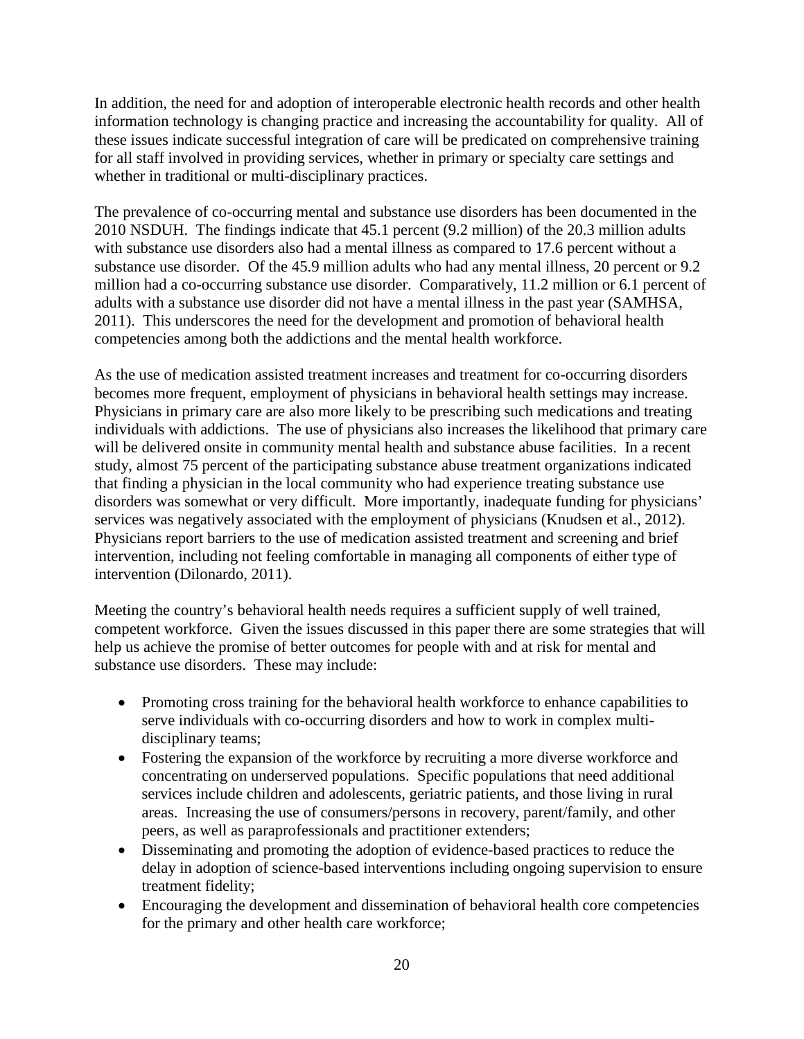In addition, the need for and adoption of interoperable electronic health records and other health information technology is changing practice and increasing the accountability for quality. All of these issues indicate successful integration of care will be predicated on comprehensive training for all staff involved in providing services, whether in primary or specialty care settings and whether in traditional or multi-disciplinary practices.

The prevalence of co-occurring mental and substance use disorders has been documented in the 2010 NSDUH. The findings indicate that 45.1 percent (9.2 million) of the 20.3 million adults with substance use disorders also had a mental illness as compared to 17.6 percent without a substance use disorder. Of the 45.9 million adults who had any mental illness, 20 percent or 9.2 million had a co-occurring substance use disorder. Comparatively, 11.2 million or 6.1 percent of adults with a substance use disorder did not have a mental illness in the past year (SAMHSA, 2011). This underscores the need for the development and promotion of behavioral health competencies among both the addictions and the mental health workforce.

As the use of medication assisted treatment increases and treatment for co-occurring disorders becomes more frequent, employment of physicians in behavioral health settings may increase. Physicians in primary care are also more likely to be prescribing such medications and treating individuals with addictions. The use of physicians also increases the likelihood that primary care will be delivered onsite in community mental health and substance abuse facilities. In a recent study, almost 75 percent of the participating substance abuse treatment organizations indicated that finding a physician in the local community who had experience treating substance use disorders was somewhat or very difficult. More importantly, inadequate funding for physicians' services was negatively associated with the employment of physicians (Knudsen et al., 2012). Physicians report barriers to the use of medication assisted treatment and screening and brief intervention, including not feeling comfortable in managing all components of either type of intervention (Dilonardo, 2011).

Meeting the country's behavioral health needs requires a sufficient supply of well trained, competent workforce. Given the issues discussed in this paper there are some strategies that will help us achieve the promise of better outcomes for people with and at risk for mental and substance use disorders. These may include:

- Promoting cross training for the behavioral health workforce to enhance capabilities to serve individuals with co-occurring disorders and how to work in complex multi-disciplinary teams;
- Fostering the expansion of the workforce by recruiting a more diverse workforce and concentrating on underserved populations. Specific populations that need additional services include children and adolescents, geriatric patients, and those living in rural areas. Increasing the use of consumers/persons in recovery, parent/family, and other peers, as well as paraprofessionals and practitioner extenders;
- Disseminating and promoting the adoption of evidence-based practices to reduce the delay in adoption of science-based interventions including ongoing supervision to ensure treatment fidelity;
- Encouraging the development and dissemination of behavioral health core competencies for the primary and other health care workforce;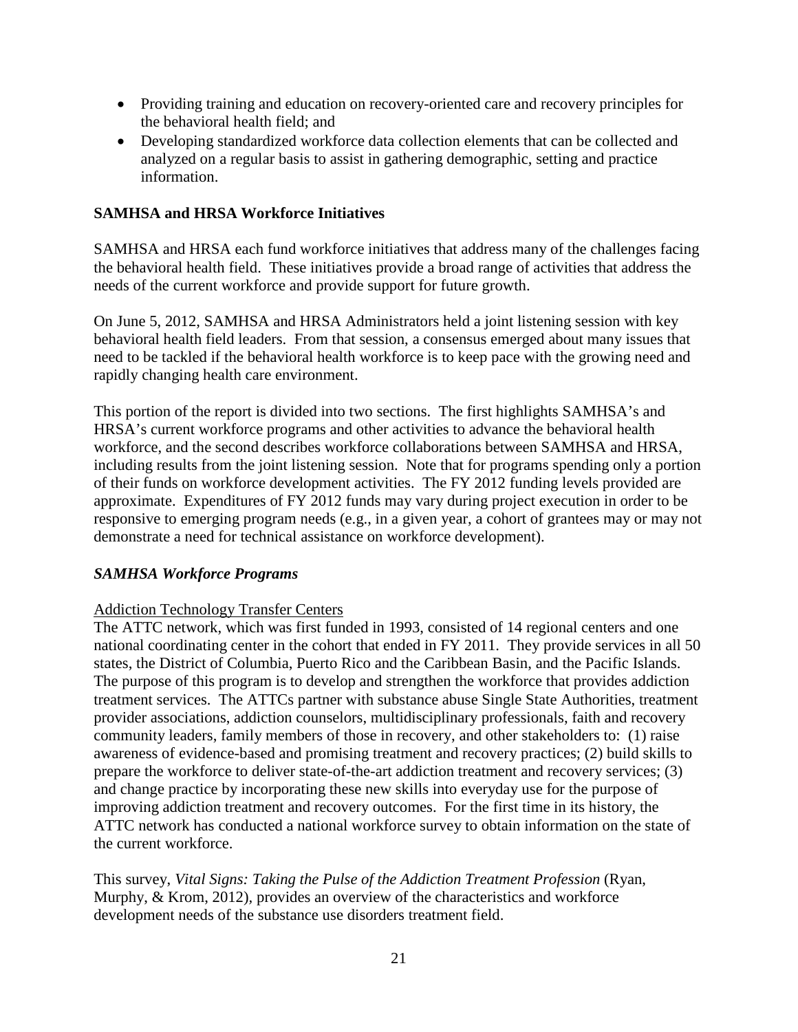- Providing training and education on recovery-oriented care and recovery principles for the behavioral health field; and
- Developing standardized workforce data collection elements that can be collected and analyzed on a regular basis to assist in gathering demographic, setting and practice information.

**SAMHSA and HRSA Workforce Initiatives**

SAMHSA and HRSA each fund workforce initiatives that address many of the challenges facing the behavioral health field. These initiatives provide a broad range of activities that address the needs of the current workforce and provide support for future growth.

On June 5, 2012, SAMHSA and HRSA Administrators held a joint listening session with key behavioral health field leaders. From that session, a consensus emerged about many issues that need to be tackled if the behavioral health workforce is to keep pace with the growing need and rapidly changing health care environment.

This portion of the report is divided into two sections. The first highlights SAMHSA's and HRSA's current workforce programs and other activities to advance the behavioral health workforce, and the second describes workforce collaborations between SAMHSA and HRSA, including results from the joint listening session. Note that for programs spending only a portion of their funds on workforce development activities. The FY 2012 funding levels provided are approximate. Expenditures of FY 2012 funds may vary during project execution in order to be responsive to emerging program needs (e.g., in a given year, a cohort of grantees may or may not demonstrate a need for technical assistance on workforce development).

***SAMHSA Workforce Programs***

<u>Addiction Technology Transfer Centers</u>
The ATTC network, which was first funded in 1993, consisted of 14 regional centers and one national coordinating center in the cohort that ended in FY 2011. They provide services in all 50 states, the District of Columbia, Puerto Rico and the Caribbean Basin, and the Pacific Islands. The purpose of this program is to develop and strengthen the workforce that provides addiction treatment services. The ATTCs partner with substance abuse Single State Authorities, treatment provider associations, addiction counselors, multidisciplinary professionals, faith and recovery community leaders, family members of those in recovery, and other stakeholders to: (1) raise awareness of evidence-based and promising treatment and recovery practices; (2) build skills to prepare the workforce to deliver state-of-the-art addiction treatment and recovery services; (3) and change practice by incorporating these new skills into everyday use for the purpose of improving addiction treatment and recovery outcomes. For the first time in its history, the ATTC network has conducted a national workforce survey to obtain information on the state of the current workforce.

This survey, *Vital Signs: Taking the Pulse of the Addiction Treatment Profession* (Ryan, Murphy, & Krom, 2012), provides an overview of the characteristics and workforce development needs of the substance use disorders treatment field.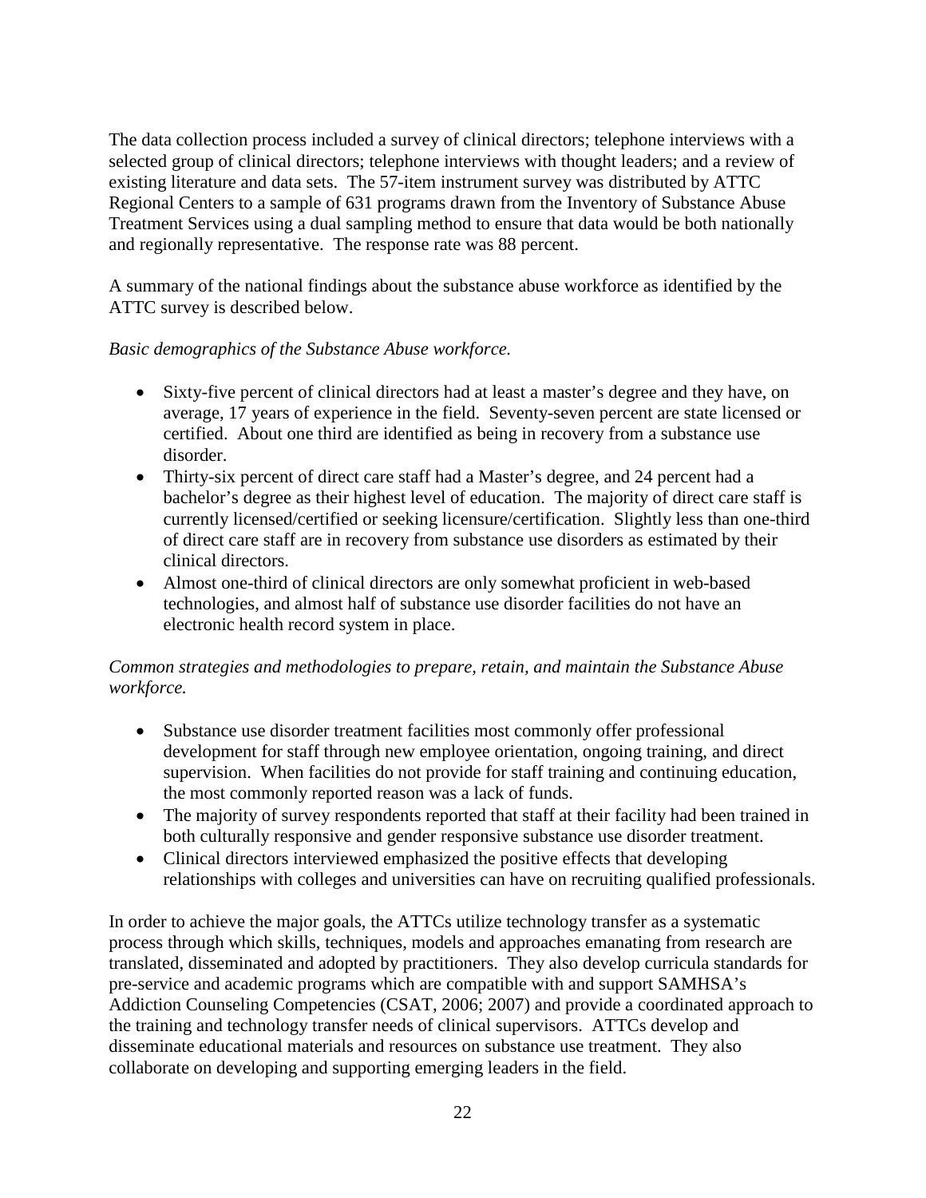The data collection process included a survey of clinical directors; telephone interviews with a selected group of clinical directors; telephone interviews with thought leaders; and a review of existing literature and data sets. The 57-item instrument survey was distributed by ATTC Regional Centers to a sample of 631 programs drawn from the Inventory of Substance Abuse Treatment Services using a dual sampling method to ensure that data would be both nationally and regionally representative. The response rate was 88 percent.

A summary of the national findings about the substance abuse workforce as identified by the ATTC survey is described below.

*Basic demographics of the Substance Abuse workforce.*

- Sixty-five percent of clinical directors had at least a master's degree and they have, on average, 17 years of experience in the field. Seventy-seven percent are state licensed or certified. About one third are identified as being in recovery from a substance use disorder.
- Thirty-six percent of direct care staff had a Master's degree, and 24 percent had a bachelor's degree as their highest level of education. The majority of direct care staff is currently licensed/certified or seeking licensure/certification. Slightly less than one-third of direct care staff are in recovery from substance use disorders as estimated by their clinical directors.
- Almost one-third of clinical directors are only somewhat proficient in web-based technologies, and almost half of substance use disorder facilities do not have an electronic health record system in place.

*Common strategies and methodologies to prepare, retain, and maintain the Substance Abuse workforce.*

- Substance use disorder treatment facilities most commonly offer professional development for staff through new employee orientation, ongoing training, and direct supervision. When facilities do not provide for staff training and continuing education, the most commonly reported reason was a lack of funds.
- The majority of survey respondents reported that staff at their facility had been trained in both culturally responsive and gender responsive substance use disorder treatment.
- Clinical directors interviewed emphasized the positive effects that developing relationships with colleges and universities can have on recruiting qualified professionals.

In order to achieve the major goals, the ATTCs utilize technology transfer as a systematic process through which skills, techniques, models and approaches emanating from research are translated, disseminated and adopted by practitioners. They also develop curricula standards for pre-service and academic programs which are compatible with and support SAMHSA's Addiction Counseling Competencies (CSAT, 2006; 2007) and provide a coordinated approach to the training and technology transfer needs of clinical supervisors. ATTCs develop and disseminate educational materials and resources on substance use treatment. They also collaborate on developing and supporting emerging leaders in the field.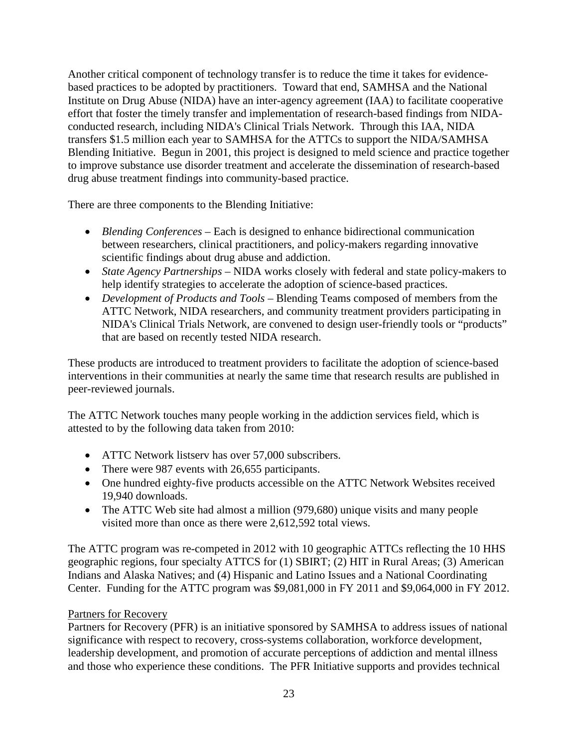Another critical component of technology transfer is to reduce the time it takes for evidence-based practices to be adopted by practitioners. Toward that end, SAMHSA and the National Institute on Drug Abuse (NIDA) have an inter-agency agreement (IAA) to facilitate cooperative effort that foster the timely transfer and implementation of research-based findings from NIDA-conducted research, including NIDA's Clinical Trials Network. Through this IAA, NIDA transfers $1.5 million each year to SAMHSA for the ATTCs to support the NIDA/SAMHSA Blending Initiative. Begun in 2001, this project is designed to meld science and practice together to improve substance use disorder treatment and accelerate the dissemination of research-based drug abuse treatment findings into community-based practice.

There are three components to the Blending Initiative:

- *Blending Conferences* – Each is designed to enhance bidirectional communication between researchers, clinical practitioners, and policy-makers regarding innovative scientific findings about drug abuse and addiction.
- *State Agency Partnerships* – NIDA works closely with federal and state policy-makers to help identify strategies to accelerate the adoption of science-based practices.
- *Development of Products and Tools* – Blending Teams composed of members from the ATTC Network, NIDA researchers, and community treatment providers participating in NIDA's Clinical Trials Network, are convened to design user-friendly tools or "products" that are based on recently tested NIDA research.

These products are introduced to treatment providers to facilitate the adoption of science-based interventions in their communities at nearly the same time that research results are published in peer-reviewed journals.

The ATTC Network touches many people working in the addiction services field, which is attested to by the following data taken from 2010:

- ATTC Network listserv has over 57,000 subscribers.
- There were 987 events with 26,655 participants.
- One hundred eighty-five products accessible on the ATTC Network Websites received 19,940 downloads.
- The ATTC Web site had almost a million (979,680) unique visits and many people visited more than once as there were 2,612,592 total views.

The ATTC program was re-competed in 2012 with 10 geographic ATTCs reflecting the 10 HHS geographic regions, four specialty ATTCS for (1) SBIRT; (2) HIT in Rural Areas; (3) American Indians and Alaska Natives; and (4) Hispanic and Latino Issues and a National Coordinating Center. Funding for the ATTC program was $9,081,000 in FY 2011 and $9,064,000 in FY 2012.

Partners for Recovery

Partners for Recovery (PFR) is an initiative sponsored by SAMHSA to address issues of national significance with respect to recovery, cross-systems collaboration, workforce development, leadership development, and promotion of accurate perceptions of addiction and mental illness and those who experience these conditions. The PFR Initiative supports and provides technical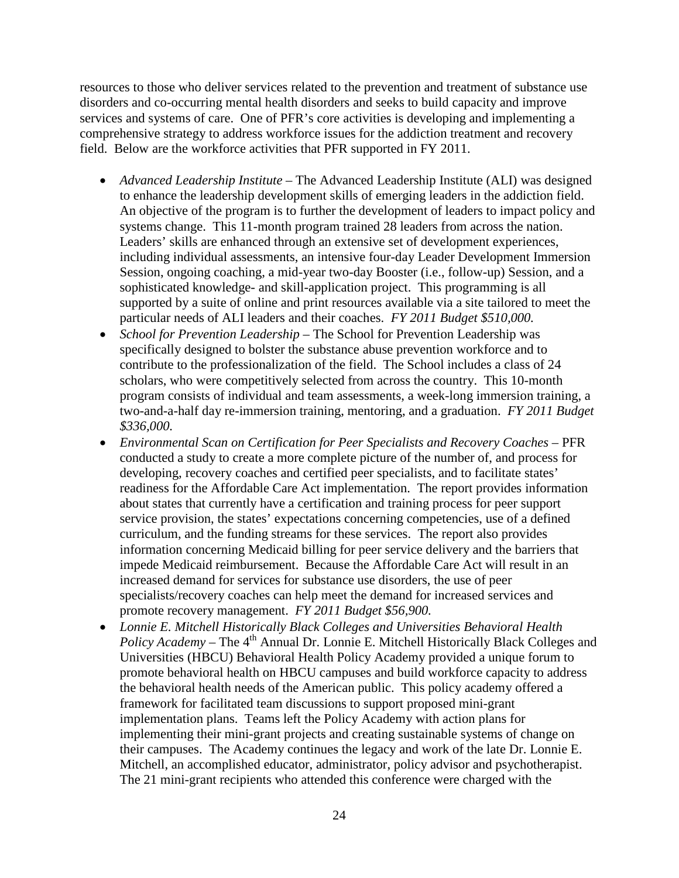resources to those who deliver services related to the prevention and treatment of substance use disorders and co-occurring mental health disorders and seeks to build capacity and improve services and systems of care. One of PFR's core activities is developing and implementing a comprehensive strategy to address workforce issues for the addiction treatment and recovery field. Below are the workforce activities that PFR supported in FY 2011.

- *Advanced Leadership Institute* – The Advanced Leadership Institute (ALI) was designed to enhance the leadership development skills of emerging leaders in the addiction field. An objective of the program is to further the development of leaders to impact policy and systems change. This 11-month program trained 28 leaders from across the nation. Leaders' skills are enhanced through an extensive set of development experiences, including individual assessments, an intensive four-day Leader Development Immersion Session, ongoing coaching, a mid-year two-day Booster (i.e., follow-up) Session, and a sophisticated knowledge- and skill-application project. This programming is all supported by a suite of online and print resources available via a site tailored to meet the particular needs of ALI leaders and their coaches. *FY 2011 Budget $510,000.*
- *School for Prevention Leadership* – The School for Prevention Leadership was specifically designed to bolster the substance abuse prevention workforce and to contribute to the professionalization of the field. The School includes a class of 24 scholars, who were competitively selected from across the country. This 10-month program consists of individual and team assessments, a week-long immersion training, a two-and-a-half day re-immersion training, mentoring, and a graduation. *FY 2011 Budget $336,000.*
- *Environmental Scan on Certification for Peer Specialists and Recovery Coaches* – PFR conducted a study to create a more complete picture of the number of, and process for developing, recovery coaches and certified peer specialists, and to facilitate states' readiness for the Affordable Care Act implementation. The report provides information about states that currently have a certification and training process for peer support service provision, the states' expectations concerning competencies, use of a defined curriculum, and the funding streams for these services. The report also provides information concerning Medicaid billing for peer service delivery and the barriers that impede Medicaid reimbursement. Because the Affordable Care Act will result in an increased demand for services for substance use disorders, the use of peer specialists/recovery coaches can help meet the demand for increased services and promote recovery management. *FY 2011 Budget $56,900.*
- *Lonnie E. Mitchell Historically Black Colleges and Universities Behavioral Health Policy Academy* – The 4th Annual Dr. Lonnie E. Mitchell Historically Black Colleges and Universities (HBCU) Behavioral Health Policy Academy provided a unique forum to promote behavioral health on HBCU campuses and build workforce capacity to address the behavioral health needs of the American public. This policy academy offered a framework for facilitated team discussions to support proposed mini-grant implementation plans. Teams left the Policy Academy with action plans for implementing their mini-grant projects and creating sustainable systems of change on their campuses. The Academy continues the legacy and work of the late Dr. Lonnie E. Mitchell, an accomplished educator, administrator, policy advisor and psychotherapist. The 21 mini-grant recipients who attended this conference were charged with the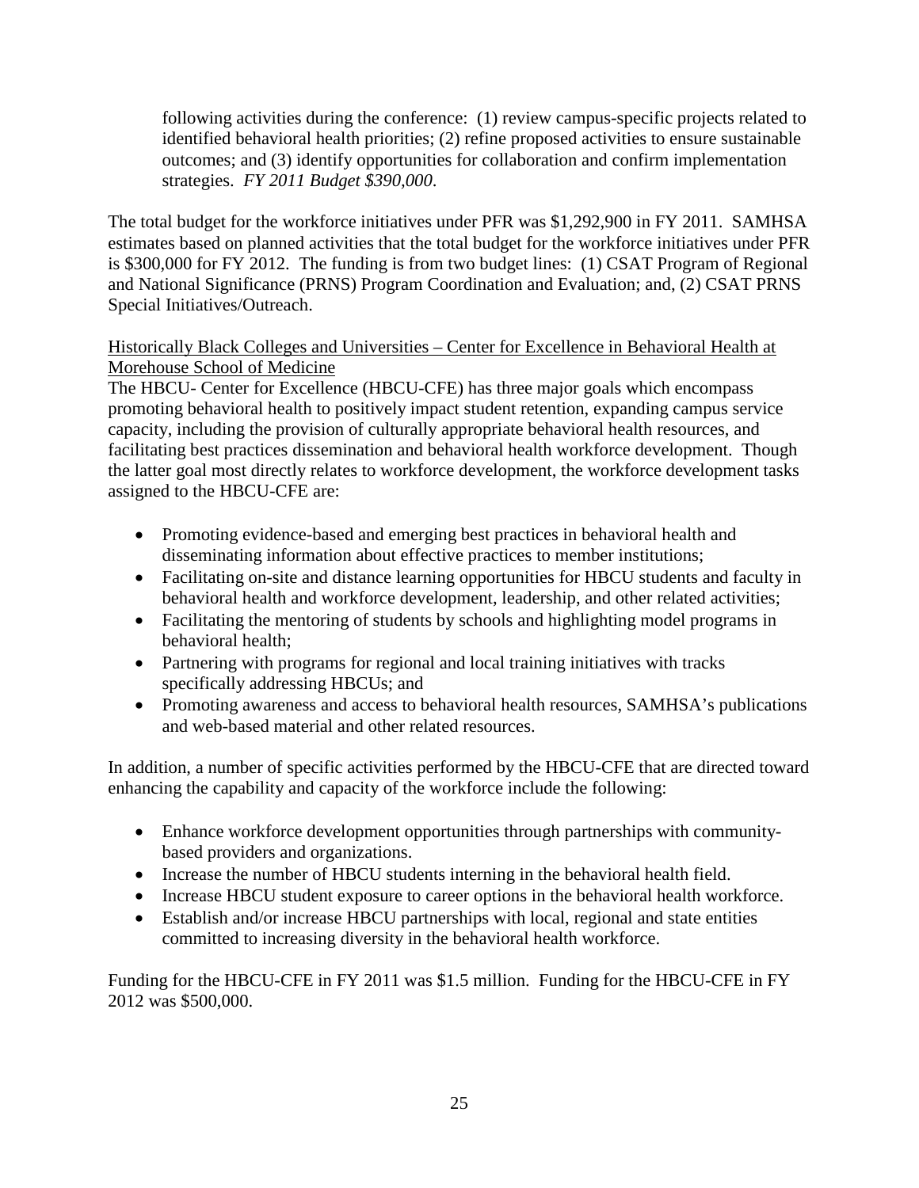following activities during the conference: (1) review campus-specific projects related to identified behavioral health priorities; (2) refine proposed activities to ensure sustainable outcomes; and (3) identify opportunities for collaboration and confirm implementation strategies. *FY 2011 Budget $390,000*.

The total budget for the workforce initiatives under PFR was $1,292,900 in FY 2011. SAMHSA estimates based on planned activities that the total budget for the workforce initiatives under PFR is $300,000 for FY 2012. The funding is from two budget lines: (1) CSAT Program of Regional and National Significance (PRNS) Program Coordination and Evaluation; and, (2) CSAT PRNS Special Initiatives/Outreach.

<u>Historically Black Colleges and Universities – Center for Excellence in Behavioral Health at Morehouse School of Medicine</u>

The HBCU- Center for Excellence (HBCU-CFE) has three major goals which encompass promoting behavioral health to positively impact student retention, expanding campus service capacity, including the provision of culturally appropriate behavioral health resources, and facilitating best practices dissemination and behavioral health workforce development. Though the latter goal most directly relates to workforce development, the workforce development tasks assigned to the HBCU-CFE are:

- Promoting evidence-based and emerging best practices in behavioral health and disseminating information about effective practices to member institutions;
- Facilitating on-site and distance learning opportunities for HBCU students and faculty in behavioral health and workforce development, leadership, and other related activities;
- Facilitating the mentoring of students by schools and highlighting model programs in behavioral health;
- Partnering with programs for regional and local training initiatives with tracks specifically addressing HBCUs; and
- Promoting awareness and access to behavioral health resources, SAMHSA's publications and web-based material and other related resources.

In addition, a number of specific activities performed by the HBCU-CFE that are directed toward enhancing the capability and capacity of the workforce include the following:

- Enhance workforce development opportunities through partnerships with community-based providers and organizations.
- Increase the number of HBCU students interning in the behavioral health field.
- Increase HBCU student exposure to career options in the behavioral health workforce.
- Establish and/or increase HBCU partnerships with local, regional and state entities committed to increasing diversity in the behavioral health workforce.

Funding for the HBCU-CFE in FY 2011 was $1.5 million. Funding for the HBCU-CFE in FY 2012 was $500,000.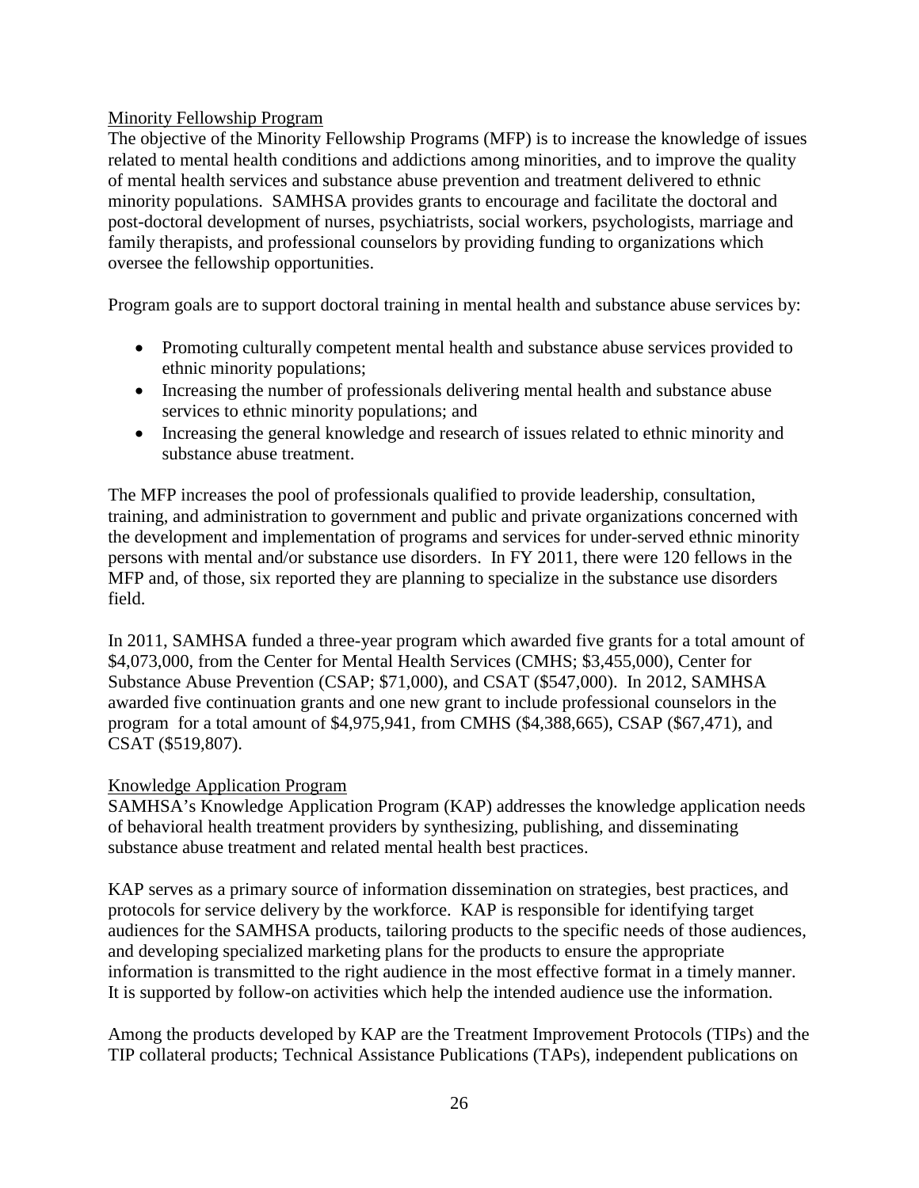## Minority Fellowship Program

The objective of the Minority Fellowship Programs (MFP) is to increase the knowledge of issues related to mental health conditions and addictions among minorities, and to improve the quality of mental health services and substance abuse prevention and treatment delivered to ethnic minority populations. SAMHSA provides grants to encourage and facilitate the doctoral and post-doctoral development of nurses, psychiatrists, social workers, psychologists, marriage and family therapists, and professional counselors by providing funding to organizations which oversee the fellowship opportunities.

Program goals are to support doctoral training in mental health and substance abuse services by:

- Promoting culturally competent mental health and substance abuse services provided to ethnic minority populations;
- Increasing the number of professionals delivering mental health and substance abuse services to ethnic minority populations; and
- Increasing the general knowledge and research of issues related to ethnic minority and substance abuse treatment.

The MFP increases the pool of professionals qualified to provide leadership, consultation, training, and administration to government and public and private organizations concerned with the development and implementation of programs and services for under-served ethnic minority persons with mental and/or substance use disorders. In FY 2011, there were 120 fellows in the MFP and, of those, six reported they are planning to specialize in the substance use disorders field.

In 2011, SAMHSA funded a three-year program which awarded five grants for a total amount of \$4,073,000, from the Center for Mental Health Services (CMHS; \$3,455,000), Center for Substance Abuse Prevention (CSAP; \$71,000), and CSAT (\$547,000). In 2012, SAMHSA awarded five continuation grants and one new grant to include professional counselors in the program for a total amount of \$4,975,941, from CMHS (\$4,388,665), CSAP (\$67,471), and CSAT (\$519,807).

## Knowledge Application Program

SAMHSA's Knowledge Application Program (KAP) addresses the knowledge application needs of behavioral health treatment providers by synthesizing, publishing, and disseminating substance abuse treatment and related mental health best practices.

KAP serves as a primary source of information dissemination on strategies, best practices, and protocols for service delivery by the workforce. KAP is responsible for identifying target audiences for the SAMHSA products, tailoring products to the specific needs of those audiences, and developing specialized marketing plans for the products to ensure the appropriate information is transmitted to the right audience in the most effective format in a timely manner. It is supported by follow-on activities which help the intended audience use the information.

Among the products developed by KAP are the Treatment Improvement Protocols (TIPs) and the TIP collateral products; Technical Assistance Publications (TAPs), independent publications on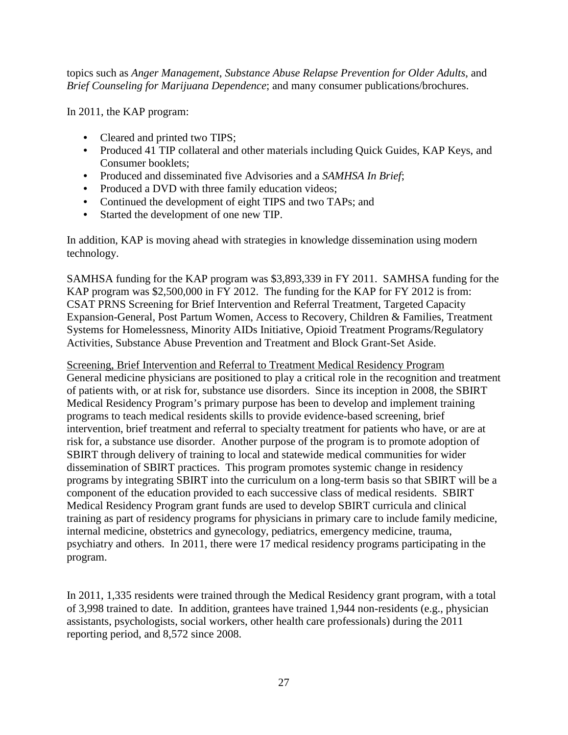topics such as *Anger Management*, *Substance Abuse Relapse Prevention for Older Adults*, and *Brief Counseling for Marijuana Dependence*; and many consumer publications/brochures.

In 2011, the KAP program:

- Cleared and printed two TIPS;
- Produced 41 TIP collateral and other materials including Quick Guides, KAP Keys, and Consumer booklets;
- Produced and disseminated five Advisories and a *SAMHSA In Brief*;
- Produced a DVD with three family education videos;
- Continued the development of eight TIPS and two TAPs; and
- Started the development of one new TIP.

In addition, KAP is moving ahead with strategies in knowledge dissemination using modern technology.

SAMHSA funding for the KAP program was $3,893,339 in FY 2011. SAMHSA funding for the KAP program was $2,500,000 in FY 2012. The funding for the KAP for FY 2012 is from: CSAT PRNS Screening for Brief Intervention and Referral Treatment, Targeted Capacity Expansion-General, Post Partum Women, Access to Recovery, Children & Families, Treatment Systems for Homelessness, Minority AIDs Initiative, Opioid Treatment Programs/Regulatory Activities, Substance Abuse Prevention and Treatment and Block Grant-Set Aside.

Screening, Brief Intervention and Referral to Treatment Medical Residency Program

General medicine physicians are positioned to play a critical role in the recognition and treatment of patients with, or at risk for, substance use disorders. Since its inception in 2008, the SBIRT Medical Residency Program's primary purpose has been to develop and implement training programs to teach medical residents skills to provide evidence-based screening, brief intervention, brief treatment and referral to specialty treatment for patients who have, or are at risk for, a substance use disorder. Another purpose of the program is to promote adoption of SBIRT through delivery of training to local and statewide medical communities for wider dissemination of SBIRT practices. This program promotes systemic change in residency programs by integrating SBIRT into the curriculum on a long-term basis so that SBIRT will be a component of the education provided to each successive class of medical residents. SBIRT Medical Residency Program grant funds are used to develop SBIRT curricula and clinical training as part of residency programs for physicians in primary care to include family medicine, internal medicine, obstetrics and gynecology, pediatrics, emergency medicine, trauma, psychiatry and others. In 2011, there were 17 medical residency programs participating in the program.

In 2011, 1,335 residents were trained through the Medical Residency grant program, with a total of 3,998 trained to date. In addition, grantees have trained 1,944 non-residents (e.g., physician assistants, psychologists, social workers, other health care professionals) during the 2011 reporting period, and 8,572 since 2008.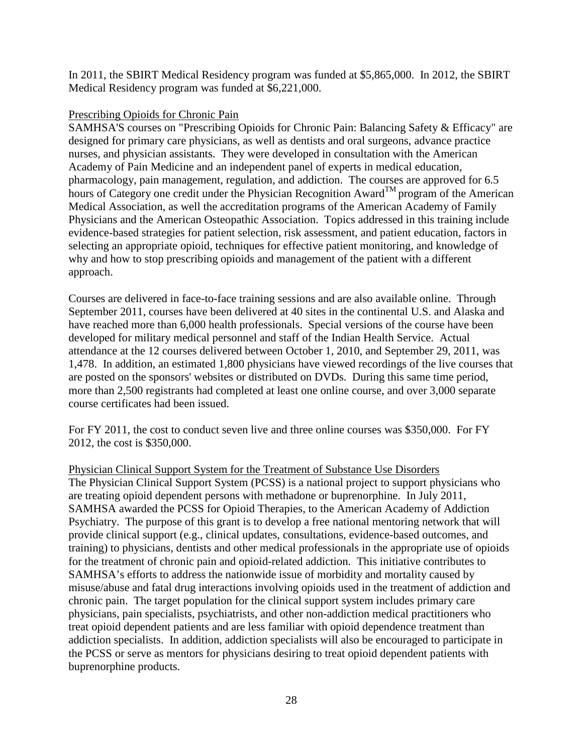In 2011, the SBIRT Medical Residency program was funded at $5,865,000. In 2012, the SBIRT Medical Residency program was funded at $6,221,000.

Prescribing Opioids for Chronic Pain

SAMHSA'S courses on "Prescribing Opioids for Chronic Pain: Balancing Safety & Efficacy" are designed for primary care physicians, as well as dentists and oral surgeons, advance practice nurses, and physician assistants. They were developed in consultation with the American Academy of Pain Medicine and an independent panel of experts in medical education, pharmacology, pain management, regulation, and addiction. The courses are approved for 6.5 hours of Category one credit under the Physician Recognition Award™ program of the American Medical Association, as well the accreditation programs of the American Academy of Family Physicians and the American Osteopathic Association. Topics addressed in this training include evidence-based strategies for patient selection, risk assessment, and patient education, factors in selecting an appropriate opioid, techniques for effective patient monitoring, and knowledge of why and how to stop prescribing opioids and management of the patient with a different approach.

Courses are delivered in face-to-face training sessions and are also available online. Through September 2011, courses have been delivered at 40 sites in the continental U.S. and Alaska and have reached more than 6,000 health professionals. Special versions of the course have been developed for military medical personnel and staff of the Indian Health Service. Actual attendance at the 12 courses delivered between October 1, 2010, and September 29, 2011, was 1,478. In addition, an estimated 1,800 physicians have viewed recordings of the live courses that are posted on the sponsors' websites or distributed on DVDs. During this same time period, more than 2,500 registrants had completed at least one online course, and over 3,000 separate course certificates had been issued.

For FY 2011, the cost to conduct seven live and three online courses was $350,000. For FY 2012, the cost is $350,000.

Physician Clinical Support System for the Treatment of Substance Use Disorders

The Physician Clinical Support System (PCSS) is a national project to support physicians who are treating opioid dependent persons with methadone or buprenorphine. In July 2011, SAMHSA awarded the PCSS for Opioid Therapies, to the American Academy of Addiction Psychiatry. The purpose of this grant is to develop a free national mentoring network that will provide clinical support (e.g., clinical updates, consultations, evidence-based outcomes, and training) to physicians, dentists and other medical professionals in the appropriate use of opioids for the treatment of chronic pain and opioid-related addiction. This initiative contributes to SAMHSA's efforts to address the nationwide issue of morbidity and mortality caused by misuse/abuse and fatal drug interactions involving opioids used in the treatment of addiction and chronic pain. The target population for the clinical support system includes primary care physicians, pain specialists, psychiatrists, and other non-addiction medical practitioners who treat opioid dependent patients and are less familiar with opioid dependence treatment than addiction specialists. In addition, addiction specialists will also be encouraged to participate in the PCSS or serve as mentors for physicians desiring to treat opioid dependent patients with buprenorphine products.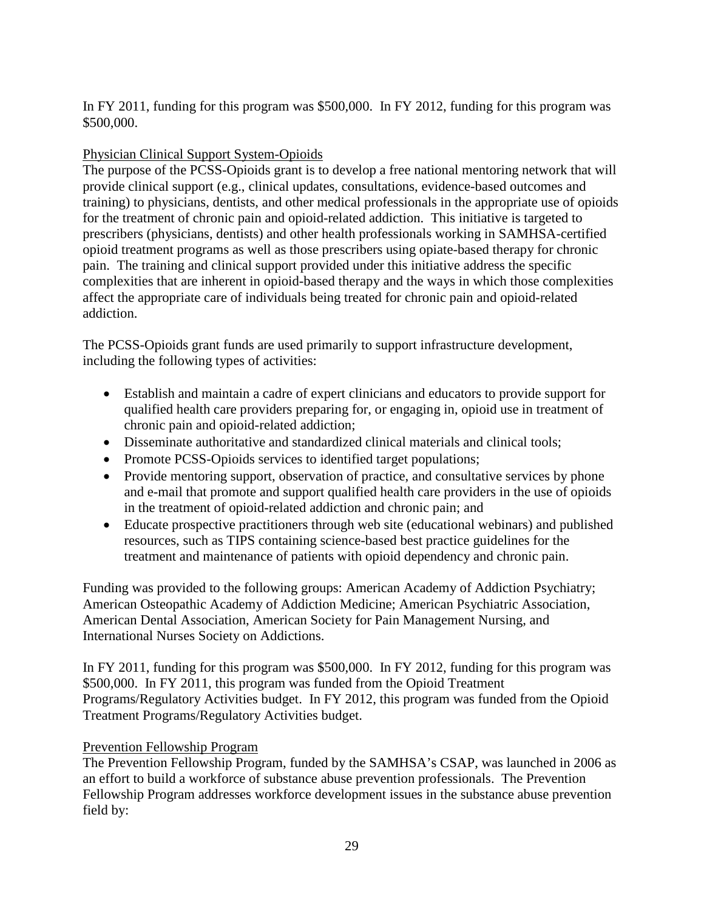In FY 2011, funding for this program was \$500,000. In FY 2012, funding for this program was \$500,000.

<u>Physician Clinical Support System-Opioids</u>

The purpose of the PCSS-Opioids grant is to develop a free national mentoring network that will provide clinical support (e.g., clinical updates, consultations, evidence-based outcomes and training) to physicians, dentists, and other medical professionals in the appropriate use of opioids for the treatment of chronic pain and opioid-related addiction. This initiative is targeted to prescribers (physicians, dentists) and other health professionals working in SAMHSA-certified opioid treatment programs as well as those prescribers using opiate-based therapy for chronic pain. The training and clinical support provided under this initiative address the specific complexities that are inherent in opioid-based therapy and the ways in which those complexities affect the appropriate care of individuals being treated for chronic pain and opioid-related addiction.

The PCSS-Opioids grant funds are used primarily to support infrastructure development, including the following types of activities:

- Establish and maintain a cadre of expert clinicians and educators to provide support for qualified health care providers preparing for, or engaging in, opioid use in treatment of chronic pain and opioid-related addiction;
- Disseminate authoritative and standardized clinical materials and clinical tools;
- Promote PCSS-Opioids services to identified target populations;
- Provide mentoring support, observation of practice, and consultative services by phone and e-mail that promote and support qualified health care providers in the use of opioids in the treatment of opioid-related addiction and chronic pain; and
- Educate prospective practitioners through web site (educational webinars) and published resources, such as TIPS containing science-based best practice guidelines for the treatment and maintenance of patients with opioid dependency and chronic pain.

Funding was provided to the following groups: American Academy of Addiction Psychiatry; American Osteopathic Academy of Addiction Medicine; American Psychiatric Association, American Dental Association, American Society for Pain Management Nursing, and International Nurses Society on Addictions.

In FY 2011, funding for this program was \$500,000. In FY 2012, funding for this program was \$500,000. In FY 2011, this program was funded from the Opioid Treatment Programs/Regulatory Activities budget. In FY 2012, this program was funded from the Opioid Treatment Programs/Regulatory Activities budget.

<u>Prevention Fellowship Program</u>

The Prevention Fellowship Program, funded by the SAMHSA's CSAP, was launched in 2006 as an effort to build a workforce of substance abuse prevention professionals. The Prevention Fellowship Program addresses workforce development issues in the substance abuse prevention field by: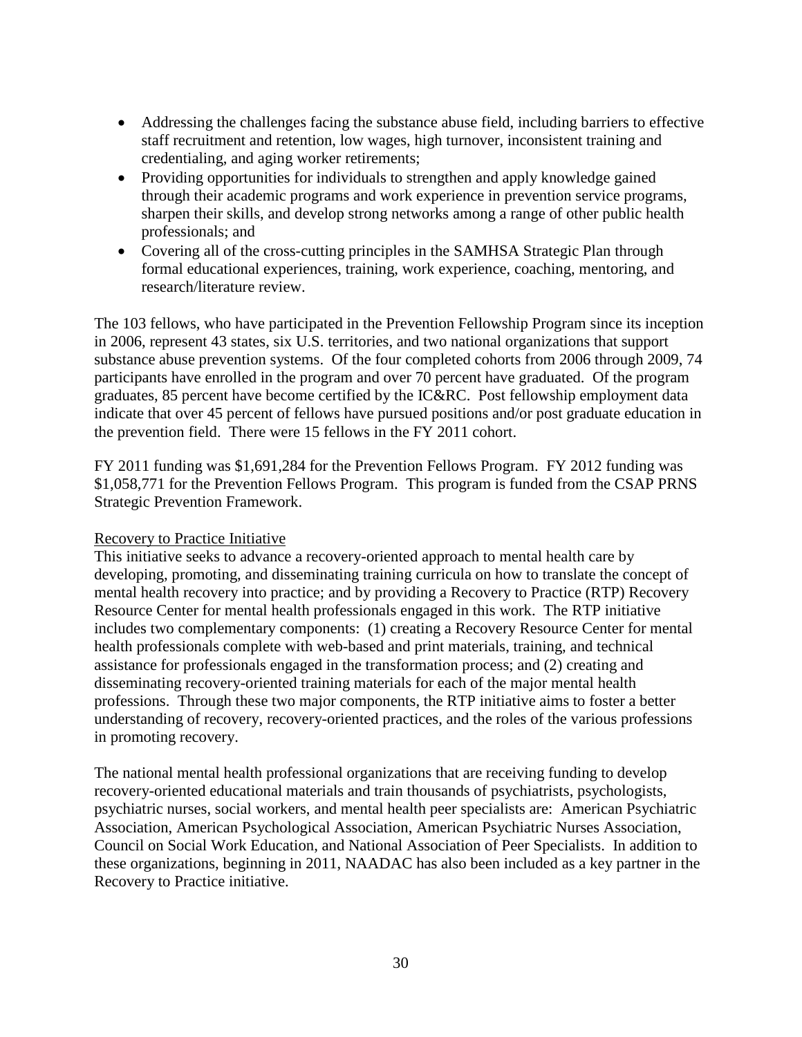- Addressing the challenges facing the substance abuse field, including barriers to effective staff recruitment and retention, low wages, high turnover, inconsistent training and credentialing, and aging worker retirements;
- Providing opportunities for individuals to strengthen and apply knowledge gained through their academic programs and work experience in prevention service programs, sharpen their skills, and develop strong networks among a range of other public health professionals; and
- Covering all of the cross-cutting principles in the SAMHSA Strategic Plan through formal educational experiences, training, work experience, coaching, mentoring, and research/literature review.

The 103 fellows, who have participated in the Prevention Fellowship Program since its inception in 2006, represent 43 states, six U.S. territories, and two national organizations that support substance abuse prevention systems. Of the four completed cohorts from 2006 through 2009, 74 participants have enrolled in the program and over 70 percent have graduated. Of the program graduates, 85 percent have become certified by the IC&RC. Post fellowship employment data indicate that over 45 percent of fellows have pursued positions and/or post graduate education in the prevention field. There were 15 fellows in the FY 2011 cohort.

FY 2011 funding was $1,691,284 for the Prevention Fellows Program. FY 2012 funding was $1,058,771 for the Prevention Fellows Program. This program is funded from the CSAP PRNS Strategic Prevention Framework.

Recovery to Practice Initiative

This initiative seeks to advance a recovery-oriented approach to mental health care by developing, promoting, and disseminating training curricula on how to translate the concept of mental health recovery into practice; and by providing a Recovery to Practice (RTP) Recovery Resource Center for mental health professionals engaged in this work. The RTP initiative includes two complementary components: (1) creating a Recovery Resource Center for mental health professionals complete with web-based and print materials, training, and technical assistance for professionals engaged in the transformation process; and (2) creating and disseminating recovery-oriented training materials for each of the major mental health professions. Through these two major components, the RTP initiative aims to foster a better understanding of recovery, recovery-oriented practices, and the roles of the various professions in promoting recovery.

The national mental health professional organizations that are receiving funding to develop recovery-oriented educational materials and train thousands of psychiatrists, psychologists, psychiatric nurses, social workers, and mental health peer specialists are: American Psychiatric Association, American Psychological Association, American Psychiatric Nurses Association, Council on Social Work Education, and National Association of Peer Specialists. In addition to these organizations, beginning in 2011, NAADAC has also been included as a key partner in the Recovery to Practice initiative.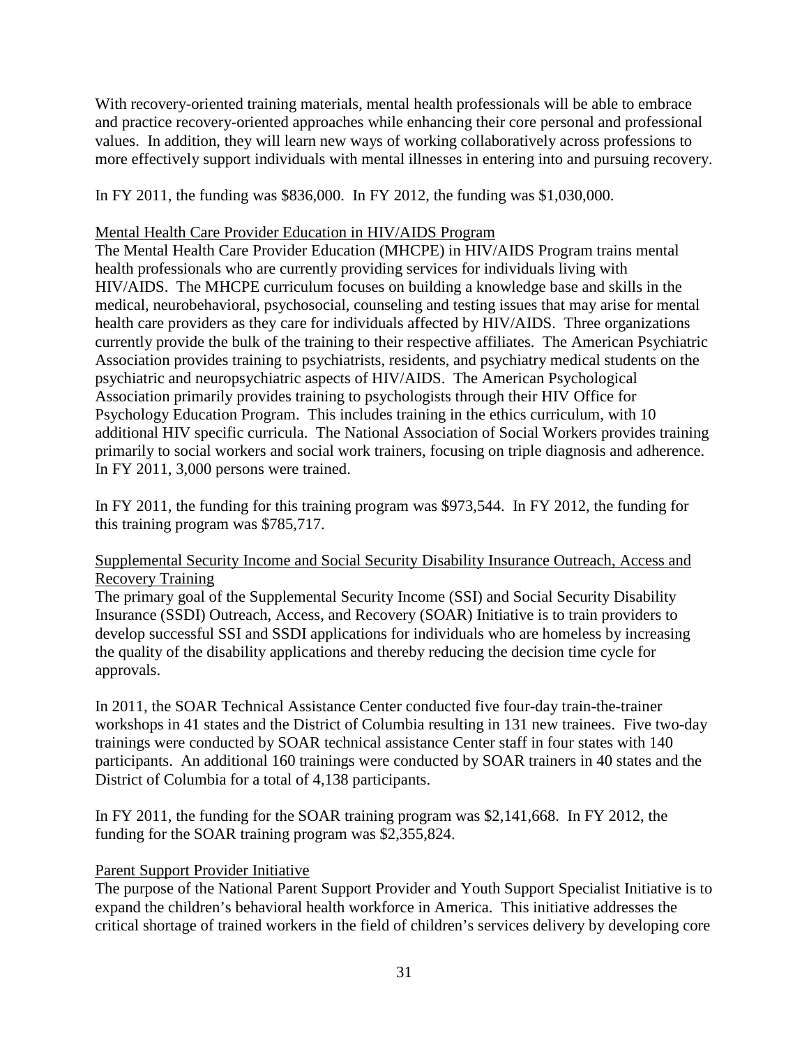With recovery-oriented training materials, mental health professionals will be able to embrace and practice recovery-oriented approaches while enhancing their core personal and professional values. In addition, they will learn new ways of working collaboratively across professions to more effectively support individuals with mental illnesses in entering into and pursuing recovery.

In FY 2011, the funding was $836,000. In FY 2012, the funding was $1,030,000.

<u>Mental Health Care Provider Education in HIV/AIDS Program</u>

The Mental Health Care Provider Education (MHCPE) in HIV/AIDS Program trains mental health professionals who are currently providing services for individuals living with HIV/AIDS. The MHCPE curriculum focuses on building a knowledge base and skills in the medical, neurobehavioral, psychosocial, counseling and testing issues that may arise for mental health care providers as they care for individuals affected by HIV/AIDS. Three organizations currently provide the bulk of the training to their respective affiliates. The American Psychiatric Association provides training to psychiatrists, residents, and psychiatry medical students on the psychiatric and neuropsychiatric aspects of HIV/AIDS. The American Psychological Association primarily provides training to psychologists through their HIV Office for Psychology Education Program. This includes training in the ethics curriculum, with 10 additional HIV specific curricula. The National Association of Social Workers provides training primarily to social workers and social work trainers, focusing on triple diagnosis and adherence. In FY 2011, 3,000 persons were trained.

In FY 2011, the funding for this training program was $973,544. In FY 2012, the funding for this training program was $785,717.

<u>Supplemental Security Income and Social Security Disability Insurance Outreach, Access and Recovery Training</u>

The primary goal of the Supplemental Security Income (SSI) and Social Security Disability Insurance (SSDI) Outreach, Access, and Recovery (SOAR) Initiative is to train providers to develop successful SSI and SSDI applications for individuals who are homeless by increasing the quality of the disability applications and thereby reducing the decision time cycle for approvals.

In 2011, the SOAR Technical Assistance Center conducted five four-day train-the-trainer workshops in 41 states and the District of Columbia resulting in 131 new trainees. Five two-day trainings were conducted by SOAR technical assistance Center staff in four states with 140 participants. An additional 160 trainings were conducted by SOAR trainers in 40 states and the District of Columbia for a total of 4,138 participants.

In FY 2011, the funding for the SOAR training program was $2,141,668. In FY 2012, the funding for the SOAR training program was $2,355,824.

<u>Parent Support Provider Initiative</u>

The purpose of the National Parent Support Provider and Youth Support Specialist Initiative is to expand the children's behavioral health workforce in America. This initiative addresses the critical shortage of trained workers in the field of children's services delivery by developing core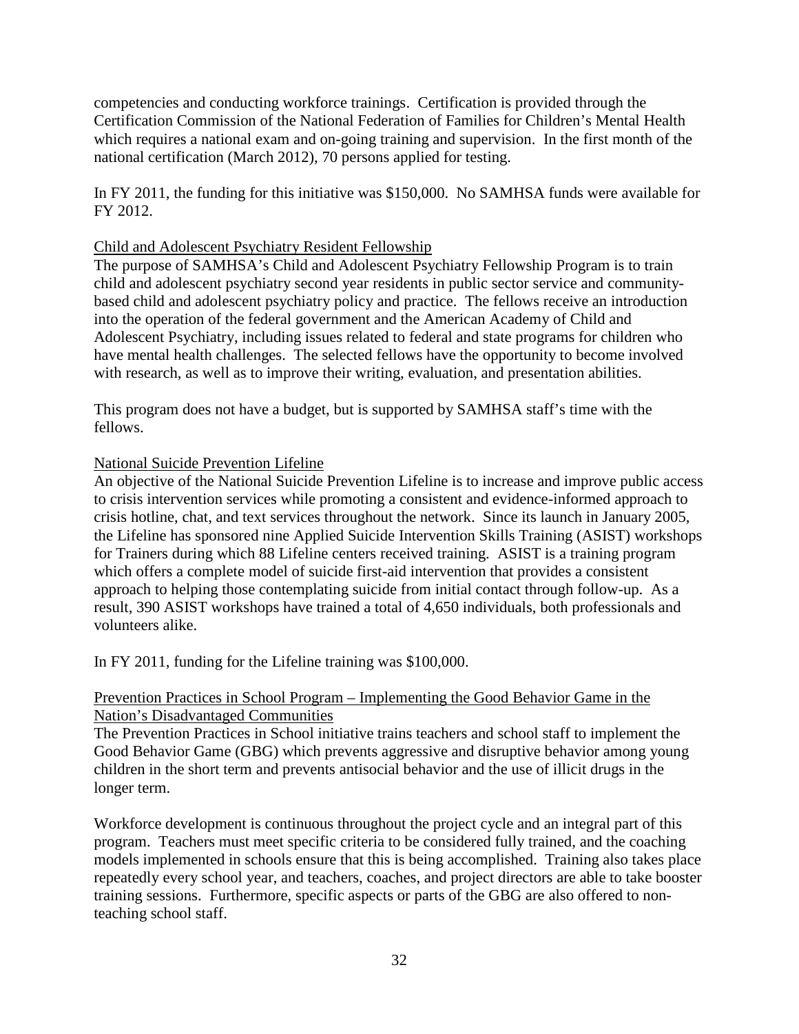competencies and conducting workforce trainings. Certification is provided through the Certification Commission of the National Federation of Families for Children's Mental Health which requires a national exam and on-going training and supervision. In the first month of the national certification (March 2012), 70 persons applied for testing.

In FY 2011, the funding for this initiative was $150,000. No SAMHSA funds were available for FY 2012.

Child and Adolescent Psychiatry Resident Fellowship

The purpose of SAMHSA's Child and Adolescent Psychiatry Fellowship Program is to train child and adolescent psychiatry second year residents in public sector service and community-based child and adolescent psychiatry policy and practice. The fellows receive an introduction into the operation of the federal government and the American Academy of Child and Adolescent Psychiatry, including issues related to federal and state programs for children who have mental health challenges. The selected fellows have the opportunity to become involved with research, as well as to improve their writing, evaluation, and presentation abilities.

This program does not have a budget, but is supported by SAMHSA staff's time with the fellows.

National Suicide Prevention Lifeline

An objective of the National Suicide Prevention Lifeline is to increase and improve public access to crisis intervention services while promoting a consistent and evidence-informed approach to crisis hotline, chat, and text services throughout the network. Since its launch in January 2005, the Lifeline has sponsored nine Applied Suicide Intervention Skills Training (ASIST) workshops for Trainers during which 88 Lifeline centers received training. ASIST is a training program which offers a complete model of suicide first-aid intervention that provides a consistent approach to helping those contemplating suicide from initial contact through follow-up. As a result, 390 ASIST workshops have trained a total of 4,650 individuals, both professionals and volunteers alike.

In FY 2011, funding for the Lifeline training was $100,000.

Prevention Practices in School Program – Implementing the Good Behavior Game in the Nation's Disadvantaged Communities

The Prevention Practices in School initiative trains teachers and school staff to implement the Good Behavior Game (GBG) which prevents aggressive and disruptive behavior among young children in the short term and prevents antisocial behavior and the use of illicit drugs in the longer term.

Workforce development is continuous throughout the project cycle and an integral part of this program. Teachers must meet specific criteria to be considered fully trained, and the coaching models implemented in schools ensure that this is being accomplished. Training also takes place repeatedly every school year, and teachers, coaches, and project directors are able to take booster training sessions. Furthermore, specific aspects or parts of the GBG are also offered to non-teaching school staff.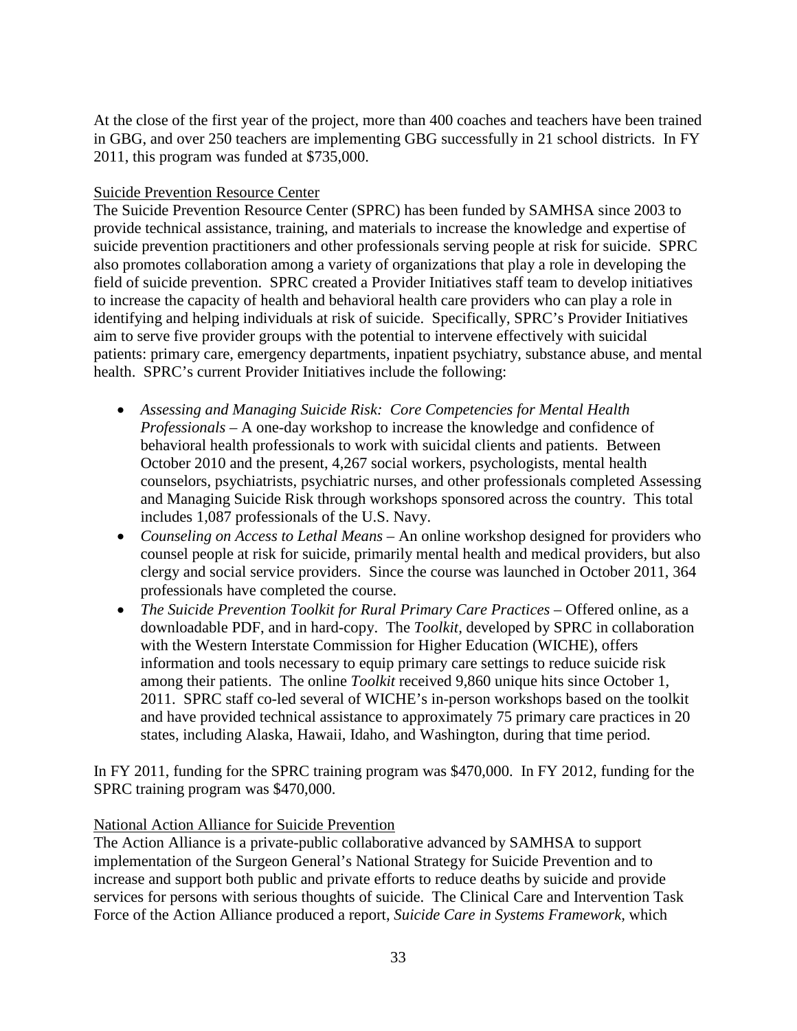At the close of the first year of the project, more than 400 coaches and teachers have been trained in GBG, and over 250 teachers are implementing GBG successfully in 21 school districts. In FY 2011, this program was funded at $735,000.

<u>Suicide Prevention Resource Center</u>

The Suicide Prevention Resource Center (SPRC) has been funded by SAMHSA since 2003 to provide technical assistance, training, and materials to increase the knowledge and expertise of suicide prevention practitioners and other professionals serving people at risk for suicide. SPRC also promotes collaboration among a variety of organizations that play a role in developing the field of suicide prevention. SPRC created a Provider Initiatives staff team to develop initiatives to increase the capacity of health and behavioral health care providers who can play a role in identifying and helping individuals at risk of suicide. Specifically, SPRC's Provider Initiatives aim to serve five provider groups with the potential to intervene effectively with suicidal patients: primary care, emergency departments, inpatient psychiatry, substance abuse, and mental health. SPRC's current Provider Initiatives include the following:

- *Assessing and Managing Suicide Risk: Core Competencies for Mental Health Professionals* – A one-day workshop to increase the knowledge and confidence of behavioral health professionals to work with suicidal clients and patients. Between October 2010 and the present, 4,267 social workers, psychologists, mental health counselors, psychiatrists, psychiatric nurses, and other professionals completed Assessing and Managing Suicide Risk through workshops sponsored across the country. This total includes 1,087 professionals of the U.S. Navy.
- *Counseling on Access to Lethal Means* – An online workshop designed for providers who counsel people at risk for suicide, primarily mental health and medical providers, but also clergy and social service providers. Since the course was launched in October 2011, 364 professionals have completed the course.
- *The Suicide Prevention Toolkit for Rural Primary Care Practices* – Offered online, as a downloadable PDF, and in hard-copy. The *Toolkit,* developed by SPRC in collaboration with the Western Interstate Commission for Higher Education (WICHE), offers information and tools necessary to equip primary care settings to reduce suicide risk among their patients. The online *Toolkit* received 9,860 unique hits since October 1, 2011. SPRC staff co-led several of WICHE's in-person workshops based on the toolkit and have provided technical assistance to approximately 75 primary care practices in 20 states, including Alaska, Hawaii, Idaho, and Washington, during that time period.

In FY 2011, funding for the SPRC training program was $470,000. In FY 2012, funding for the SPRC training program was $470,000.

<u>National Action Alliance for Suicide Prevention</u>

The Action Alliance is a private-public collaborative advanced by SAMHSA to support implementation of the Surgeon General's National Strategy for Suicide Prevention and to increase and support both public and private efforts to reduce deaths by suicide and provide services for persons with serious thoughts of suicide. The Clinical Care and Intervention Task Force of the Action Alliance produced a report, *Suicide Care in Systems Framework,* which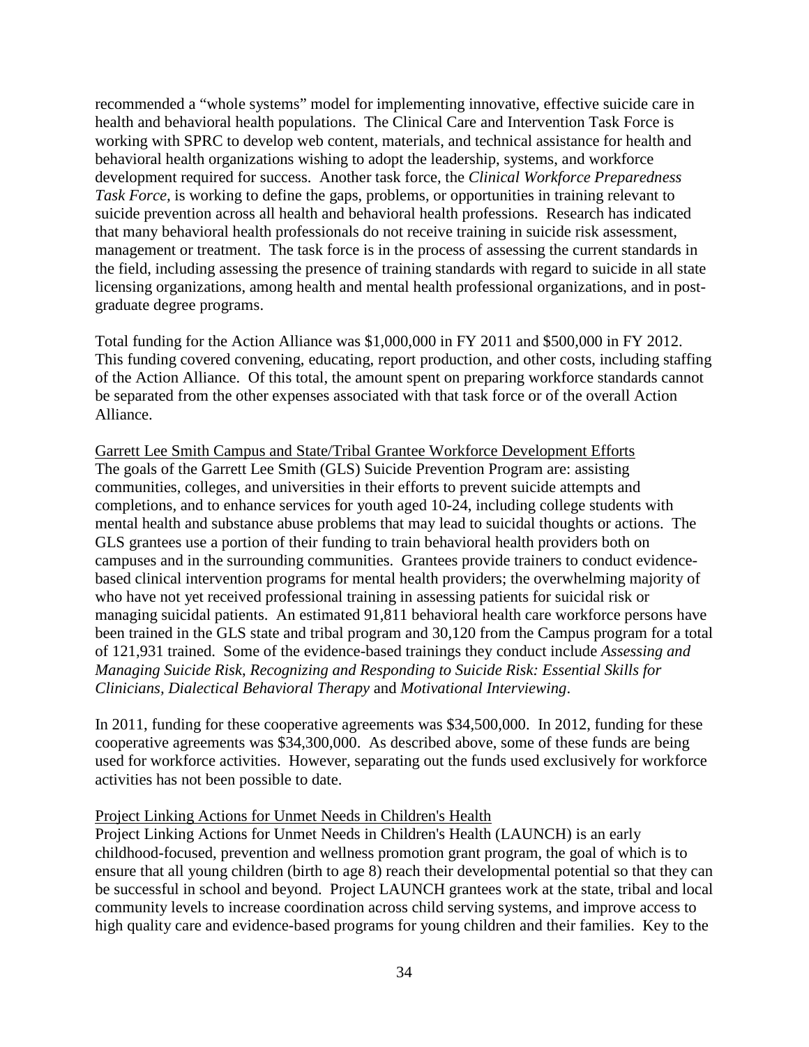recommended a "whole systems" model for implementing innovative, effective suicide care in health and behavioral health populations. The Clinical Care and Intervention Task Force is working with SPRC to develop web content, materials, and technical assistance for health and behavioral health organizations wishing to adopt the leadership, systems, and workforce development required for success. Another task force, the *Clinical Workforce Preparedness Task Force,* is working to define the gaps, problems, or opportunities in training relevant to suicide prevention across all health and behavioral health professions. Research has indicated that many behavioral health professionals do not receive training in suicide risk assessment, management or treatment. The task force is in the process of assessing the current standards in the field, including assessing the presence of training standards with regard to suicide in all state licensing organizations, among health and mental health professional organizations, and in post-graduate degree programs.

Total funding for the Action Alliance was $1,000,000 in FY 2011 and $500,000 in FY 2012. This funding covered convening, educating, report production, and other costs, including staffing of the Action Alliance. Of this total, the amount spent on preparing workforce standards cannot be separated from the other expenses associated with that task force or of the overall Action Alliance.

Garrett Lee Smith Campus and State/Tribal Grantee Workforce Development Efforts

The goals of the Garrett Lee Smith (GLS) Suicide Prevention Program are: assisting communities, colleges, and universities in their efforts to prevent suicide attempts and completions, and to enhance services for youth aged 10-24, including college students with mental health and substance abuse problems that may lead to suicidal thoughts or actions. The GLS grantees use a portion of their funding to train behavioral health providers both on campuses and in the surrounding communities. Grantees provide trainers to conduct evidence-based clinical intervention programs for mental health providers; the overwhelming majority of who have not yet received professional training in assessing patients for suicidal risk or managing suicidal patients. An estimated 91,811 behavioral health care workforce persons have been trained in the GLS state and tribal program and 30,120 from the Campus program for a total of 121,931 trained. Some of the evidence-based trainings they conduct include *Assessing and Managing Suicide Risk, Recognizing and Responding to Suicide Risk: Essential Skills for Clinicians, Dialectical Behavioral Therapy* and *Motivational Interviewing*.

In 2011, funding for these cooperative agreements was $34,500,000. In 2012, funding for these cooperative agreements was $34,300,000. As described above, some of these funds are being used for workforce activities. However, separating out the funds used exclusively for workforce activities has not been possible to date.

Project Linking Actions for Unmet Needs in Children's Health

Project Linking Actions for Unmet Needs in Children's Health (LAUNCH) is an early childhood-focused, prevention and wellness promotion grant program, the goal of which is to ensure that all young children (birth to age 8) reach their developmental potential so that they can be successful in school and beyond. Project LAUNCH grantees work at the state, tribal and local community levels to increase coordination across child serving systems, and improve access to high quality care and evidence-based programs for young children and their families. Key to the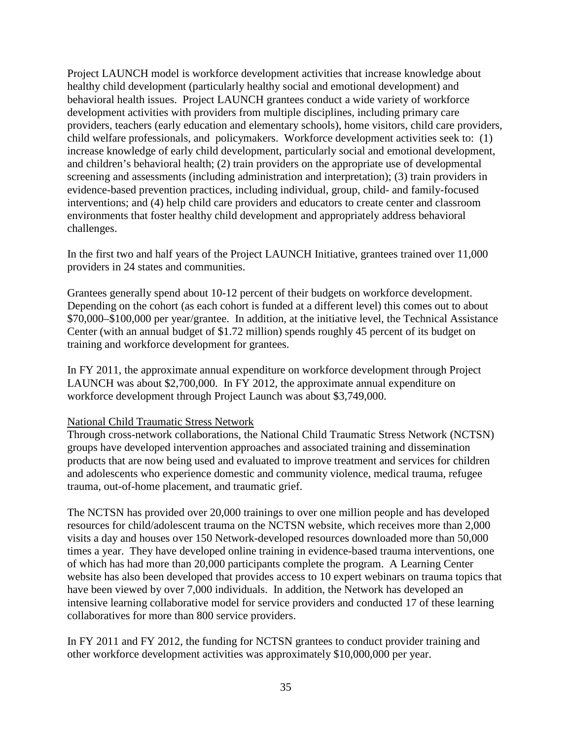Project LAUNCH model is workforce development activities that increase knowledge about healthy child development (particularly healthy social and emotional development) and behavioral health issues. Project LAUNCH grantees conduct a wide variety of workforce development activities with providers from multiple disciplines, including primary care providers, teachers (early education and elementary schools), home visitors, child care providers, child welfare professionals, and policymakers. Workforce development activities seek to: (1) increase knowledge of early child development, particularly social and emotional development, and children's behavioral health; (2) train providers on the appropriate use of developmental screening and assessments (including administration and interpretation); (3) train providers in evidence-based prevention practices, including individual, group, child- and family-focused interventions; and (4) help child care providers and educators to create center and classroom environments that foster healthy child development and appropriately address behavioral challenges.

In the first two and half years of the Project LAUNCH Initiative, grantees trained over 11,000 providers in 24 states and communities.

Grantees generally spend about 10-12 percent of their budgets on workforce development. Depending on the cohort (as each cohort is funded at a different level) this comes out to about \$70,000–\$100,000 per year/grantee. In addition, at the initiative level, the Technical Assistance Center (with an annual budget of \$1.72 million) spends roughly 45 percent of its budget on training and workforce development for grantees.

In FY 2011, the approximate annual expenditure on workforce development through Project LAUNCH was about \$2,700,000. In FY 2012, the approximate annual expenditure on workforce development through Project Launch was about \$3,749,000.

National Child Traumatic Stress Network

Through cross-network collaborations, the National Child Traumatic Stress Network (NCTSN) groups have developed intervention approaches and associated training and dissemination products that are now being used and evaluated to improve treatment and services for children and adolescents who experience domestic and community violence, medical trauma, refugee trauma, out-of-home placement, and traumatic grief.

The NCTSN has provided over 20,000 trainings to over one million people and has developed resources for child/adolescent trauma on the NCTSN website, which receives more than 2,000 visits a day and houses over 150 Network-developed resources downloaded more than 50,000 times a year. They have developed online training in evidence-based trauma interventions, one of which has had more than 20,000 participants complete the program. A Learning Center website has also been developed that provides access to 10 expert webinars on trauma topics that have been viewed by over 7,000 individuals. In addition, the Network has developed an intensive learning collaborative model for service providers and conducted 17 of these learning collaboratives for more than 800 service providers.

In FY 2011 and FY 2012, the funding for NCTSN grantees to conduct provider training and other workforce development activities was approximately \$10,000,000 per year.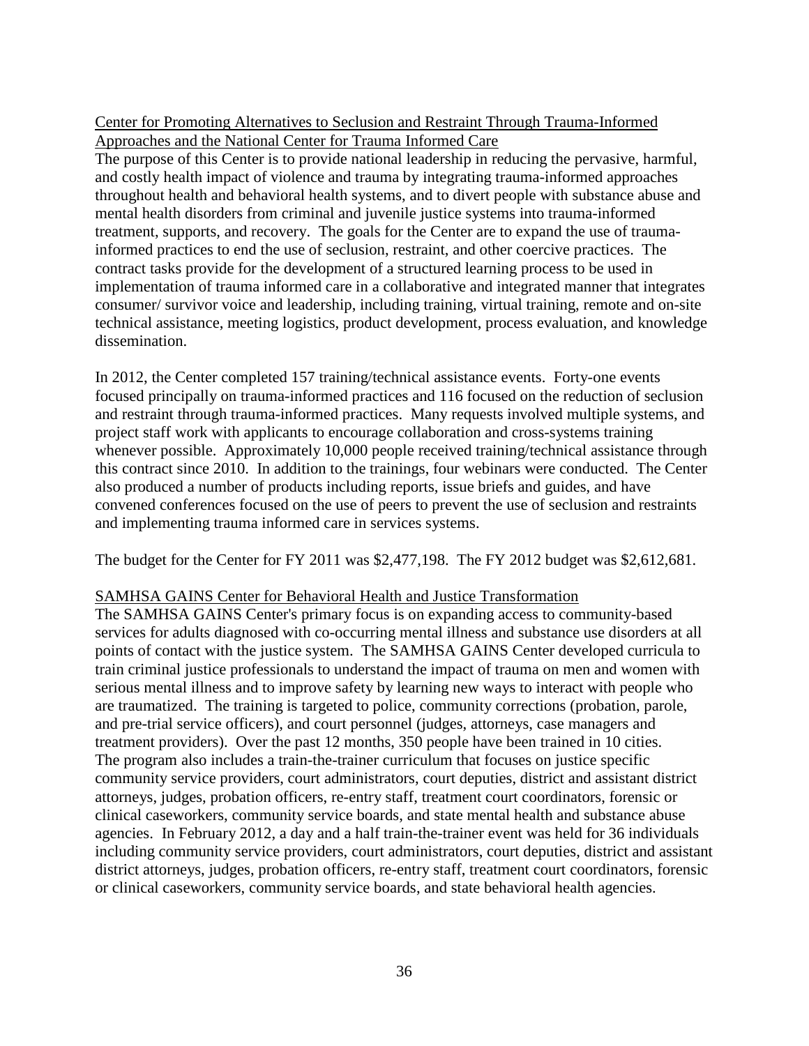Center for Promoting Alternatives to Seclusion and Restraint Through Trauma-Informed Approaches and the National Center for Trauma Informed Care

The purpose of this Center is to provide national leadership in reducing the pervasive, harmful, and costly health impact of violence and trauma by integrating trauma-informed approaches throughout health and behavioral health systems, and to divert people with substance abuse and mental health disorders from criminal and juvenile justice systems into trauma-informed treatment, supports, and recovery. The goals for the Center are to expand the use of trauma-informed practices to end the use of seclusion, restraint, and other coercive practices. The contract tasks provide for the development of a structured learning process to be used in implementation of trauma informed care in a collaborative and integrated manner that integrates consumer/ survivor voice and leadership, including training, virtual training, remote and on-site technical assistance, meeting logistics, product development, process evaluation, and knowledge dissemination.

In 2012, the Center completed 157 training/technical assistance events. Forty-one events focused principally on trauma-informed practices and 116 focused on the reduction of seclusion and restraint through trauma-informed practices. Many requests involved multiple systems, and project staff work with applicants to encourage collaboration and cross-systems training whenever possible. Approximately 10,000 people received training/technical assistance through this contract since 2010. In addition to the trainings, four webinars were conducted. The Center also produced a number of products including reports, issue briefs and guides, and have convened conferences focused on the use of peers to prevent the use of seclusion and restraints and implementing trauma informed care in services systems.

The budget for the Center for FY 2011 was $2,477,198. The FY 2012 budget was $2,612,681.

SAMHSA GAINS Center for Behavioral Health and Justice Transformation

The SAMHSA GAINS Center's primary focus is on expanding access to community-based services for adults diagnosed with co-occurring mental illness and substance use disorders at all points of contact with the justice system. The SAMHSA GAINS Center developed curricula to train criminal justice professionals to understand the impact of trauma on men and women with serious mental illness and to improve safety by learning new ways to interact with people who are traumatized. The training is targeted to police, community corrections (probation, parole, and pre-trial service officers), and court personnel (judges, attorneys, case managers and treatment providers). Over the past 12 months, 350 people have been trained in 10 cities. The program also includes a train-the-trainer curriculum that focuses on justice specific community service providers, court administrators, court deputies, district and assistant district attorneys, judges, probation officers, re-entry staff, treatment court coordinators, forensic or clinical caseworkers, community service boards, and state mental health and substance abuse agencies. In February 2012, a day and a half train-the-trainer event was held for 36 individuals including community service providers, court administrators, court deputies, district and assistant district attorneys, judges, probation officers, re-entry staff, treatment court coordinators, forensic or clinical caseworkers, community service boards, and state behavioral health agencies.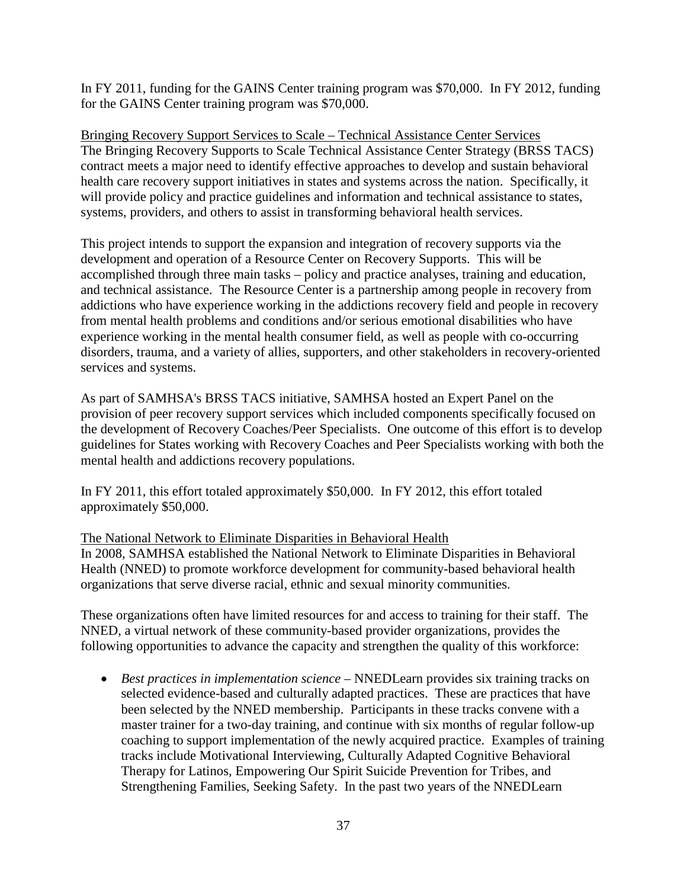In FY 2011, funding for the GAINS Center training program was $70,000. In FY 2012, funding for the GAINS Center training program was $70,000.

<u>Bringing Recovery Support Services to Scale – Technical Assistance Center Services</u>
The Bringing Recovery Supports to Scale Technical Assistance Center Strategy (BRSS TACS) contract meets a major need to identify effective approaches to develop and sustain behavioral health care recovery support initiatives in states and systems across the nation. Specifically, it will provide policy and practice guidelines and information and technical assistance to states, systems, providers, and others to assist in transforming behavioral health services.

This project intends to support the expansion and integration of recovery supports via the development and operation of a Resource Center on Recovery Supports. This will be accomplished through three main tasks – policy and practice analyses, training and education, and technical assistance. The Resource Center is a partnership among people in recovery from addictions who have experience working in the addictions recovery field and people in recovery from mental health problems and conditions and/or serious emotional disabilities who have experience working in the mental health consumer field, as well as people with co-occurring disorders, trauma, and a variety of allies, supporters, and other stakeholders in recovery-oriented services and systems.

As part of SAMHSA's BRSS TACS initiative, SAMHSA hosted an Expert Panel on the provision of peer recovery support services which included components specifically focused on the development of Recovery Coaches/Peer Specialists. One outcome of this effort is to develop guidelines for States working with Recovery Coaches and Peer Specialists working with both the mental health and addictions recovery populations.

In FY 2011, this effort totaled approximately $50,000. In FY 2012, this effort totaled approximately $50,000.

<u>The National Network to Eliminate Disparities in Behavioral Health</u>
In 2008, SAMHSA established the National Network to Eliminate Disparities in Behavioral Health (NNED) to promote workforce development for community-based behavioral health organizations that serve diverse racial, ethnic and sexual minority communities.

These organizations often have limited resources for and access to training for their staff. The NNED, a virtual network of these community-based provider organizations, provides the following opportunities to advance the capacity and strengthen the quality of this workforce:

- *Best practices in implementation science* – NNEDLearn provides six training tracks on selected evidence-based and culturally adapted practices. These are practices that have been selected by the NNED membership. Participants in these tracks convene with a master trainer for a two-day training, and continue with six months of regular follow-up coaching to support implementation of the newly acquired practice. Examples of training tracks include Motivational Interviewing, Culturally Adapted Cognitive Behavioral Therapy for Latinos, Empowering Our Spirit Suicide Prevention for Tribes, and Strengthening Families, Seeking Safety. In the past two years of the NNEDLearn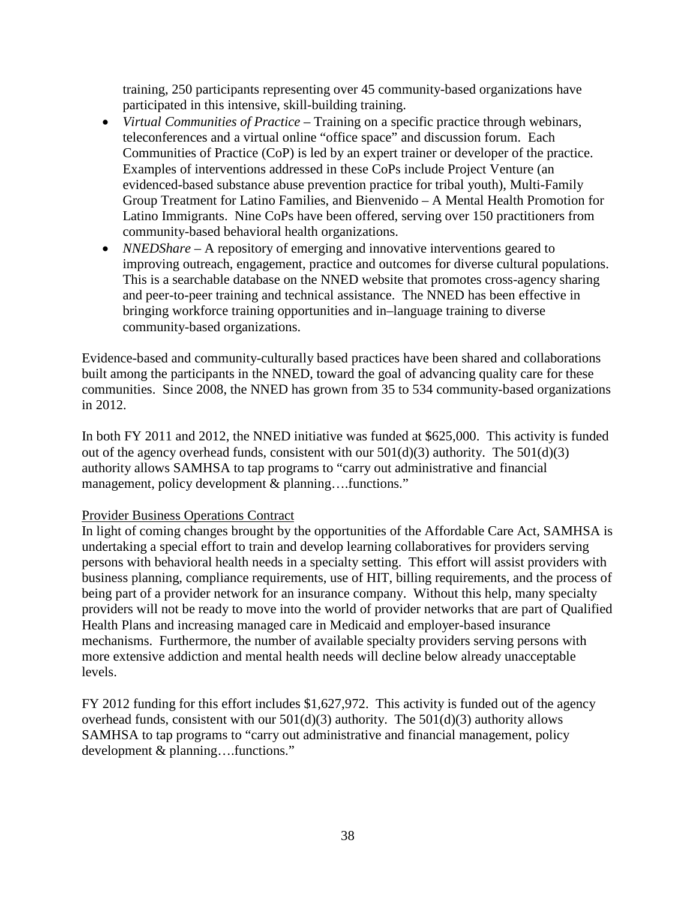training, 250 participants representing over 45 community-based organizations have participated in this intensive, skill-building training.

- *Virtual Communities of Practice* – Training on a specific practice through webinars, teleconferences and a virtual online "office space" and discussion forum. Each Communities of Practice (CoP) is led by an expert trainer or developer of the practice. Examples of interventions addressed in these CoPs include Project Venture (an evidenced-based substance abuse prevention practice for tribal youth), Multi-Family Group Treatment for Latino Families, and Bienvenido – A Mental Health Promotion for Latino Immigrants. Nine CoPs have been offered, serving over 150 practitioners from community-based behavioral health organizations.
- *NNEDShare* – A repository of emerging and innovative interventions geared to improving outreach, engagement, practice and outcomes for diverse cultural populations. This is a searchable database on the NNED website that promotes cross-agency sharing and peer-to-peer training and technical assistance. The NNED has been effective in bringing workforce training opportunities and in–language training to diverse community-based organizations.

Evidence-based and community-culturally based practices have been shared and collaborations built among the participants in the NNED, toward the goal of advancing quality care for these communities. Since 2008, the NNED has grown from 35 to 534 community-based organizations in 2012.

In both FY 2011 and 2012, the NNED initiative was funded at $625,000. This activity is funded out of the agency overhead funds, consistent with our 501(d)(3) authority. The 501(d)(3) authority allows SAMHSA to tap programs to "carry out administrative and financial management, policy development & planning….functions."

Provider Business Operations Contract

In light of coming changes brought by the opportunities of the Affordable Care Act, SAMHSA is undertaking a special effort to train and develop learning collaboratives for providers serving persons with behavioral health needs in a specialty setting. This effort will assist providers with business planning, compliance requirements, use of HIT, billing requirements, and the process of being part of a provider network for an insurance company. Without this help, many specialty providers will not be ready to move into the world of provider networks that are part of Qualified Health Plans and increasing managed care in Medicaid and employer-based insurance mechanisms. Furthermore, the number of available specialty providers serving persons with more extensive addiction and mental health needs will decline below already unacceptable levels.

FY 2012 funding for this effort includes $1,627,972. This activity is funded out of the agency overhead funds, consistent with our 501(d)(3) authority. The 501(d)(3) authority allows SAMHSA to tap programs to "carry out administrative and financial management, policy development & planning….functions."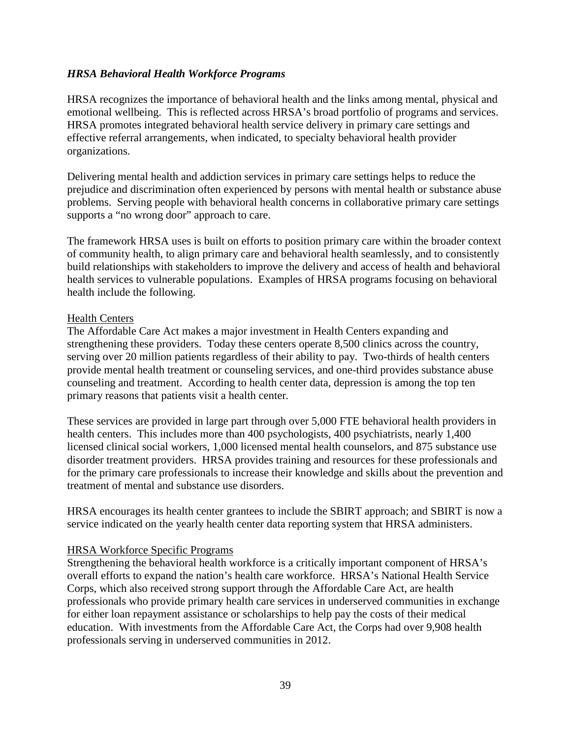### *HRSA Behavioral Health Workforce Programs*

HRSA recognizes the importance of behavioral health and the links among mental, physical and emotional wellbeing. This is reflected across HRSA's broad portfolio of programs and services. HRSA promotes integrated behavioral health service delivery in primary care settings and effective referral arrangements, when indicated, to specialty behavioral health provider organizations.

Delivering mental health and addiction services in primary care settings helps to reduce the prejudice and discrimination often experienced by persons with mental health or substance abuse problems. Serving people with behavioral health concerns in collaborative primary care settings supports a "no wrong door" approach to care.

The framework HRSA uses is built on efforts to position primary care within the broader context of community health, to align primary care and behavioral health seamlessly, and to consistently build relationships with stakeholders to improve the delivery and access of health and behavioral health services to vulnerable populations. Examples of HRSA programs focusing on behavioral health include the following.

<u>Health Centers</u>

The Affordable Care Act makes a major investment in Health Centers expanding and strengthening these providers. Today these centers operate 8,500 clinics across the country, serving over 20 million patients regardless of their ability to pay. Two-thirds of health centers provide mental health treatment or counseling services, and one-third provides substance abuse counseling and treatment. According to health center data, depression is among the top ten primary reasons that patients visit a health center.

These services are provided in large part through over 5,000 FTE behavioral health providers in health centers. This includes more than 400 psychologists, 400 psychiatrists, nearly 1,400 licensed clinical social workers, 1,000 licensed mental health counselors, and 875 substance use disorder treatment providers. HRSA provides training and resources for these professionals and for the primary care professionals to increase their knowledge and skills about the prevention and treatment of mental and substance use disorders.

HRSA encourages its health center grantees to include the SBIRT approach; and SBIRT is now a service indicated on the yearly health center data reporting system that HRSA administers.

<u>HRSA Workforce Specific Programs</u>

Strengthening the behavioral health workforce is a critically important component of HRSA's overall efforts to expand the nation's health care workforce. HRSA's National Health Service Corps, which also received strong support through the Affordable Care Act, are health professionals who provide primary health care services in underserved communities in exchange for either loan repayment assistance or scholarships to help pay the costs of their medical education. With investments from the Affordable Care Act, the Corps had over 9,908 health professionals serving in underserved communities in 2012.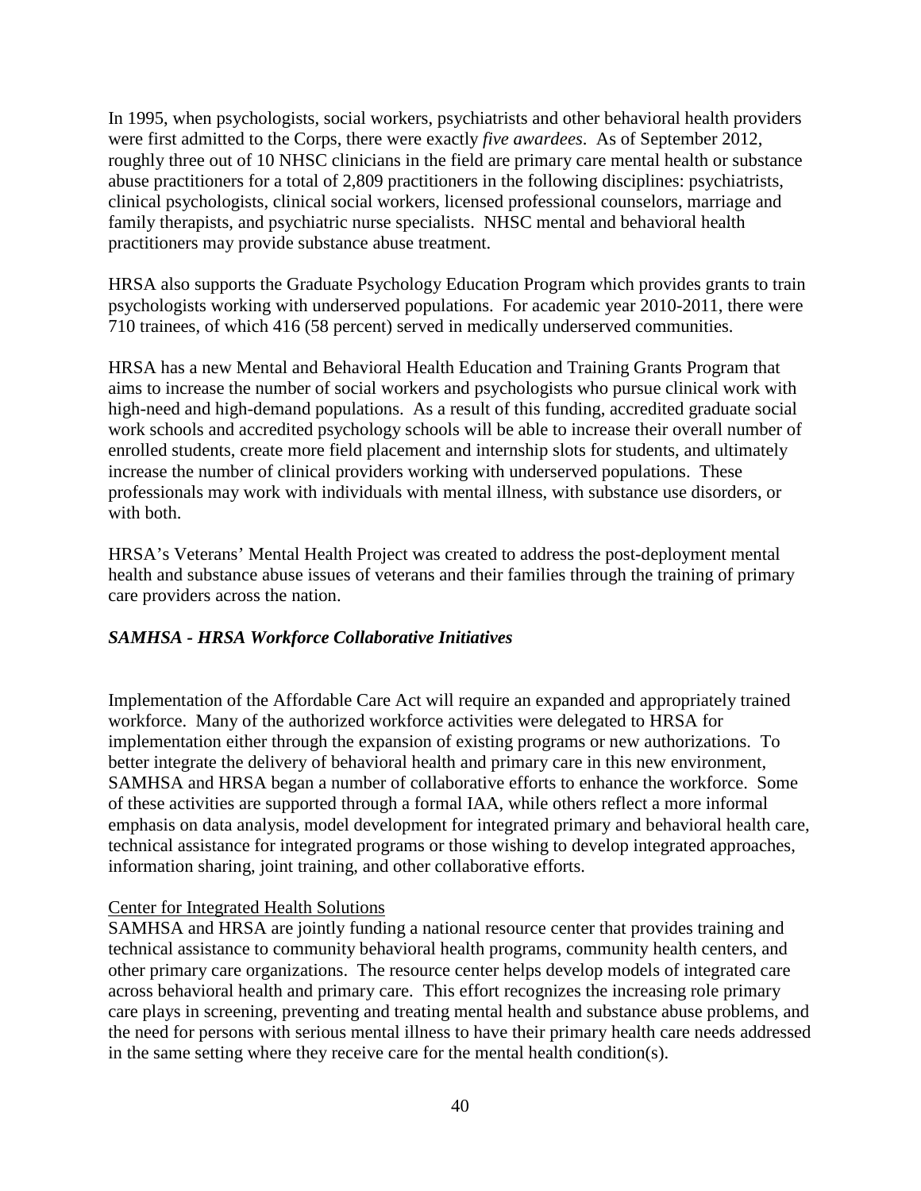In 1995, when psychologists, social workers, psychiatrists and other behavioral health providers were first admitted to the Corps, there were exactly *five awardees*. As of September 2012, roughly three out of 10 NHSC clinicians in the field are primary care mental health or substance abuse practitioners for a total of 2,809 practitioners in the following disciplines: psychiatrists, clinical psychologists, clinical social workers, licensed professional counselors, marriage and family therapists, and psychiatric nurse specialists. NHSC mental and behavioral health practitioners may provide substance abuse treatment.

HRSA also supports the Graduate Psychology Education Program which provides grants to train psychologists working with underserved populations. For academic year 2010-2011, there were 710 trainees, of which 416 (58 percent) served in medically underserved communities.

HRSA has a new Mental and Behavioral Health Education and Training Grants Program that aims to increase the number of social workers and psychologists who pursue clinical work with high-need and high-demand populations. As a result of this funding, accredited graduate social work schools and accredited psychology schools will be able to increase their overall number of enrolled students, create more field placement and internship slots for students, and ultimately increase the number of clinical providers working with underserved populations. These professionals may work with individuals with mental illness, with substance use disorders, or with both.

HRSA's Veterans' Mental Health Project was created to address the post-deployment mental health and substance abuse issues of veterans and their families through the training of primary care providers across the nation.

### *SAMHSA - HRSA Workforce Collaborative Initiatives*

Implementation of the Affordable Care Act will require an expanded and appropriately trained workforce. Many of the authorized workforce activities were delegated to HRSA for implementation either through the expansion of existing programs or new authorizations. To better integrate the delivery of behavioral health and primary care in this new environment, SAMHSA and HRSA began a number of collaborative efforts to enhance the workforce. Some of these activities are supported through a formal IAA, while others reflect a more informal emphasis on data analysis, model development for integrated primary and behavioral health care, technical assistance for integrated programs or those wishing to develop integrated approaches, information sharing, joint training, and other collaborative efforts.

<u>Center for Integrated Health Solutions</u>

SAMHSA and HRSA are jointly funding a national resource center that provides training and technical assistance to community behavioral health programs, community health centers, and other primary care organizations. The resource center helps develop models of integrated care across behavioral health and primary care. This effort recognizes the increasing role primary care plays in screening, preventing and treating mental health and substance abuse problems, and the need for persons with serious mental illness to have their primary health care needs addressed in the same setting where they receive care for the mental health condition(s).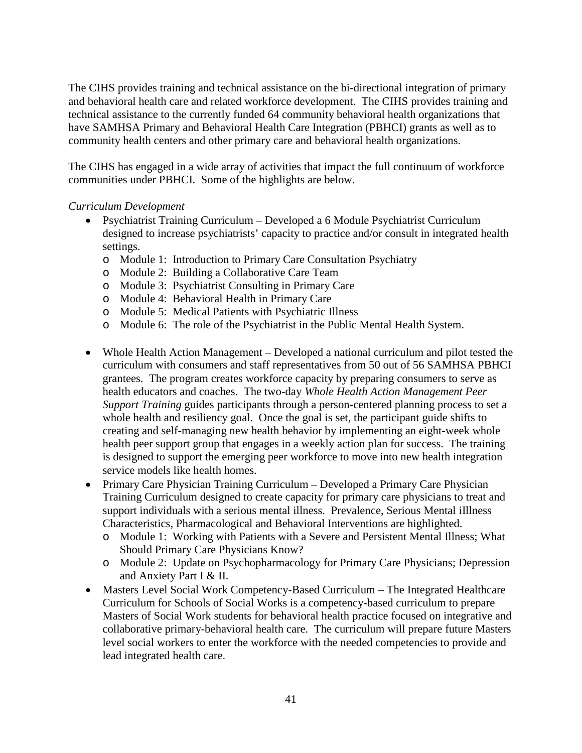The CIHS provides training and technical assistance on the bi-directional integration of primary and behavioral health care and related workforce development. The CIHS provides training and technical assistance to the currently funded 64 community behavioral health organizations that have SAMHSA Primary and Behavioral Health Care Integration (PBHCI) grants as well as to community health centers and other primary care and behavioral health organizations.

The CIHS has engaged in a wide array of activities that impact the full continuum of workforce communities under PBHCI. Some of the highlights are below.

*Curriculum Development*

- Psychiatrist Training Curriculum – Developed a 6 Module Psychiatrist Curriculum designed to increase psychiatrists' capacity to practice and/or consult in integrated health settings.
  - Module 1: Introduction to Primary Care Consultation Psychiatry
  - Module 2: Building a Collaborative Care Team
  - Module 3: Psychiatrist Consulting in Primary Care
  - Module 4: Behavioral Health in Primary Care
  - Module 5: Medical Patients with Psychiatric Illness
  - Module 6: The role of the Psychiatrist in the Public Mental Health System.

- Whole Health Action Management – Developed a national curriculum and pilot tested the curriculum with consumers and staff representatives from 50 out of 56 SAMHSA PBHCI grantees. The program creates workforce capacity by preparing consumers to serve as health educators and coaches. The two-day *Whole Health Action Management Peer Support Training* guides participants through a person-centered planning process to set a whole health and resiliency goal. Once the goal is set, the participant guide shifts to creating and self-managing new health behavior by implementing an eight-week whole health peer support group that engages in a weekly action plan for success. The training is designed to support the emerging peer workforce to move into new health integration service models like health homes.
- Primary Care Physician Training Curriculum – Developed a Primary Care Physician Training Curriculum designed to create capacity for primary care physicians to treat and support individuals with a serious mental illness. Prevalence, Serious Mental iIllness Characteristics, Pharmacological and Behavioral Interventions are highlighted.
  - Module 1: Working with Patients with a Severe and Persistent Mental Illness; What Should Primary Care Physicians Know?
  - Module 2: Update on Psychopharmacology for Primary Care Physicians; Depression and Anxiety Part I & II.
- Masters Level Social Work Competency-Based Curriculum – The Integrated Healthcare Curriculum for Schools of Social Works is a competency-based curriculum to prepare Masters of Social Work students for behavioral health practice focused on integrative and collaborative primary-behavioral health care. The curriculum will prepare future Masters level social workers to enter the workforce with the needed competencies to provide and lead integrated health care.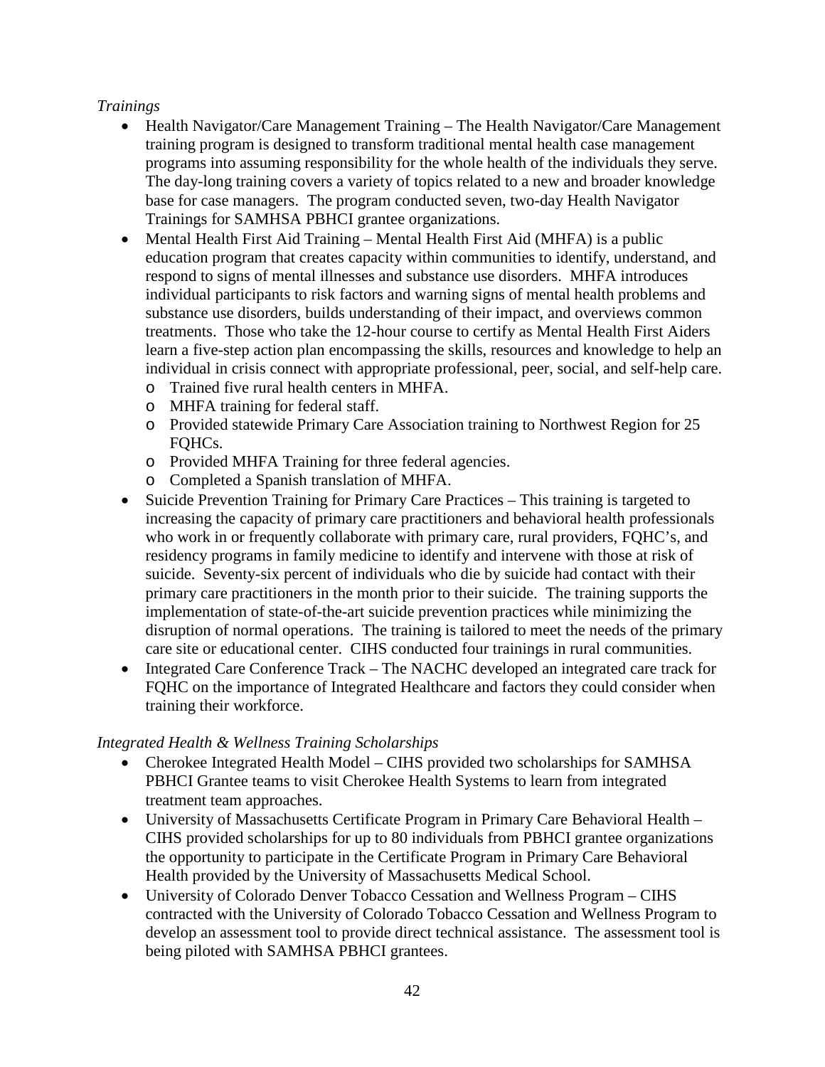*Trainings*

- Health Navigator/Care Management Training – The Health Navigator/Care Management training program is designed to transform traditional mental health case management programs into assuming responsibility for the whole health of the individuals they serve. The day-long training covers a variety of topics related to a new and broader knowledge base for case managers. The program conducted seven, two-day Health Navigator Trainings for SAMHSA PBHCI grantee organizations.
- Mental Health First Aid Training – Mental Health First Aid (MHFA) is a public education program that creates capacity within communities to identify, understand, and respond to signs of mental illnesses and substance use disorders. MHFA introduces individual participants to risk factors and warning signs of mental health problems and substance use disorders, builds understanding of their impact, and overviews common treatments. Those who take the 12-hour course to certify as Mental Health First Aiders learn a five-step action plan encompassing the skills, resources and knowledge to help an individual in crisis connect with appropriate professional, peer, social, and self-help care.
  - Trained five rural health centers in MHFA.
  - MHFA training for federal staff.
  - Provided statewide Primary Care Association training to Northwest Region for 25 FQHCs.
  - Provided MHFA Training for three federal agencies.
  - Completed a Spanish translation of MHFA.
- Suicide Prevention Training for Primary Care Practices – This training is targeted to increasing the capacity of primary care practitioners and behavioral health professionals who work in or frequently collaborate with primary care, rural providers, FQHC's, and residency programs in family medicine to identify and intervene with those at risk of suicide. Seventy-six percent of individuals who die by suicide had contact with their primary care practitioners in the month prior to their suicide. The training supports the implementation of state-of-the-art suicide prevention practices while minimizing the disruption of normal operations. The training is tailored to meet the needs of the primary care site or educational center. CIHS conducted four trainings in rural communities.
- Integrated Care Conference Track – The NACHC developed an integrated care track for FQHC on the importance of Integrated Healthcare and factors they could consider when training their workforce.

*Integrated Health & Wellness Training Scholarships*

- Cherokee Integrated Health Model – CIHS provided two scholarships for SAMHSA PBHCI Grantee teams to visit Cherokee Health Systems to learn from integrated treatment team approaches.
- University of Massachusetts Certificate Program in Primary Care Behavioral Health – CIHS provided scholarships for up to 80 individuals from PBHCI grantee organizations the opportunity to participate in the Certificate Program in Primary Care Behavioral Health provided by the University of Massachusetts Medical School.
- University of Colorado Denver Tobacco Cessation and Wellness Program – CIHS contracted with the University of Colorado Tobacco Cessation and Wellness Program to develop an assessment tool to provide direct technical assistance. The assessment tool is being piloted with SAMHSA PBHCI grantees.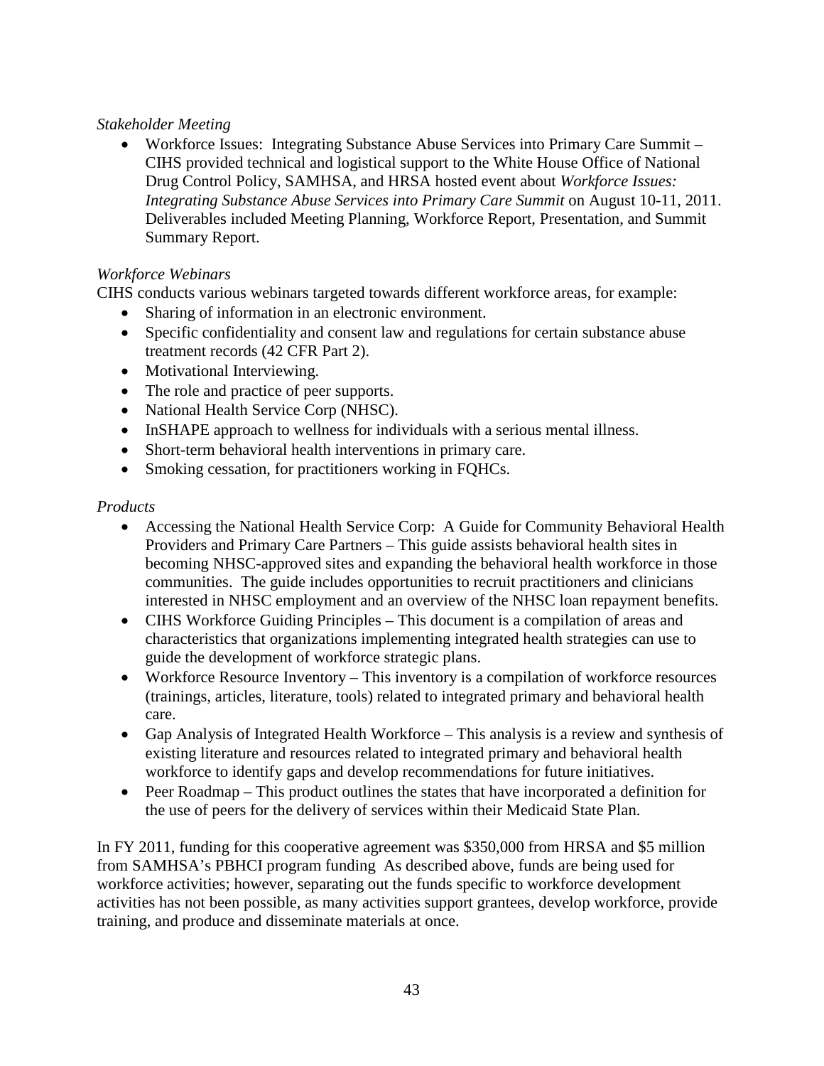*Stakeholder Meeting*

- Workforce Issues: Integrating Substance Abuse Services into Primary Care Summit – CIHS provided technical and logistical support to the White House Office of National Drug Control Policy, SAMHSA, and HRSA hosted event about *Workforce Issues: Integrating Substance Abuse Services into Primary Care Summit* on August 10-11, 2011. Deliverables included Meeting Planning, Workforce Report, Presentation, and Summit Summary Report.

*Workforce Webinars*

CIHS conducts various webinars targeted towards different workforce areas, for example:

- Sharing of information in an electronic environment.
- Specific confidentiality and consent law and regulations for certain substance abuse treatment records (42 CFR Part 2).
- Motivational Interviewing.
- The role and practice of peer supports.
- National Health Service Corp (NHSC).
- InSHAPE approach to wellness for individuals with a serious mental illness.
- Short-term behavioral health interventions in primary care.
- Smoking cessation, for practitioners working in FQHCs.

*Products*

- Accessing the National Health Service Corp: A Guide for Community Behavioral Health Providers and Primary Care Partners – This guide assists behavioral health sites in becoming NHSC-approved sites and expanding the behavioral health workforce in those communities. The guide includes opportunities to recruit practitioners and clinicians interested in NHSC employment and an overview of the NHSC loan repayment benefits.
- CIHS Workforce Guiding Principles – This document is a compilation of areas and characteristics that organizations implementing integrated health strategies can use to guide the development of workforce strategic plans.
- Workforce Resource Inventory – This inventory is a compilation of workforce resources (trainings, articles, literature, tools) related to integrated primary and behavioral health care.
- Gap Analysis of Integrated Health Workforce – This analysis is a review and synthesis of existing literature and resources related to integrated primary and behavioral health workforce to identify gaps and develop recommendations for future initiatives.
- Peer Roadmap – This product outlines the states that have incorporated a definition for the use of peers for the delivery of services within their Medicaid State Plan.

In FY 2011, funding for this cooperative agreement was $350,000 from HRSA and $5 million from SAMHSA's PBHCI program funding As described above, funds are being used for workforce activities; however, separating out the funds specific to workforce development activities has not been possible, as many activities support grantees, develop workforce, provide training, and produce and disseminate materials at once.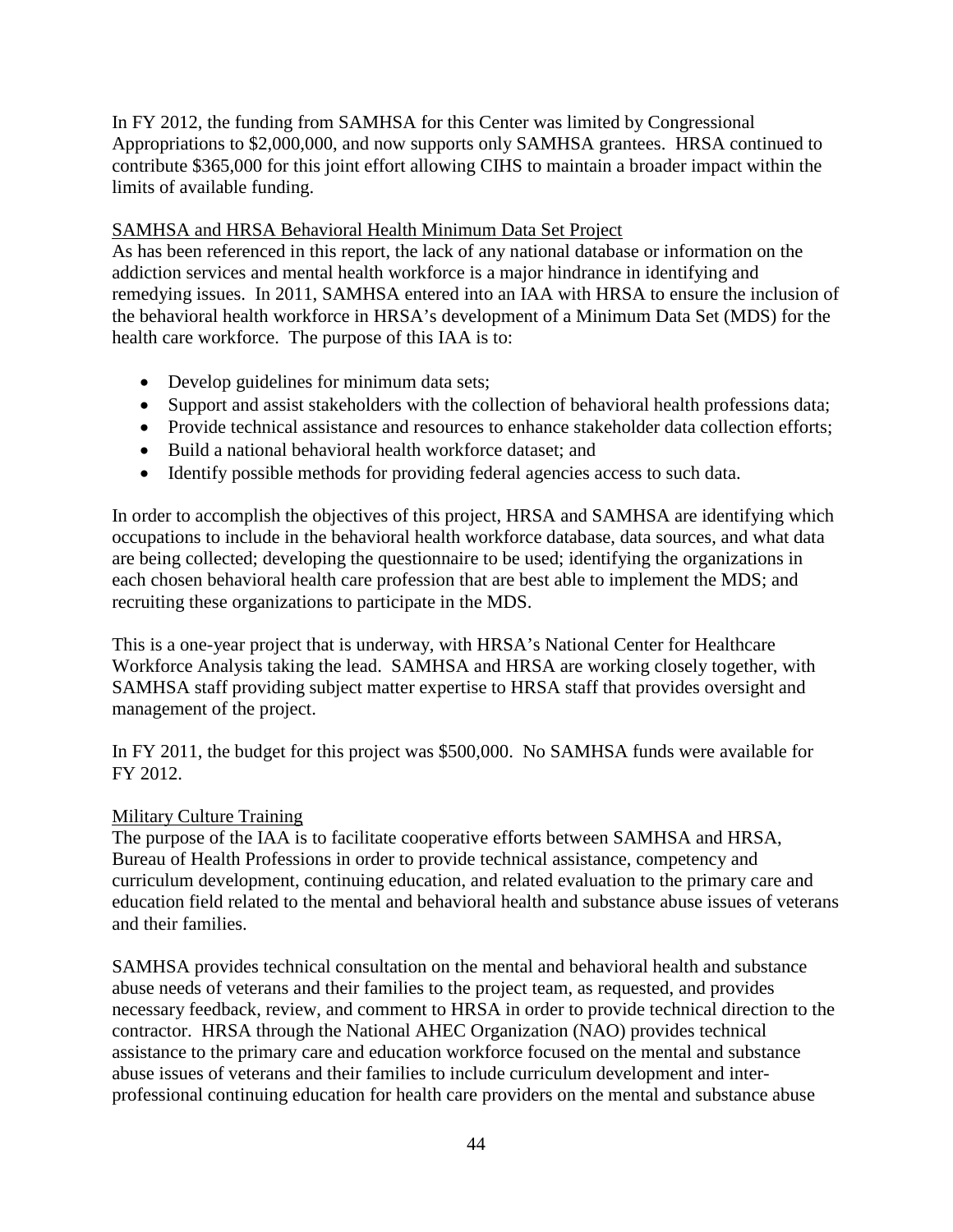In FY 2012, the funding from SAMHSA for this Center was limited by Congressional Appropriations to $2,000,000, and now supports only SAMHSA grantees. HRSA continued to contribute $365,000 for this joint effort allowing CIHS to maintain a broader impact within the limits of available funding.

SAMHSA and HRSA Behavioral Health Minimum Data Set Project

As has been referenced in this report, the lack of any national database or information on the addiction services and mental health workforce is a major hindrance in identifying and remedying issues. In 2011, SAMHSA entered into an IAA with HRSA to ensure the inclusion of the behavioral health workforce in HRSA's development of a Minimum Data Set (MDS) for the health care workforce. The purpose of this IAA is to:

- Develop guidelines for minimum data sets;
- Support and assist stakeholders with the collection of behavioral health professions data;
- Provide technical assistance and resources to enhance stakeholder data collection efforts;
- Build a national behavioral health workforce dataset; and
- Identify possible methods for providing federal agencies access to such data.

In order to accomplish the objectives of this project, HRSA and SAMHSA are identifying which occupations to include in the behavioral health workforce database, data sources, and what data are being collected; developing the questionnaire to be used; identifying the organizations in each chosen behavioral health care profession that are best able to implement the MDS; and recruiting these organizations to participate in the MDS.

This is a one-year project that is underway, with HRSA's National Center for Healthcare Workforce Analysis taking the lead. SAMHSA and HRSA are working closely together, with SAMHSA staff providing subject matter expertise to HRSA staff that provides oversight and management of the project.

In FY 2011, the budget for this project was $500,000. No SAMHSA funds were available for FY 2012.

Military Culture Training

The purpose of the IAA is to facilitate cooperative efforts between SAMHSA and HRSA, Bureau of Health Professions in order to provide technical assistance, competency and curriculum development, continuing education, and related evaluation to the primary care and education field related to the mental and behavioral health and substance abuse issues of veterans and their families.

SAMHSA provides technical consultation on the mental and behavioral health and substance abuse needs of veterans and their families to the project team, as requested, and provides necessary feedback, review, and comment to HRSA in order to provide technical direction to the contractor. HRSA through the National AHEC Organization (NAO) provides technical assistance to the primary care and education workforce focused on the mental and substance abuse issues of veterans and their families to include curriculum development and inter-professional continuing education for health care providers on the mental and substance abuse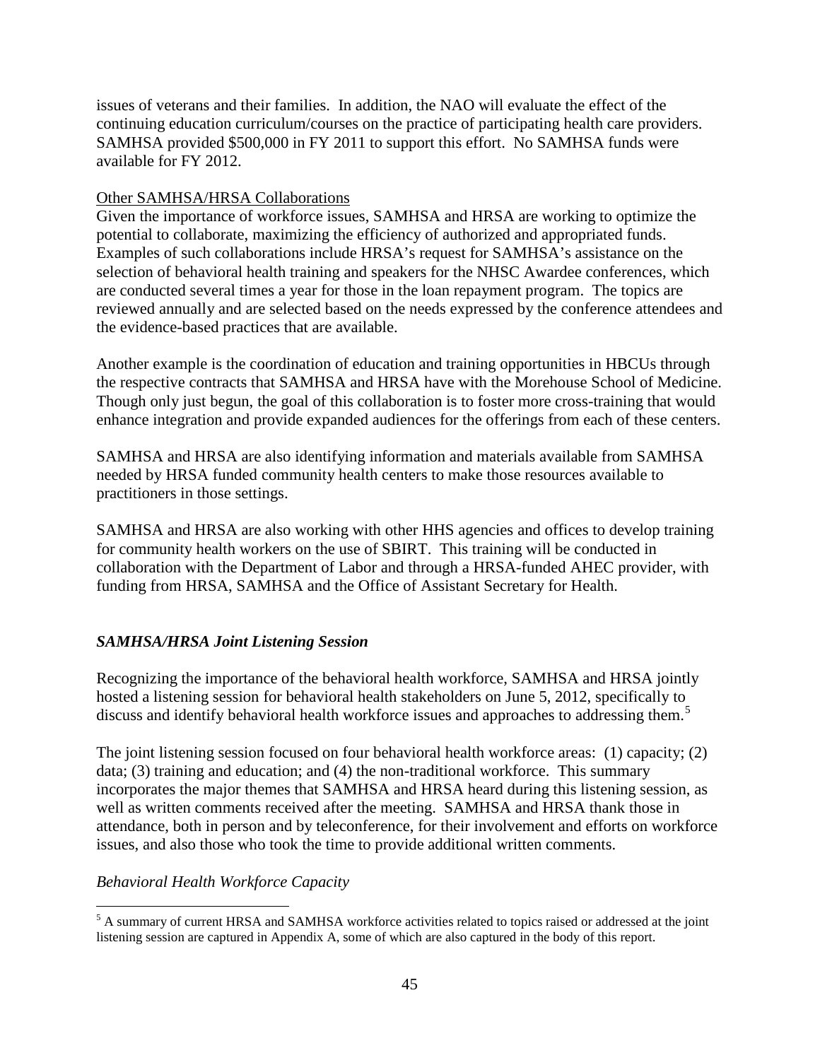issues of veterans and their families. In addition, the NAO will evaluate the effect of the continuing education curriculum/courses on the practice of participating health care providers. SAMHSA provided $500,000 in FY 2011 to support this effort. No SAMHSA funds were available for FY 2012.

Other SAMHSA/HRSA Collaborations

Given the importance of workforce issues, SAMHSA and HRSA are working to optimize the potential to collaborate, maximizing the efficiency of authorized and appropriated funds. Examples of such collaborations include HRSA's request for SAMHSA's assistance on the selection of behavioral health training and speakers for the NHSC Awardee conferences, which are conducted several times a year for those in the loan repayment program. The topics are reviewed annually and are selected based on the needs expressed by the conference attendees and the evidence-based practices that are available.

Another example is the coordination of education and training opportunities in HBCUs through the respective contracts that SAMHSA and HRSA have with the Morehouse School of Medicine. Though only just begun, the goal of this collaboration is to foster more cross-training that would enhance integration and provide expanded audiences for the offerings from each of these centers.

SAMHSA and HRSA are also identifying information and materials available from SAMHSA needed by HRSA funded community health centers to make those resources available to practitioners in those settings.

SAMHSA and HRSA are also working with other HHS agencies and offices to develop training for community health workers on the use of SBIRT. This training will be conducted in collaboration with the Department of Labor and through a HRSA-funded AHEC provider, with funding from HRSA, SAMHSA and the Office of Assistant Secretary for Health.

### *SAMHSA/HRSA Joint Listening Session*

Recognizing the importance of the behavioral health workforce, SAMHSA and HRSA jointly hosted a listening session for behavioral health stakeholders on June 5, 2012, specifically to discuss and identify behavioral health workforce issues and approaches to addressing them.[5]

The joint listening session focused on four behavioral health workforce areas: (1) capacity; (2) data; (3) training and education; and (4) the non-traditional workforce. This summary incorporates the major themes that SAMHSA and HRSA heard during this listening session, as well as written comments received after the meeting. SAMHSA and HRSA thank those in attendance, both in person and by teleconference, for their involvement and efforts on workforce issues, and also those who took the time to provide additional written comments.

*Behavioral Health Workforce Capacity*

[5] A summary of current HRSA and SAMHSA workforce activities related to topics raised or addressed at the joint listening session are captured in Appendix A, some of which are also captured in the body of this report.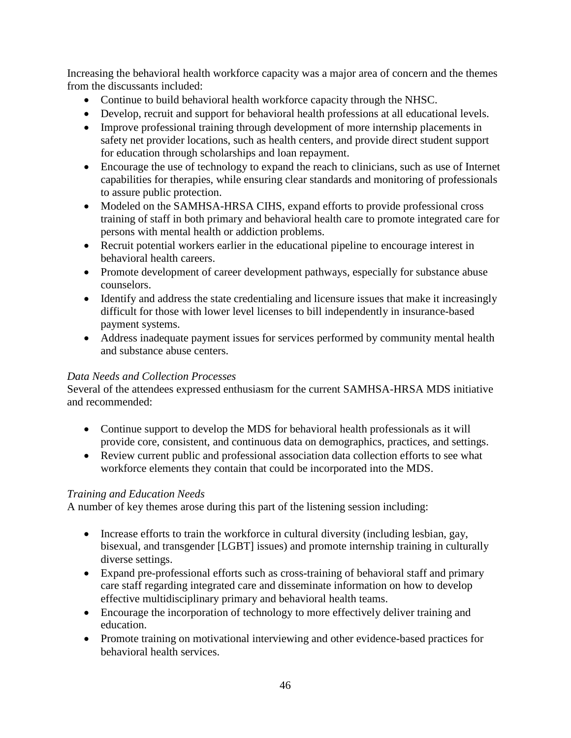Increasing the behavioral health workforce capacity was a major area of concern and the themes from the discussants included:

- Continue to build behavioral health workforce capacity through the NHSC.
- Develop, recruit and support for behavioral health professions at all educational levels.
- Improve professional training through development of more internship placements in safety net provider locations, such as health centers, and provide direct student support for education through scholarships and loan repayment.
- Encourage the use of technology to expand the reach to clinicians, such as use of Internet capabilities for therapies, while ensuring clear standards and monitoring of professionals to assure public protection.
- Modeled on the SAMHSA-HRSA CIHS, expand efforts to provide professional cross training of staff in both primary and behavioral health care to promote integrated care for persons with mental health or addiction problems.
- Recruit potential workers earlier in the educational pipeline to encourage interest in behavioral health careers.
- Promote development of career development pathways, especially for substance abuse counselors.
- Identify and address the state credentialing and licensure issues that make it increasingly difficult for those with lower level licenses to bill independently in insurance-based payment systems.
- Address inadequate payment issues for services performed by community mental health and substance abuse centers.

*Data Needs and Collection Processes*

Several of the attendees expressed enthusiasm for the current SAMHSA-HRSA MDS initiative and recommended:

- Continue support to develop the MDS for behavioral health professionals as it will provide core, consistent, and continuous data on demographics, practices, and settings.
- Review current public and professional association data collection efforts to see what workforce elements they contain that could be incorporated into the MDS.

*Training and Education Needs*

A number of key themes arose during this part of the listening session including:

- Increase efforts to train the workforce in cultural diversity (including lesbian, gay, bisexual, and transgender [LGBT] issues) and promote internship training in culturally diverse settings.
- Expand pre-professional efforts such as cross-training of behavioral staff and primary care staff regarding integrated care and disseminate information on how to develop effective multidisciplinary primary and behavioral health teams.
- Encourage the incorporation of technology to more effectively deliver training and education.
- Promote training on motivational interviewing and other evidence-based practices for behavioral health services.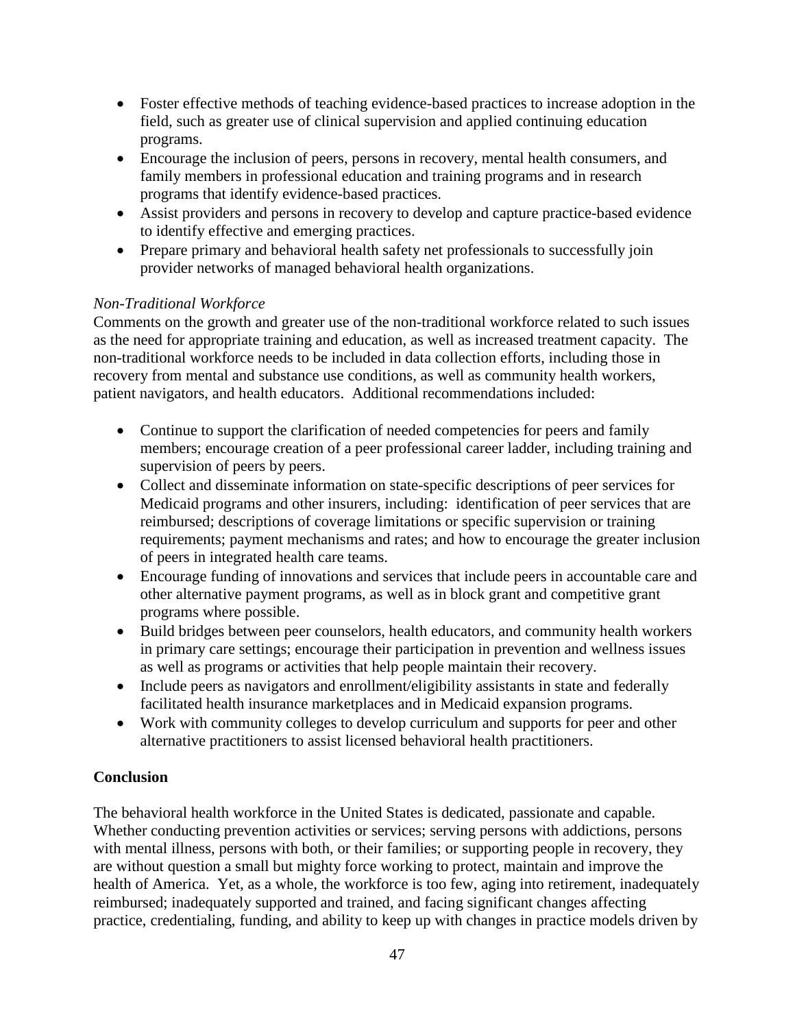- Foster effective methods of teaching evidence-based practices to increase adoption in the field, such as greater use of clinical supervision and applied continuing education programs.
- Encourage the inclusion of peers, persons in recovery, mental health consumers, and family members in professional education and training programs and in research programs that identify evidence-based practices.
- Assist providers and persons in recovery to develop and capture practice-based evidence to identify effective and emerging practices.
- Prepare primary and behavioral health safety net professionals to successfully join provider networks of managed behavioral health organizations.

*Non-Traditional Workforce*

Comments on the growth and greater use of the non-traditional workforce related to such issues as the need for appropriate training and education, as well as increased treatment capacity. The non-traditional workforce needs to be included in data collection efforts, including those in recovery from mental and substance use conditions, as well as community health workers, patient navigators, and health educators. Additional recommendations included:

- Continue to support the clarification of needed competencies for peers and family members; encourage creation of a peer professional career ladder, including training and supervision of peers by peers.
- Collect and disseminate information on state-specific descriptions of peer services for Medicaid programs and other insurers, including: identification of peer services that are reimbursed; descriptions of coverage limitations or specific supervision or training requirements; payment mechanisms and rates; and how to encourage the greater inclusion of peers in integrated health care teams.
- Encourage funding of innovations and services that include peers in accountable care and other alternative payment programs, as well as in block grant and competitive grant programs where possible.
- Build bridges between peer counselors, health educators, and community health workers in primary care settings; encourage their participation in prevention and wellness issues as well as programs or activities that help people maintain their recovery.
- Include peers as navigators and enrollment/eligibility assistants in state and federally facilitated health insurance marketplaces and in Medicaid expansion programs.
- Work with community colleges to develop curriculum and supports for peer and other alternative practitioners to assist licensed behavioral health practitioners.

## Conclusion

The behavioral health workforce in the United States is dedicated, passionate and capable. Whether conducting prevention activities or services; serving persons with addictions, persons with mental illness, persons with both, or their families; or supporting people in recovery, they are without question a small but mighty force working to protect, maintain and improve the health of America. Yet, as a whole, the workforce is too few, aging into retirement, inadequately reimbursed; inadequately supported and trained, and facing significant changes affecting practice, credentialing, funding, and ability to keep up with changes in practice models driven by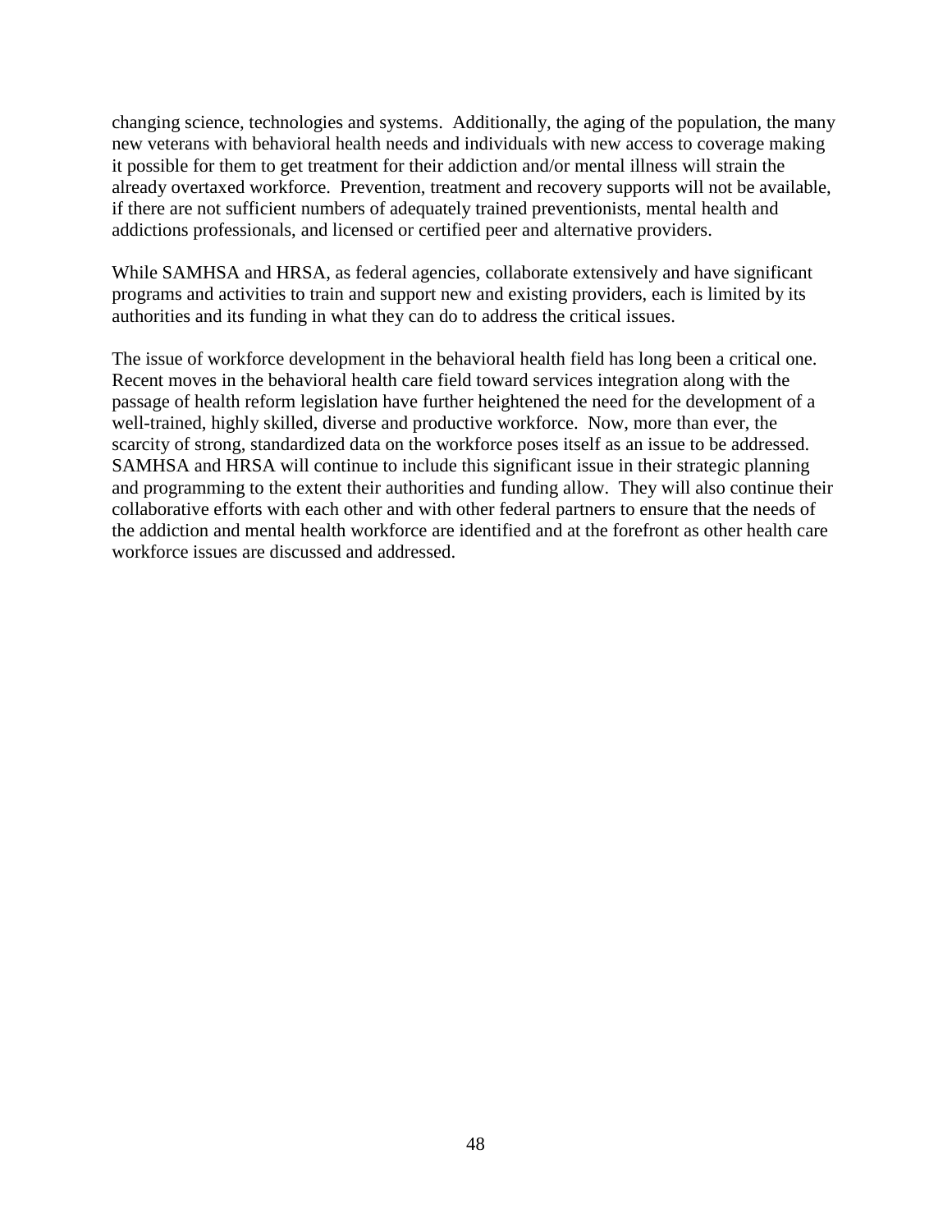changing science, technologies and systems. Additionally, the aging of the population, the many new veterans with behavioral health needs and individuals with new access to coverage making it possible for them to get treatment for their addiction and/or mental illness will strain the already overtaxed workforce. Prevention, treatment and recovery supports will not be available, if there are not sufficient numbers of adequately trained preventionists, mental health and addictions professionals, and licensed or certified peer and alternative providers.

While SAMHSA and HRSA, as federal agencies, collaborate extensively and have significant programs and activities to train and support new and existing providers, each is limited by its authorities and its funding in what they can do to address the critical issues.

The issue of workforce development in the behavioral health field has long been a critical one. Recent moves in the behavioral health care field toward services integration along with the passage of health reform legislation have further heightened the need for the development of a well-trained, highly skilled, diverse and productive workforce. Now, more than ever, the scarcity of strong, standardized data on the workforce poses itself as an issue to be addressed. SAMHSA and HRSA will continue to include this significant issue in their strategic planning and programming to the extent their authorities and funding allow. They will also continue their collaborative efforts with each other and with other federal partners to ensure that the needs of the addiction and mental health workforce are identified and at the forefront as other health care workforce issues are discussed and addressed.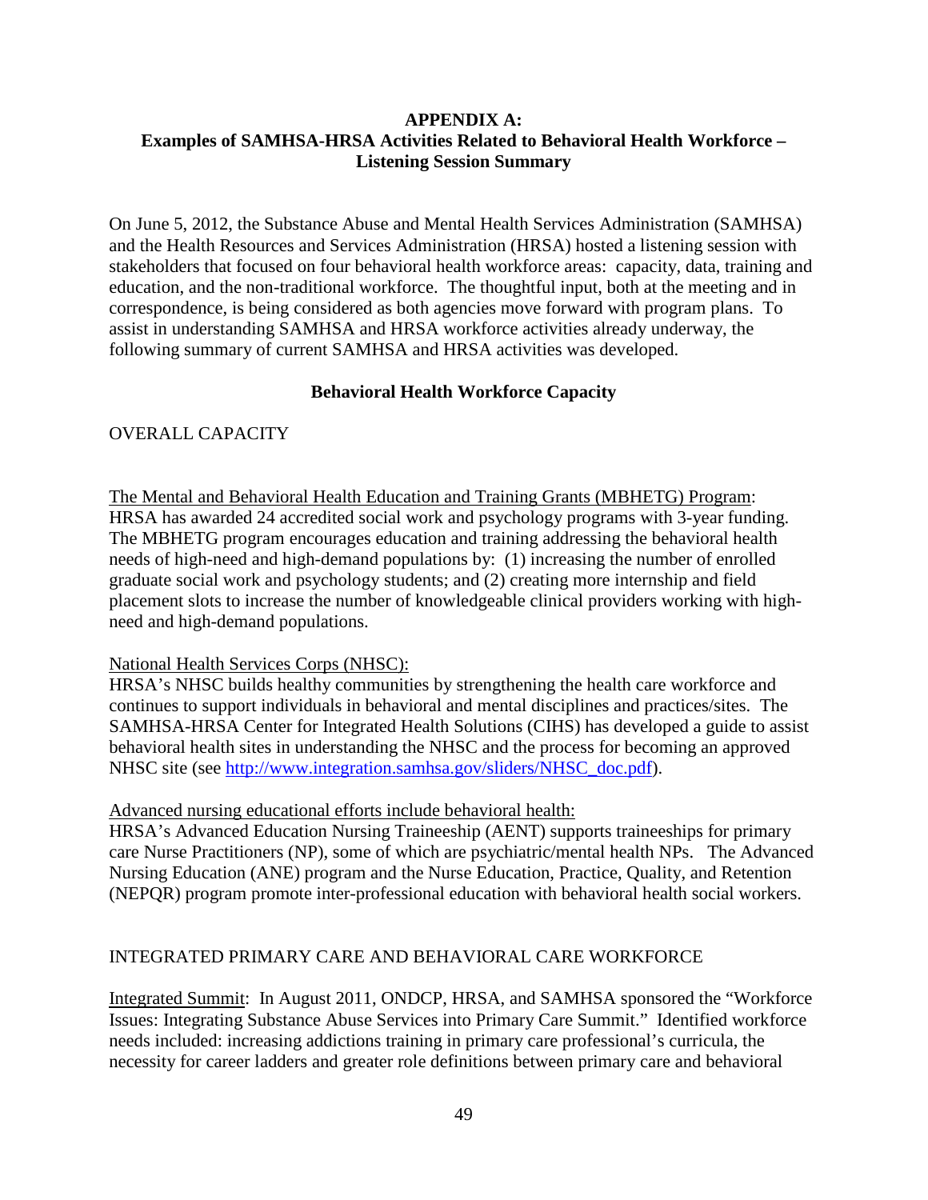## APPENDIX A:
## Examples of SAMHSA-HRSA Activities Related to Behavioral Health Workforce – Listening Session Summary

On June 5, 2012, the Substance Abuse and Mental Health Services Administration (SAMHSA) and the Health Resources and Services Administration (HRSA) hosted a listening session with stakeholders that focused on four behavioral health workforce areas: capacity, data, training and education, and the non-traditional workforce. The thoughtful input, both at the meeting and in correspondence, is being considered as both agencies move forward with program plans. To assist in understanding SAMHSA and HRSA workforce activities already underway, the following summary of current SAMHSA and HRSA activities was developed.

### Behavioral Health Workforce Capacity

OVERALL CAPACITY

The Mental and Behavioral Health Education and Training Grants (MBHETG) Program: HRSA has awarded 24 accredited social work and psychology programs with 3-year funding. The MBHETG program encourages education and training addressing the behavioral health needs of high-need and high-demand populations by: (1) increasing the number of enrolled graduate social work and psychology students; and (2) creating more internship and field placement slots to increase the number of knowledgeable clinical providers working with high-need and high-demand populations.

National Health Services Corps (NHSC):
HRSA's NHSC builds healthy communities by strengthening the health care workforce and continues to support individuals in behavioral and mental disciplines and practices/sites. The SAMHSA-HRSA Center for Integrated Health Solutions (CIHS) has developed a guide to assist behavioral health sites in understanding the NHSC and the process for becoming an approved NHSC site (see http://www.integration.samhsa.gov/sliders/NHSC_doc.pdf).

Advanced nursing educational efforts include behavioral health:
HRSA's Advanced Education Nursing Traineeship (AENT) supports traineeships for primary care Nurse Practitioners (NP), some of which are psychiatric/mental health NPs. The Advanced Nursing Education (ANE) program and the Nurse Education, Practice, Quality, and Retention (NEPQR) program promote inter-professional education with behavioral health social workers.

INTEGRATED PRIMARY CARE AND BEHAVIORAL CARE WORKFORCE

Integrated Summit: In August 2011, ONDCP, HRSA, and SAMHSA sponsored the "Workforce Issues: Integrating Substance Abuse Services into Primary Care Summit." Identified workforce needs included: increasing addictions training in primary care professional's curricula, the necessity for career ladders and greater role definitions between primary care and behavioral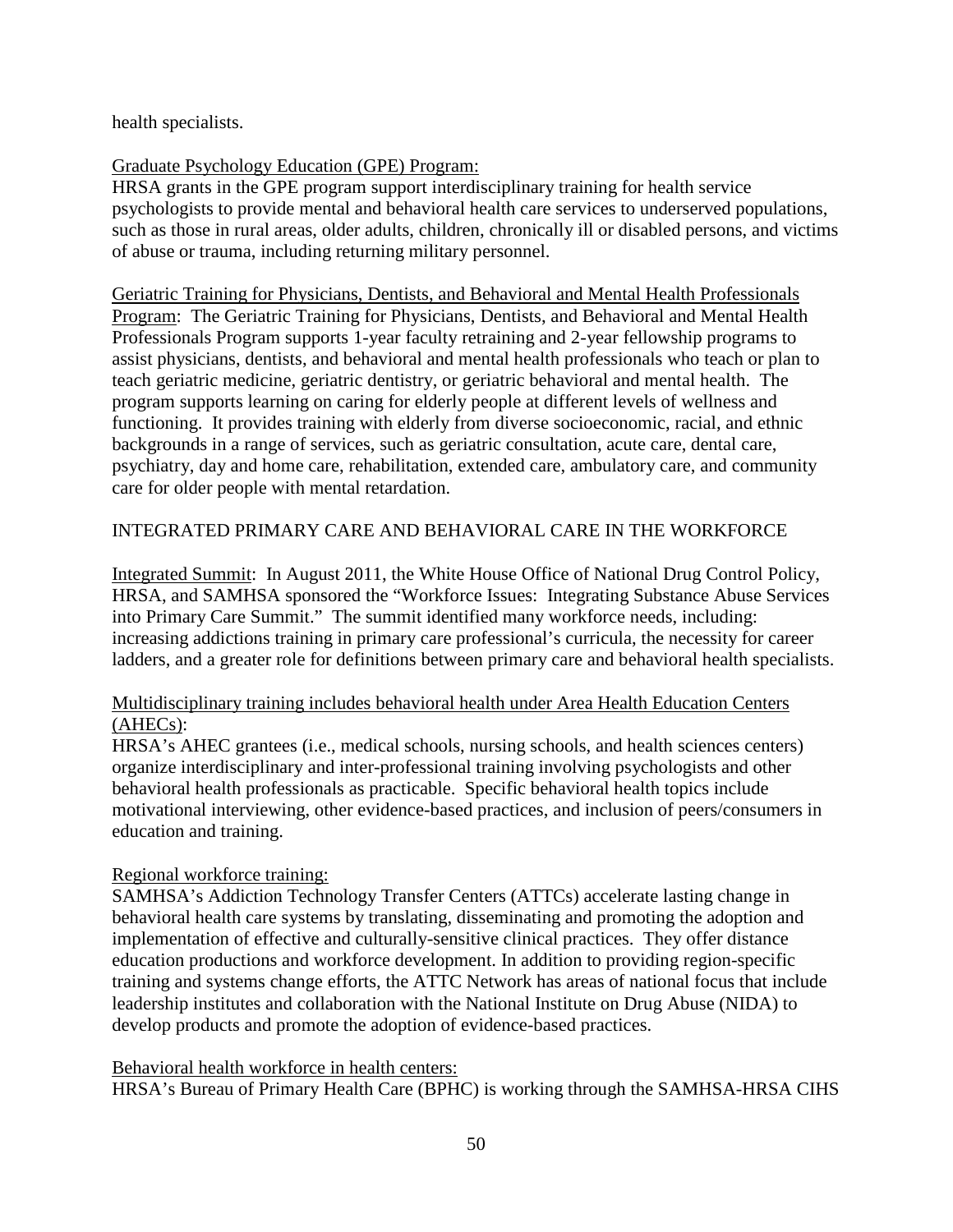health specialists.

Graduate Psychology Education (GPE) Program:
HRSA grants in the GPE program support interdisciplinary training for health service psychologists to provide mental and behavioral health care services to underserved populations, such as those in rural areas, older adults, children, chronically ill or disabled persons, and victims of abuse or trauma, including returning military personnel.

Geriatric Training for Physicians, Dentists, and Behavioral and Mental Health Professionals Program: The Geriatric Training for Physicians, Dentists, and Behavioral and Mental Health Professionals Program supports 1-year faculty retraining and 2-year fellowship programs to assist physicians, dentists, and behavioral and mental health professionals who teach or plan to teach geriatric medicine, geriatric dentistry, or geriatric behavioral and mental health. The program supports learning on caring for elderly people at different levels of wellness and functioning. It provides training with elderly from diverse socioeconomic, racial, and ethnic backgrounds in a range of services, such as geriatric consultation, acute care, dental care, psychiatry, day and home care, rehabilitation, extended care, ambulatory care, and community care for older people with mental retardation.

## INTEGRATED PRIMARY CARE AND BEHAVIORAL CARE IN THE WORKFORCE

Integrated Summit: In August 2011, the White House Office of National Drug Control Policy, HRSA, and SAMHSA sponsored the "Workforce Issues: Integrating Substance Abuse Services into Primary Care Summit." The summit identified many workforce needs, including: increasing addictions training in primary care professional's curricula, the necessity for career ladders, and a greater role for definitions between primary care and behavioral health specialists.

Multidisciplinary training includes behavioral health under Area Health Education Centers (AHECs):
HRSA's AHEC grantees (i.e., medical schools, nursing schools, and health sciences centers) organize interdisciplinary and inter-professional training involving psychologists and other behavioral health professionals as practicable. Specific behavioral health topics include motivational interviewing, other evidence-based practices, and inclusion of peers/consumers in education and training.

Regional workforce training:
SAMHSA's Addiction Technology Transfer Centers (ATTCs) accelerate lasting change in behavioral health care systems by translating, disseminating and promoting the adoption and implementation of effective and culturally-sensitive clinical practices. They offer distance education productions and workforce development. In addition to providing region-specific training and systems change efforts, the ATTC Network has areas of national focus that include leadership institutes and collaboration with the National Institute on Drug Abuse (NIDA) to develop products and promote the adoption of evidence-based practices.

Behavioral health workforce in health centers:
HRSA's Bureau of Primary Health Care (BPHC) is working through the SAMHSA-HRSA CIHS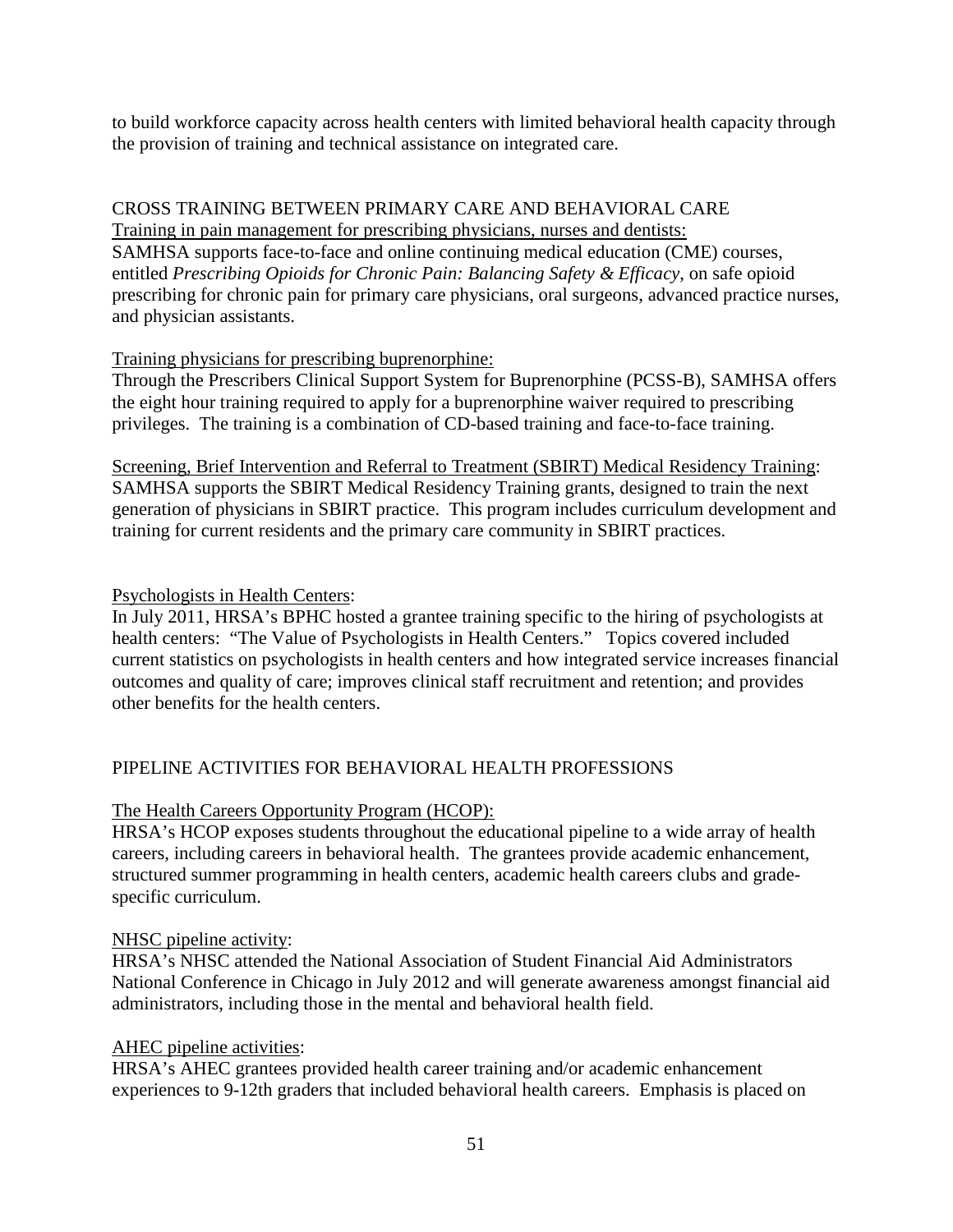to build workforce capacity across health centers with limited behavioral health capacity through the provision of training and technical assistance on integrated care.

## CROSS TRAINING BETWEEN PRIMARY CARE AND BEHAVIORAL CARE

Training in pain management for prescribing physicians, nurses and dentists:
SAMHSA supports face-to-face and online continuing medical education (CME) courses, entitled *Prescribing Opioids for Chronic Pain: Balancing Safety & Efficacy*, on safe opioid prescribing for chronic pain for primary care physicians, oral surgeons, advanced practice nurses, and physician assistants.

Training physicians for prescribing buprenorphine:
Through the Prescribers Clinical Support System for Buprenorphine (PCSS-B), SAMHSA offers the eight hour training required to apply for a buprenorphine waiver required to prescribing privileges. The training is a combination of CD-based training and face-to-face training.

Screening, Brief Intervention and Referral to Treatment (SBIRT) Medical Residency Training:
SAMHSA supports the SBIRT Medical Residency Training grants, designed to train the next generation of physicians in SBIRT practice. This program includes curriculum development and training for current residents and the primary care community in SBIRT practices.

Psychologists in Health Centers:
In July 2011, HRSA's BPHC hosted a grantee training specific to the hiring of psychologists at health centers: "The Value of Psychologists in Health Centers." Topics covered included current statistics on psychologists in health centers and how integrated service increases financial outcomes and quality of care; improves clinical staff recruitment and retention; and provides other benefits for the health centers.

## PIPELINE ACTIVITIES FOR BEHAVIORAL HEALTH PROFESSIONS

The Health Careers Opportunity Program (HCOP):
HRSA's HCOP exposes students throughout the educational pipeline to a wide array of health careers, including careers in behavioral health. The grantees provide academic enhancement, structured summer programming in health centers, academic health careers clubs and grade-specific curriculum.

NHSC pipeline activity:
HRSA's NHSC attended the National Association of Student Financial Aid Administrators National Conference in Chicago in July 2012 and will generate awareness amongst financial aid administrators, including those in the mental and behavioral health field.

AHEC pipeline activities:
HRSA's AHEC grantees provided health career training and/or academic enhancement experiences to 9-12th graders that included behavioral health careers. Emphasis is placed on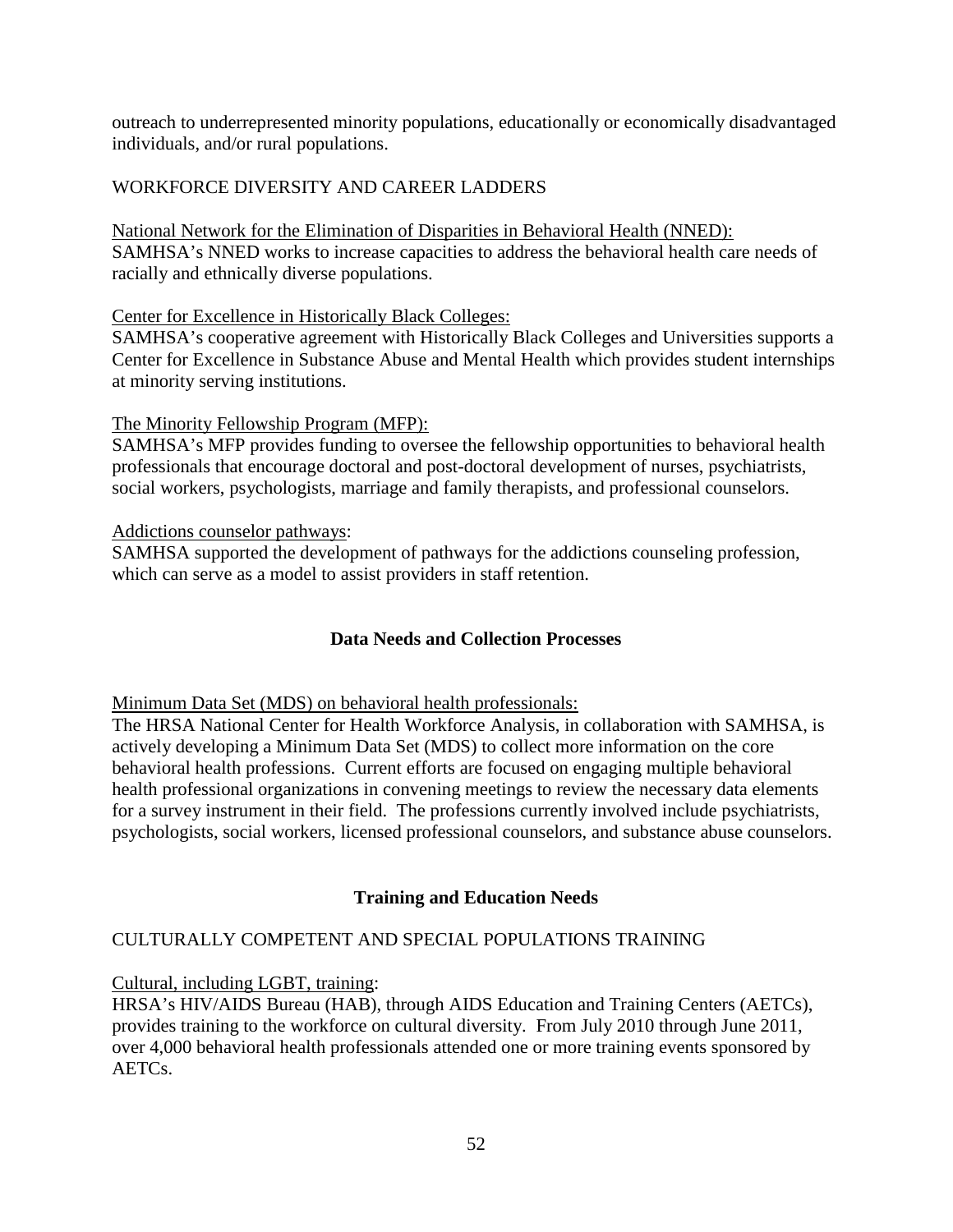outreach to underrepresented minority populations, educationally or economically disadvantaged individuals, and/or rural populations.

WORKFORCE DIVERSITY AND CAREER LADDERS

National Network for the Elimination of Disparities in Behavioral Health (NNED):
SAMHSA's NNED works to increase capacities to address the behavioral health care needs of racially and ethnically diverse populations.

Center for Excellence in Historically Black Colleges:
SAMHSA's cooperative agreement with Historically Black Colleges and Universities supports a Center for Excellence in Substance Abuse and Mental Health which provides student internships at minority serving institutions.

The Minority Fellowship Program (MFP):
SAMHSA's MFP provides funding to oversee the fellowship opportunities to behavioral health professionals that encourage doctoral and post-doctoral development of nurses, psychiatrists, social workers, psychologists, marriage and family therapists, and professional counselors.

Addictions counselor pathways:
SAMHSA supported the development of pathways for the addictions counseling profession, which can serve as a model to assist providers in staff retention.

## Data Needs and Collection Processes

Minimum Data Set (MDS) on behavioral health professionals:
The HRSA National Center for Health Workforce Analysis, in collaboration with SAMHSA, is actively developing a Minimum Data Set (MDS) to collect more information on the core behavioral health professions. Current efforts are focused on engaging multiple behavioral health professional organizations in convening meetings to review the necessary data elements for a survey instrument in their field. The professions currently involved include psychiatrists, psychologists, social workers, licensed professional counselors, and substance abuse counselors.

## Training and Education Needs

CULTURALLY COMPETENT AND SPECIAL POPULATIONS TRAINING

Cultural, including LGBT, training:
HRSA's HIV/AIDS Bureau (HAB), through AIDS Education and Training Centers (AETCs), provides training to the workforce on cultural diversity. From July 2010 through June 2011, over 4,000 behavioral health professionals attended one or more training events sponsored by AETCs.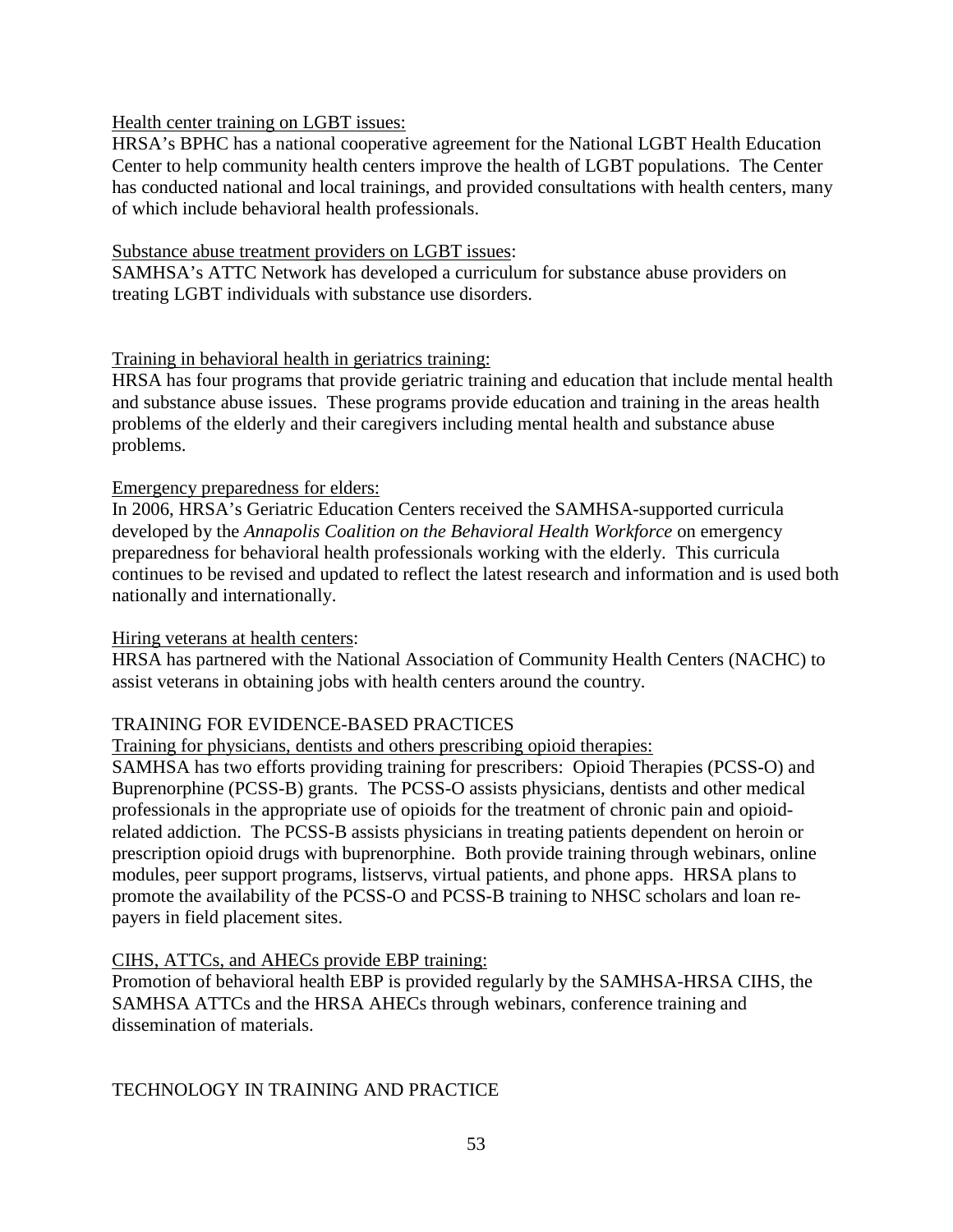<u>Health center training on LGBT issues:</u>
HRSA's BPHC has a national cooperative agreement for the National LGBT Health Education Center to help community health centers improve the health of LGBT populations. The Center has conducted national and local trainings, and provided consultations with health centers, many of which include behavioral health professionals.

<u>Substance abuse treatment providers on LGBT issues</u>:
SAMHSA's ATTC Network has developed a curriculum for substance abuse providers on treating LGBT individuals with substance use disorders.

<u>Training in behavioral health in geriatrics training:</u>
HRSA has four programs that provide geriatric training and education that include mental health and substance abuse issues. These programs provide education and training in the areas health problems of the elderly and their caregivers including mental health and substance abuse problems.

<u>Emergency preparedness for elders:</u>
In 2006, HRSA's Geriatric Education Centers received the SAMHSA-supported curricula developed by the *Annapolis Coalition on the Behavioral Health Workforce* on emergency preparedness for behavioral health professionals working with the elderly. This curricula continues to be revised and updated to reflect the latest research and information and is used both nationally and internationally.

<u>Hiring veterans at health centers</u>:
HRSA has partnered with the National Association of Community Health Centers (NACHC) to assist veterans in obtaining jobs with health centers around the country.

TRAINING FOR EVIDENCE-BASED PRACTICES

<u>Training for physicians, dentists and others prescribing opioid therapies:</u>
SAMHSA has two efforts providing training for prescribers: Opioid Therapies (PCSS-O) and Buprenorphine (PCSS-B) grants. The PCSS-O assists physicians, dentists and other medical professionals in the appropriate use of opioids for the treatment of chronic pain and opioid-related addiction. The PCSS-B assists physicians in treating patients dependent on heroin or prescription opioid drugs with buprenorphine. Both provide training through webinars, online modules, peer support programs, listservs, virtual patients, and phone apps. HRSA plans to promote the availability of the PCSS-O and PCSS-B training to NHSC scholars and loan re-payers in field placement sites.

<u>CIHS, ATTCs, and AHECs provide EBP training:</u>
Promotion of behavioral health EBP is provided regularly by the SAMHSA-HRSA CIHS, the SAMHSA ATTCs and the HRSA AHECs through webinars, conference training and dissemination of materials.

TECHNOLOGY IN TRAINING AND PRACTICE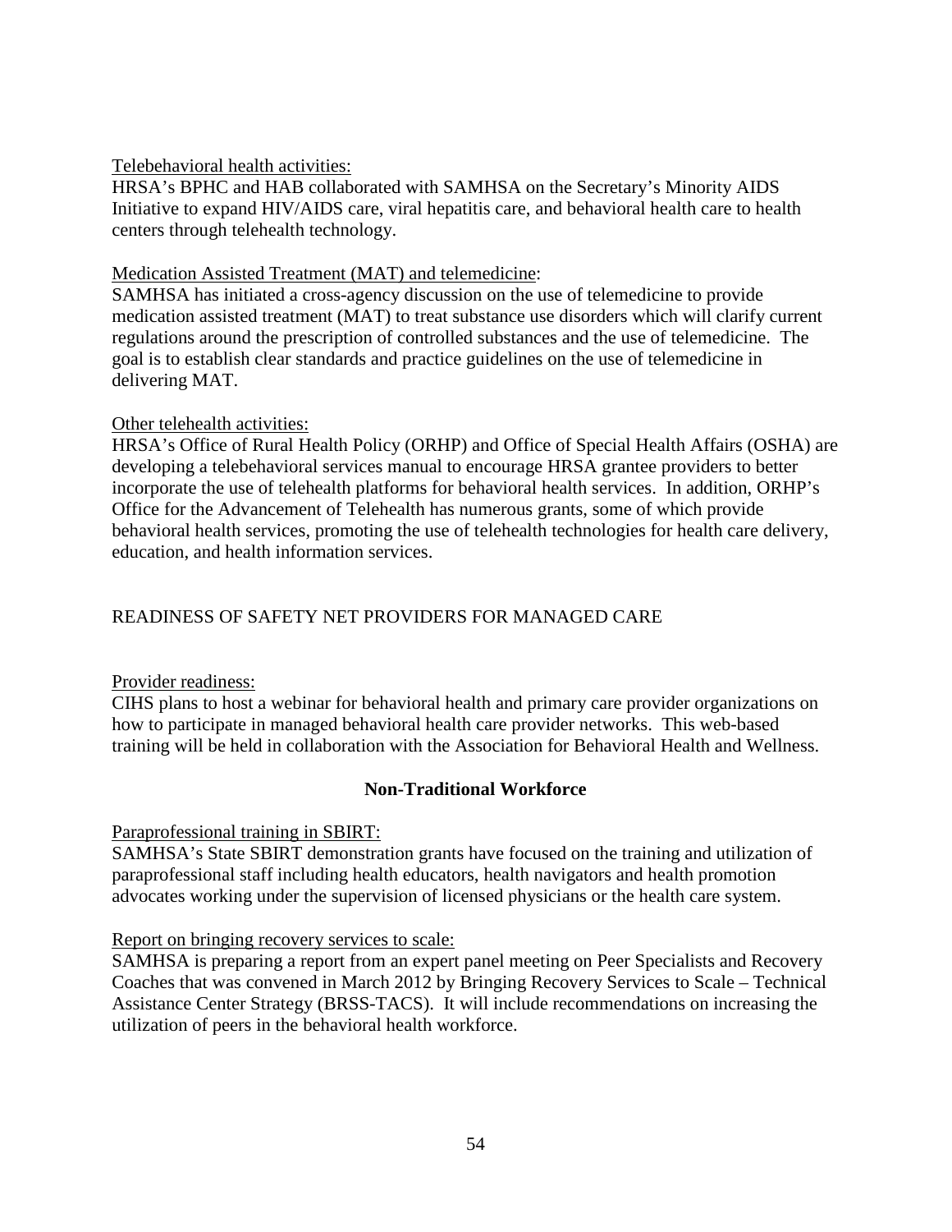Telebehavioral health activities:
HRSA's BPHC and HAB collaborated with SAMHSA on the Secretary's Minority AIDS Initiative to expand HIV/AIDS care, viral hepatitis care, and behavioral health care to health centers through telehealth technology.

Medication Assisted Treatment (MAT) and telemedicine:
SAMHSA has initiated a cross-agency discussion on the use of telemedicine to provide medication assisted treatment (MAT) to treat substance use disorders which will clarify current regulations around the prescription of controlled substances and the use of telemedicine. The goal is to establish clear standards and practice guidelines on the use of telemedicine in delivering MAT.

Other telehealth activities:
HRSA's Office of Rural Health Policy (ORHP) and Office of Special Health Affairs (OSHA) are developing a telebehavioral services manual to encourage HRSA grantee providers to better incorporate the use of telehealth platforms for behavioral health services. In addition, ORHP's Office for the Advancement of Telehealth has numerous grants, some of which provide behavioral health services, promoting the use of telehealth technologies for health care delivery, education, and health information services.

READINESS OF SAFETY NET PROVIDERS FOR MANAGED CARE

Provider readiness:
CIHS plans to host a webinar for behavioral health and primary care provider organizations on how to participate in managed behavioral health care provider networks. This web-based training will be held in collaboration with the Association for Behavioral Health and Wellness.

## Non-Traditional Workforce

Paraprofessional training in SBIRT:
SAMHSA's State SBIRT demonstration grants have focused on the training and utilization of paraprofessional staff including health educators, health navigators and health promotion advocates working under the supervision of licensed physicians or the health care system.

Report on bringing recovery services to scale:
SAMHSA is preparing a report from an expert panel meeting on Peer Specialists and Recovery Coaches that was convened in March 2012 by Bringing Recovery Services to Scale – Technical Assistance Center Strategy (BRSS-TACS). It will include recommendations on increasing the utilization of peers in the behavioral health workforce.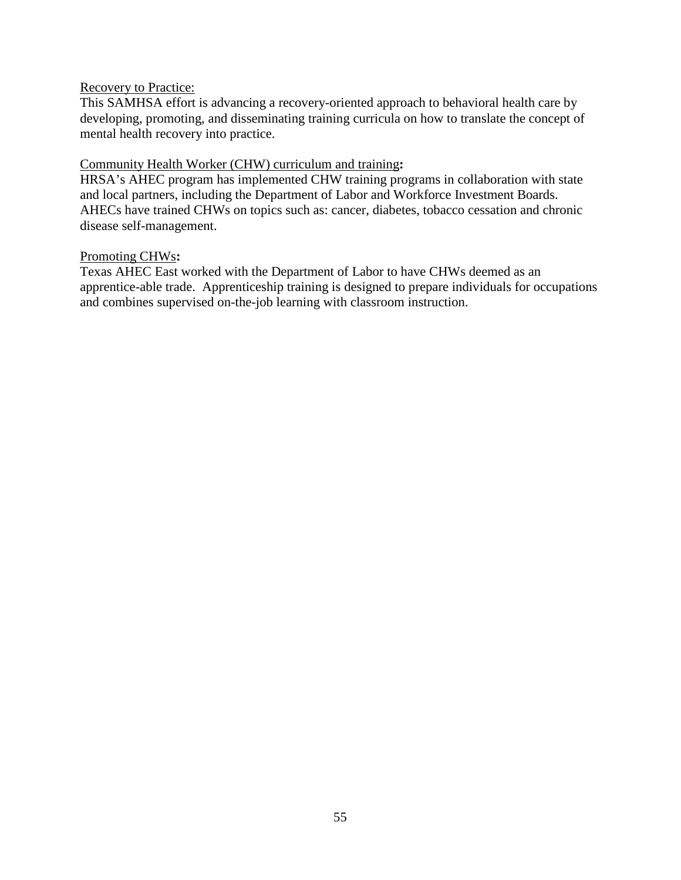<u>Recovery to Practice:</u>
This SAMHSA effort is advancing a recovery-oriented approach to behavioral health care by developing, promoting, and disseminating training curricula on how to translate the concept of mental health recovery into practice.

<u>Community Health Worker (CHW) curriculum and training</u>**:**
HRSA's AHEC program has implemented CHW training programs in collaboration with state and local partners, including the Department of Labor and Workforce Investment Boards. AHECs have trained CHWs on topics such as: cancer, diabetes, tobacco cessation and chronic disease self-management.

<u>Promoting CHWs</u>**:**
Texas AHEC East worked with the Department of Labor to have CHWs deemed as an apprentice-able trade. Apprenticeship training is designed to prepare individuals for occupations and combines supervised on-the-job learning with classroom instruction.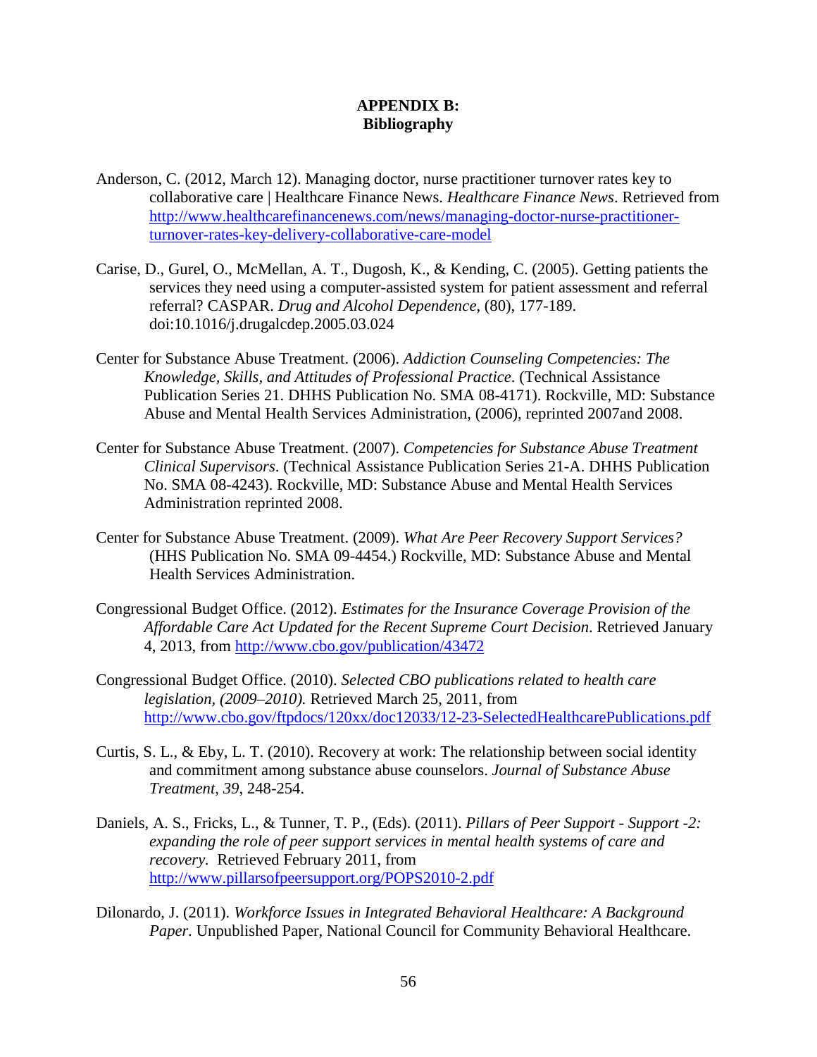# APPENDIX B:
# Bibliography

Anderson, C. (2012, March 12). Managing doctor, nurse practitioner turnover rates key to collaborative care | Healthcare Finance News. *Healthcare Finance News*. Retrieved from http://www.healthcarefinancenews.com/news/managing-doctor-nurse-practitioner-turnover-rates-key-delivery-collaborative-care-model

Carise, D., Gurel, O., McMellan, A. T., Dugosh, K., & Kending, C. (2005). Getting patients the services they need using a computer-assisted system for patient assessment and referral referral? CASPAR. *Drug and Alcohol Dependence*, (80), 177-189. doi:10.1016/j.drugalcdep.2005.03.024

Center for Substance Abuse Treatment. (2006). *Addiction Counseling Competencies: The Knowledge, Skills, and Attitudes of Professional Practice*. (Technical Assistance Publication Series 21. DHHS Publication No. SMA 08-4171). Rockville, MD: Substance Abuse and Mental Health Services Administration, (2006), reprinted 2007and 2008.

Center for Substance Abuse Treatment. (2007). *Competencies for Substance Abuse Treatment Clinical Supervisors*. (Technical Assistance Publication Series 21-A. DHHS Publication No. SMA 08-4243). Rockville, MD: Substance Abuse and Mental Health Services Administration reprinted 2008.

Center for Substance Abuse Treatment. (2009). *What Are Peer Recovery Support Services?* (HHS Publication No. SMA 09-4454.) Rockville, MD: Substance Abuse and Mental Health Services Administration.

Congressional Budget Office. (2012). *Estimates for the Insurance Coverage Provision of the Affordable Care Act Updated for the Recent Supreme Court Decision*. Retrieved January 4, 2013, from http://www.cbo.gov/publication/43472

Congressional Budget Office. (2010). *Selected CBO publications related to health care legislation, (2009–2010).* Retrieved March 25, 2011, from http://www.cbo.gov/ftpdocs/120xx/doc12033/12-23-SelectedHealthcarePublications.pdf

Curtis, S. L., & Eby, L. T. (2010). Recovery at work: The relationship between social identity and commitment among substance abuse counselors. *Journal of Substance Abuse Treatment, 39*, 248-254.

Daniels, A. S., Fricks, L., & Tunner, T. P., (Eds). (2011). *Pillars of Peer Support - Support -2: expanding the role of peer support services in mental health systems of care and recovery.* Retrieved February 2011, from http://www.pillarsofpeersupport.org/POPS2010-2.pdf

Dilonardo, J. (2011). *Workforce Issues in Integrated Behavioral Healthcare: A Background Paper.* Unpublished Paper, National Council for Community Behavioral Healthcare.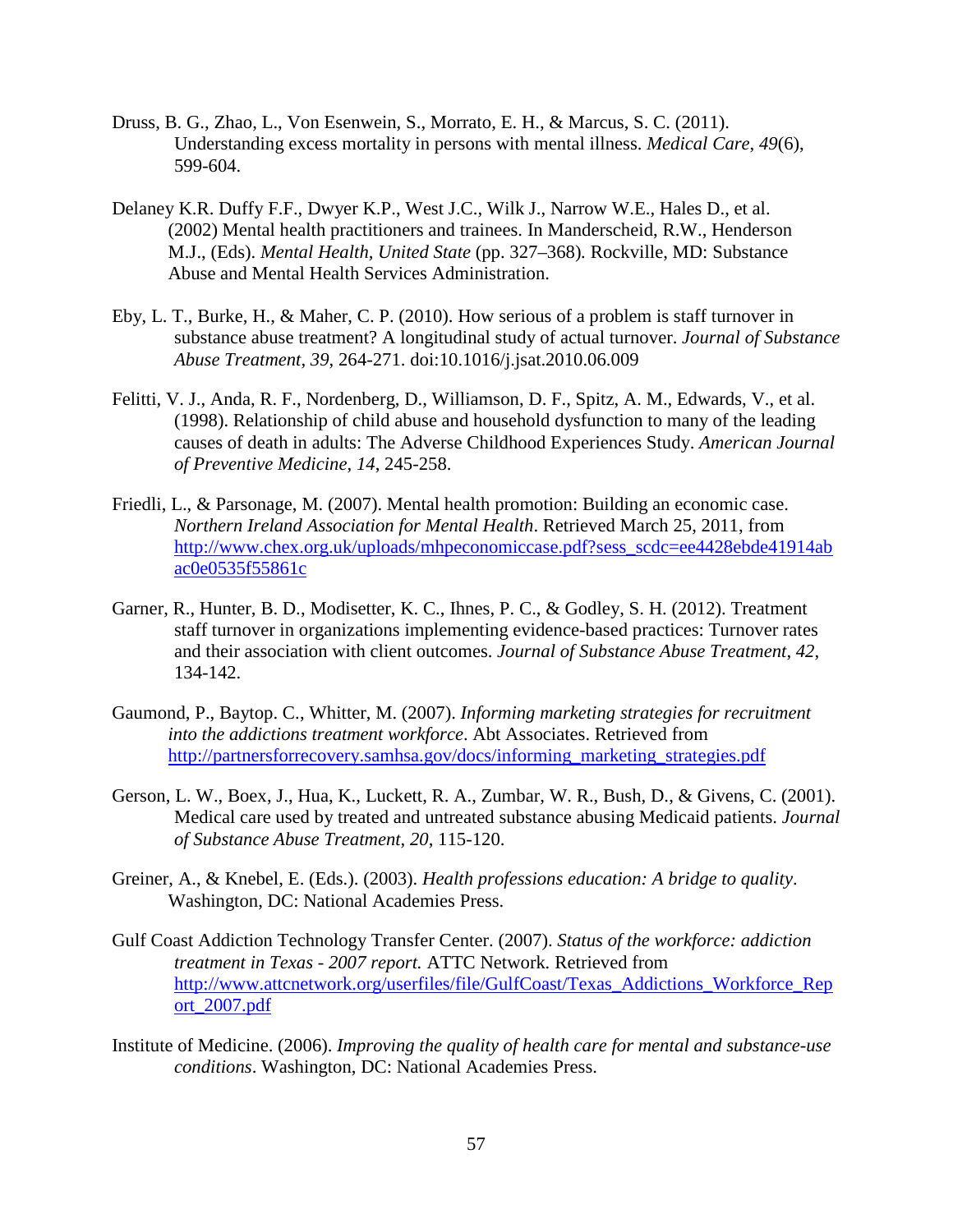Druss, B. G., Zhao, L., Von Esenwein, S., Morrato, E. H., & Marcus, S. C. (2011). Understanding excess mortality in persons with mental illness. *Medical Care*, *49*(6), 599-604.

Delaney K.R. Duffy F.F., Dwyer K.P., West J.C., Wilk J., Narrow W.E., Hales D., et al. (2002) Mental health practitioners and trainees. In Manderscheid, R.W., Henderson M.J., (Eds). *Mental Health, United State* (pp. 327–368)*.* Rockville, MD: Substance Abuse and Mental Health Services Administration.

Eby, L. T., Burke, H., & Maher, C. P. (2010). How serious of a problem is staff turnover in substance abuse treatment? A longitudinal study of actual turnover. *Journal of Substance Abuse Treatment*, *39*, 264-271. doi:10.1016/j.jsat.2010.06.009

Felitti, V. J., Anda, R. F., Nordenberg, D., Williamson, D. F., Spitz, A. M., Edwards, V., et al. (1998). Relationship of child abuse and household dysfunction to many of the leading causes of death in adults: The Adverse Childhood Experiences Study. *American Journal of Preventive Medicine*, *14*, 245-258.

Friedli, L., & Parsonage, M. (2007). Mental health promotion: Building an economic case. *Northern Ireland Association for Mental Health*. Retrieved March 25, 2011, from http://www.chex.org.uk/uploads/mhpeconomiccase.pdf?sess_scdc=ee4428ebde41914abac0e0535f55861c

Garner, R., Hunter, B. D., Modisetter, K. C., Ihnes, P. C., & Godley, S. H. (2012). Treatment staff turnover in organizations implementing evidence-based practices: Turnover rates and their association with client outcomes. *Journal of Substance Abuse Treatment*, *42*, 134-142.

Gaumond, P., Baytop. C., Whitter, M. (2007). *Informing marketing strategies for recruitment into the addictions treatment workforce*. Abt Associates. Retrieved from http://partnersforrecovery.samhsa.gov/docs/informing_marketing_strategies.pdf

Gerson, L. W., Boex, J., Hua, K., Luckett, R. A., Zumbar, W. R., Bush, D., & Givens, C. (2001). Medical care used by treated and untreated substance abusing Medicaid patients. *Journal of Substance Abuse Treatment*, *20*, 115-120.

Greiner, A., & Knebel, E. (Eds.). (2003). *Health professions education: A bridge to quality*. Washington, DC: National Academies Press.

Gulf Coast Addiction Technology Transfer Center. (2007). *Status of the workforce: addiction treatment in Texas - 2007 report.* ATTC Network. Retrieved from http://www.attcnetwork.org/userfiles/file/GulfCoast/Texas_Addictions_Workforce_Report_2007.pdf

Institute of Medicine. (2006). *Improving the quality of health care for mental and substance-use conditions*. Washington, DC: National Academies Press.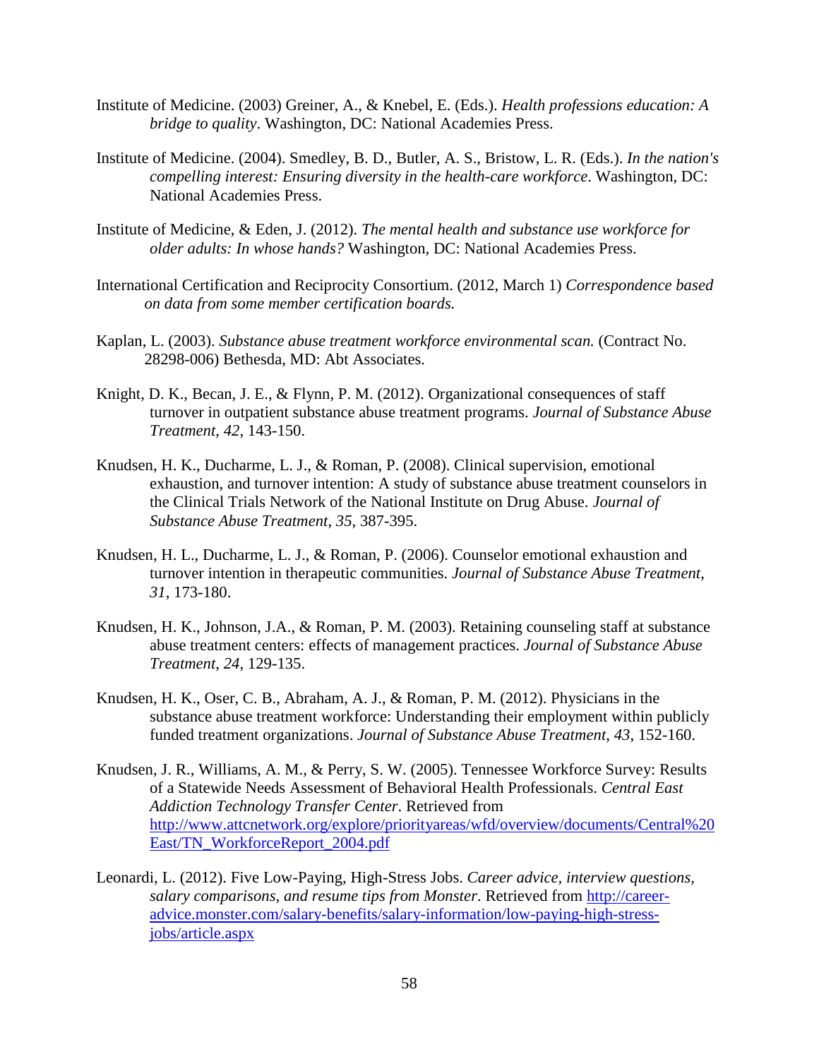Institute of Medicine. (2003) Greiner, A., & Knebel, E. (Eds.). *Health professions education: A bridge to quality*. Washington, DC: National Academies Press.

Institute of Medicine. (2004). Smedley, B. D., Butler, A. S., Bristow, L. R. (Eds.). *In the nation's compelling interest: Ensuring diversity in the health-care workforce*. Washington, DC: National Academies Press.

Institute of Medicine, & Eden, J. (2012). *The mental health and substance use workforce for older adults: In whose hands?* Washington, DC: National Academies Press.

International Certification and Reciprocity Consortium. (2012, March 1) *Correspondence based on data from some member certification boards.*

Kaplan, L. (2003). *Substance abuse treatment workforce environmental scan.* (Contract No. 28298-006) Bethesda, MD: Abt Associates.

Knight, D. K., Becan, J. E., & Flynn, P. M. (2012). Organizational consequences of staff turnover in outpatient substance abuse treatment programs. *Journal of Substance Abuse Treatment*, *42*, 143-150.

Knudsen, H. K., Ducharme, L. J., & Roman, P. (2008). Clinical supervision, emotional exhaustion, and turnover intention: A study of substance abuse treatment counselors in the Clinical Trials Network of the National Institute on Drug Abuse. *Journal of Substance Abuse Treatment*, *35*, 387-395.

Knudsen, H. L., Ducharme, L. J., & Roman, P. (2006). Counselor emotional exhaustion and turnover intention in therapeutic communities. *Journal of Substance Abuse Treatment*, *31*, 173-180.

Knudsen, H. K., Johnson, J.A., & Roman, P. M. (2003). Retaining counseling staff at substance abuse treatment centers: effects of management practices. *Journal of Substance Abuse Treatment*, *24*, 129-135.

Knudsen, H. K., Oser, C. B., Abraham, A. J., & Roman, P. M. (2012). Physicians in the substance abuse treatment workforce: Understanding their employment within publicly funded treatment organizations. *Journal of Substance Abuse Treatment*, *43*, 152-160.

Knudsen, J. R., Williams, A. M., & Perry, S. W. (2005). Tennessee Workforce Survey: Results of a Statewide Needs Assessment of Behavioral Health Professionals. *Central East Addiction Technology Transfer Center*. Retrieved from [http://www.attcnetwork.org/explore/priorityareas/wfd/overview/documents/Central%20East/TN_WorkforceReport_2004.pdf](http://www.attcnetwork.org/explore/priorityareas/wfd/overview/documents/Central%20East/TN_WorkforceReport_2004.pdf)

Leonardi, L. (2012). Five Low-Paying, High-Stress Jobs. *Career advice, interview questions, salary comparisons, and resume tips from Monster*. Retrieved from [http://career-advice.monster.com/salary-benefits/salary-information/low-paying-high-stress-jobs/article.aspx](http://career-advice.monster.com/salary-benefits/salary-information/low-paying-high-stress-jobs/article.aspx)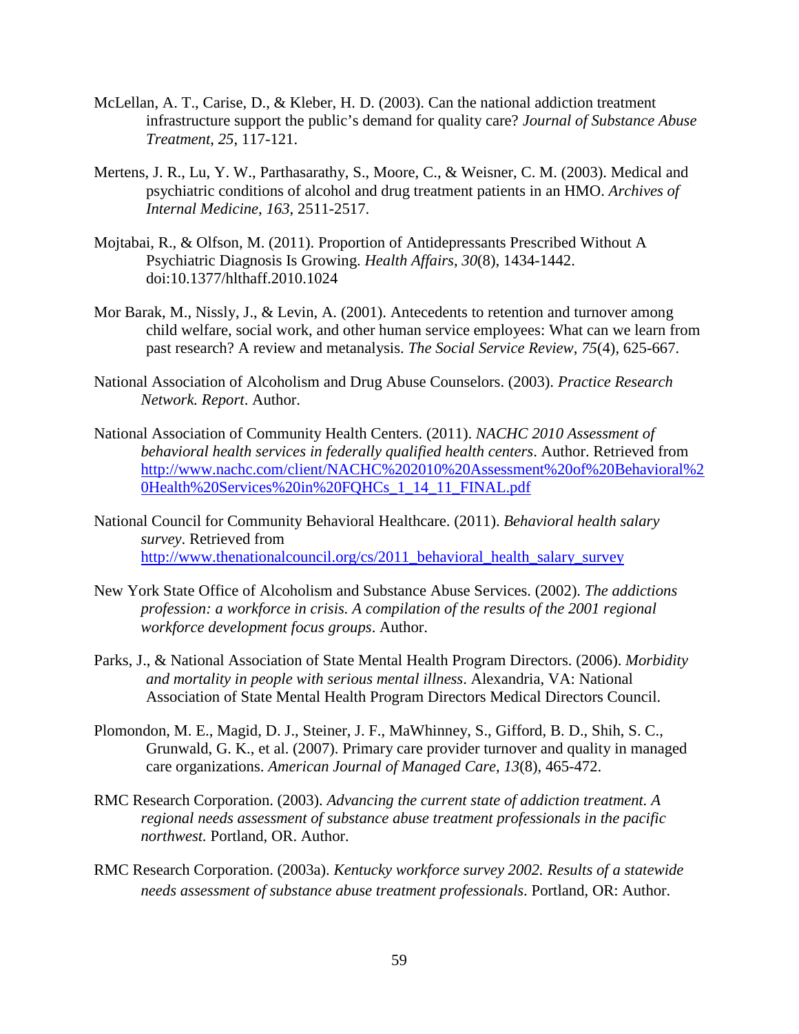McLellan, A. T., Carise, D., & Kleber, H. D. (2003). Can the national addiction treatment infrastructure support the public's demand for quality care? *Journal of Substance Abuse Treatment*, *25*, 117-121.

Mertens, J. R., Lu, Y. W., Parthasarathy, S., Moore, C., & Weisner, C. M. (2003). Medical and psychiatric conditions of alcohol and drug treatment patients in an HMO. *Archives of Internal Medicine*, *163*, 2511-2517.

Mojtabai, R., & Olfson, M. (2011). Proportion of Antidepressants Prescribed Without A Psychiatric Diagnosis Is Growing. *Health Affairs*, *30*(8), 1434-1442. doi:10.1377/hlthaff.2010.1024

Mor Barak, M., Nissly, J., & Levin, A. (2001). Antecedents to retention and turnover among child welfare, social work, and other human service employees: What can we learn from past research? A review and metanalysis. *The Social Service Review*, *75*(4), 625-667.

National Association of Alcoholism and Drug Abuse Counselors. (2003). *Practice Research Network. Report*. Author.

National Association of Community Health Centers. (2011). *NACHC 2010 Assessment of behavioral health services in federally qualified health centers*. Author. Retrieved from http://www.nachc.com/client/NACHC%202010%20Assessment%20of%20Behavioral%20Health%20Services%20in%20FQHCs_1_14_11_FINAL.pdf

National Council for Community Behavioral Healthcare. (2011). *Behavioral health salary survey*. Retrieved from http://www.thenationalcouncil.org/cs/2011_behavioral_health_salary_survey

New York State Office of Alcoholism and Substance Abuse Services. (2002). *The addictions profession: a workforce in crisis. A compilation of the results of the 2001 regional workforce development focus groups*. Author.

Parks, J., & National Association of State Mental Health Program Directors. (2006). *Morbidity and mortality in people with serious mental illness*. Alexandria, VA: National Association of State Mental Health Program Directors Medical Directors Council.

Plomondon, M. E., Magid, D. J., Steiner, J. F., MaWhinney, S., Gifford, B. D., Shih, S. C., Grunwald, G. K., et al. (2007). Primary care provider turnover and quality in managed care organizations. *American Journal of Managed Care*, *13*(8), 465-472.

RMC Research Corporation. (2003). *Advancing the current state of addiction treatment. A regional needs assessment of substance abuse treatment professionals in the pacific northwest.* Portland, OR. Author.

RMC Research Corporation. (2003a). *Kentucky workforce survey 2002. Results of a statewide needs assessment of substance abuse treatment professionals*. Portland, OR: Author.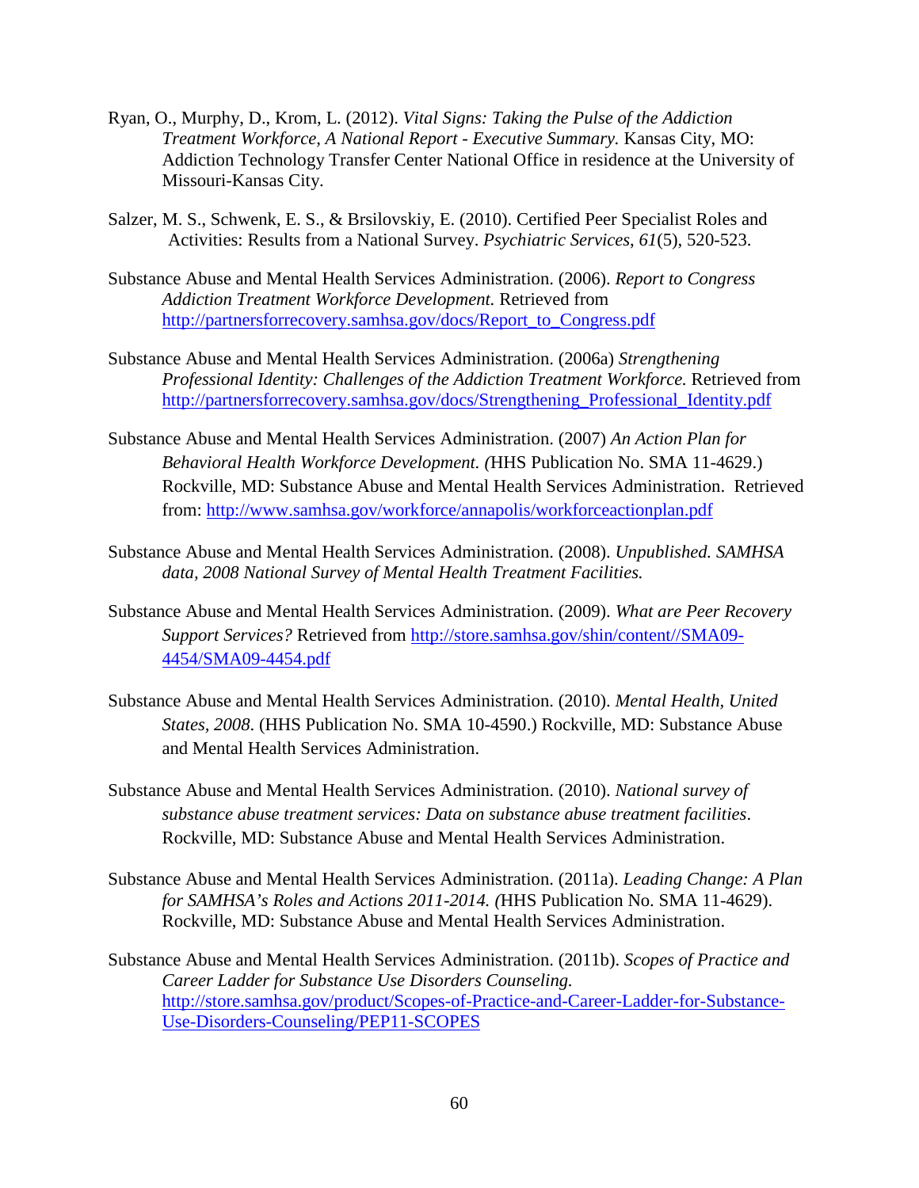Ryan, O., Murphy, D., Krom, L. (2012). *Vital Signs: Taking the Pulse of the Addiction Treatment Workforce, A National Report - Executive Summary.* Kansas City, MO: Addiction Technology Transfer Center National Office in residence at the University of Missouri-Kansas City.

Salzer, M. S., Schwenk, E. S., & Brsilovskiy, E. (2010). Certified Peer Specialist Roles and Activities: Results from a National Survey. *Psychiatric Services*, *61*(5), 520-523.

Substance Abuse and Mental Health Services Administration. (2006). *Report to Congress Addiction Treatment Workforce Development.* Retrieved from http://partnersforrecovery.samhsa.gov/docs/Report_to_Congress.pdf

Substance Abuse and Mental Health Services Administration. (2006a) *Strengthening Professional Identity: Challenges of the Addiction Treatment Workforce.* Retrieved from http://partnersforrecovery.samhsa.gov/docs/Strengthening_Professional_Identity.pdf

Substance Abuse and Mental Health Services Administration. (2007) *An Action Plan for Behavioral Health Workforce Development. (*HHS Publication No. SMA 11-4629.) Rockville, MD: Substance Abuse and Mental Health Services Administration. Retrieved from: http://www.samhsa.gov/workforce/annapolis/workforceactionplan.pdf

Substance Abuse and Mental Health Services Administration. (2008). *Unpublished. SAMHSA data, 2008 National Survey of Mental Health Treatment Facilities.*

Substance Abuse and Mental Health Services Administration. (2009). *What are Peer Recovery Support Services?* Retrieved from http://store.samhsa.gov/shin/content//SMA09-4454/SMA09-4454.pdf

Substance Abuse and Mental Health Services Administration. (2010). *Mental Health, United States, 2008*. (HHS Publication No. SMA 10-4590.) Rockville, MD: Substance Abuse and Mental Health Services Administration.

Substance Abuse and Mental Health Services Administration. (2010). *National survey of substance abuse treatment services: Data on substance abuse treatment facilities*. Rockville, MD: Substance Abuse and Mental Health Services Administration.

Substance Abuse and Mental Health Services Administration. (2011a). *Leading Change: A Plan for SAMHSA's Roles and Actions 2011-2014. (*HHS Publication No. SMA 11-4629). Rockville, MD: Substance Abuse and Mental Health Services Administration.

Substance Abuse and Mental Health Services Administration. (2011b). *Scopes of Practice and Career Ladder for Substance Use Disorders Counseling.* http://store.samhsa.gov/product/Scopes-of-Practice-and-Career-Ladder-for-Substance-Use-Disorders-Counseling/PEP11-SCOPES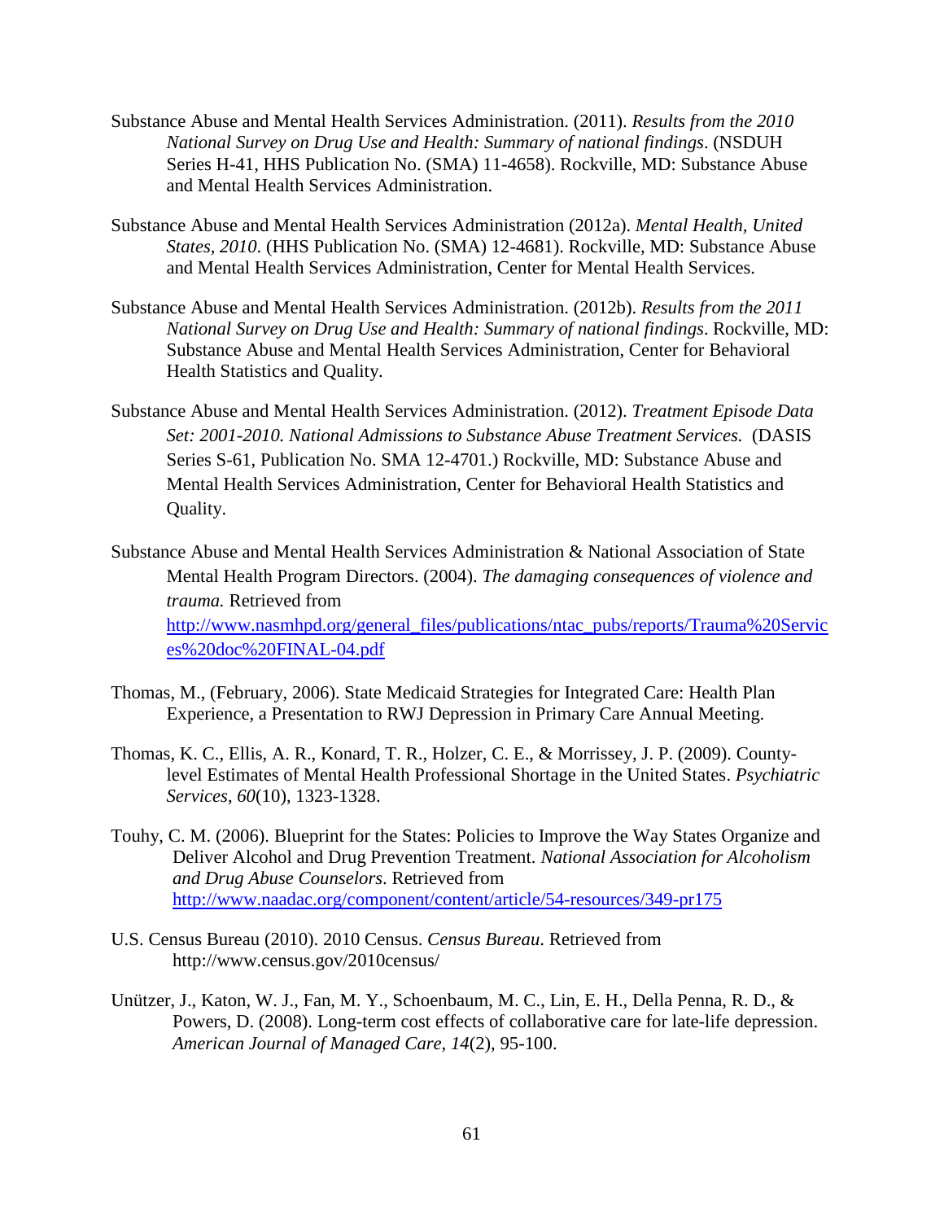Substance Abuse and Mental Health Services Administration. (2011). *Results from the 2010 National Survey on Drug Use and Health: Summary of national findings*. (NSDUH Series H-41, HHS Publication No. (SMA) 11-4658). Rockville, MD: Substance Abuse and Mental Health Services Administration.

Substance Abuse and Mental Health Services Administration (2012a). *Mental Health, United States, 2010*. (HHS Publication No. (SMA) 12-4681). Rockville, MD: Substance Abuse and Mental Health Services Administration, Center for Mental Health Services.

Substance Abuse and Mental Health Services Administration. (2012b). *Results from the 2011 National Survey on Drug Use and Health: Summary of national findings*. Rockville, MD: Substance Abuse and Mental Health Services Administration, Center for Behavioral Health Statistics and Quality.

Substance Abuse and Mental Health Services Administration. (2012). *Treatment Episode Data Set: 2001-2010. National Admissions to Substance Abuse Treatment Services.* (DASIS Series S-61, Publication No. SMA 12-4701.) Rockville, MD: Substance Abuse and Mental Health Services Administration, Center for Behavioral Health Statistics and Quality.

Substance Abuse and Mental Health Services Administration & National Association of State Mental Health Program Directors. (2004). *The damaging consequences of violence and trauma.* Retrieved from http://www.nasmhpd.org/general_files/publications/ntac_pubs/reports/Trauma%20Services%20doc%20FINAL-04.pdf

Thomas, M., (February, 2006). State Medicaid Strategies for Integrated Care: Health Plan Experience, a Presentation to RWJ Depression in Primary Care Annual Meeting.

Thomas, K. C., Ellis, A. R., Konard, T. R., Holzer, C. E., & Morrissey, J. P. (2009). County-level Estimates of Mental Health Professional Shortage in the United States. *Psychiatric Services*, *60*(10), 1323-1328.

Touhy, C. M. (2006). Blueprint for the States: Policies to Improve the Way States Organize and Deliver Alcohol and Drug Prevention Treatment. *National Association for Alcoholism and Drug Abuse Counselors*. Retrieved from http://www.naadac.org/component/content/article/54-resources/349-pr175

U.S. Census Bureau (2010). 2010 Census. *Census Bureau*. Retrieved from http://www.census.gov/2010census/

Unützer, J., Katon, W. J., Fan, M. Y., Schoenbaum, M. C., Lin, E. H., Della Penna, R. D., & Powers, D. (2008). Long-term cost effects of collaborative care for late-life depression. *American Journal of Managed Care*, *14*(2), 95-100.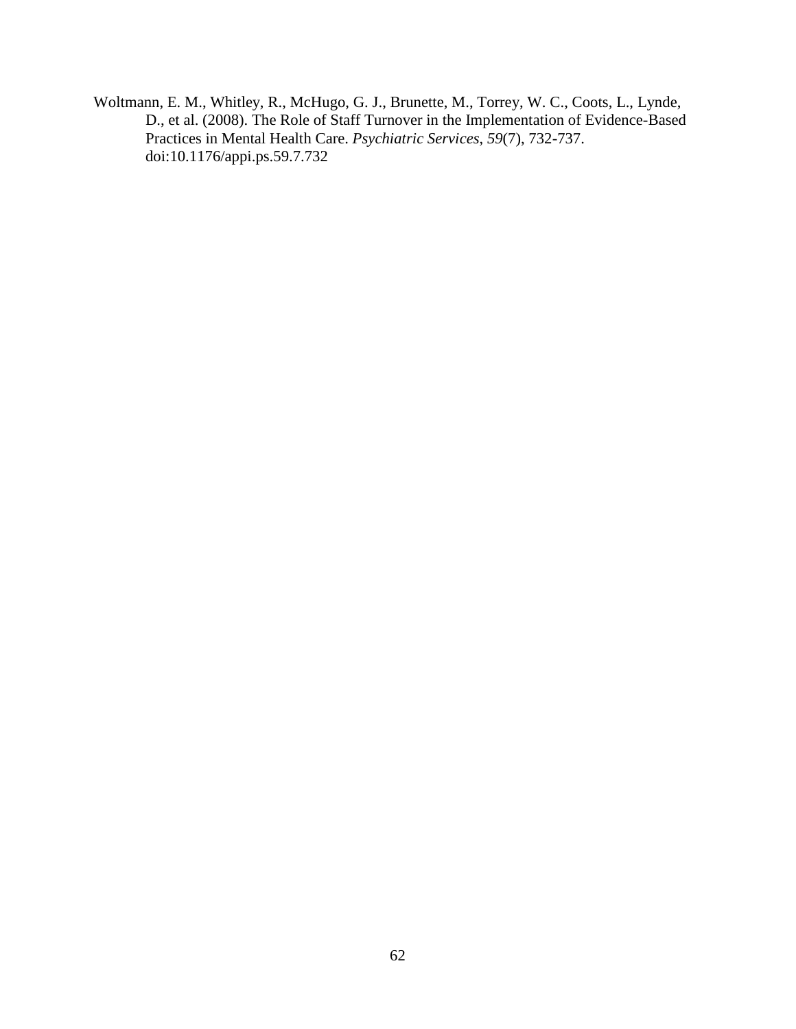Woltmann, E. M., Whitley, R., McHugo, G. J., Brunette, M., Torrey, W. C., Coots, L., Lynde, D., et al. (2008). The Role of Staff Turnover in the Implementation of Evidence-Based Practices in Mental Health Care. *Psychiatric Services, 59*(7), 732-737. doi:10.1176/appi.ps.59.7.732